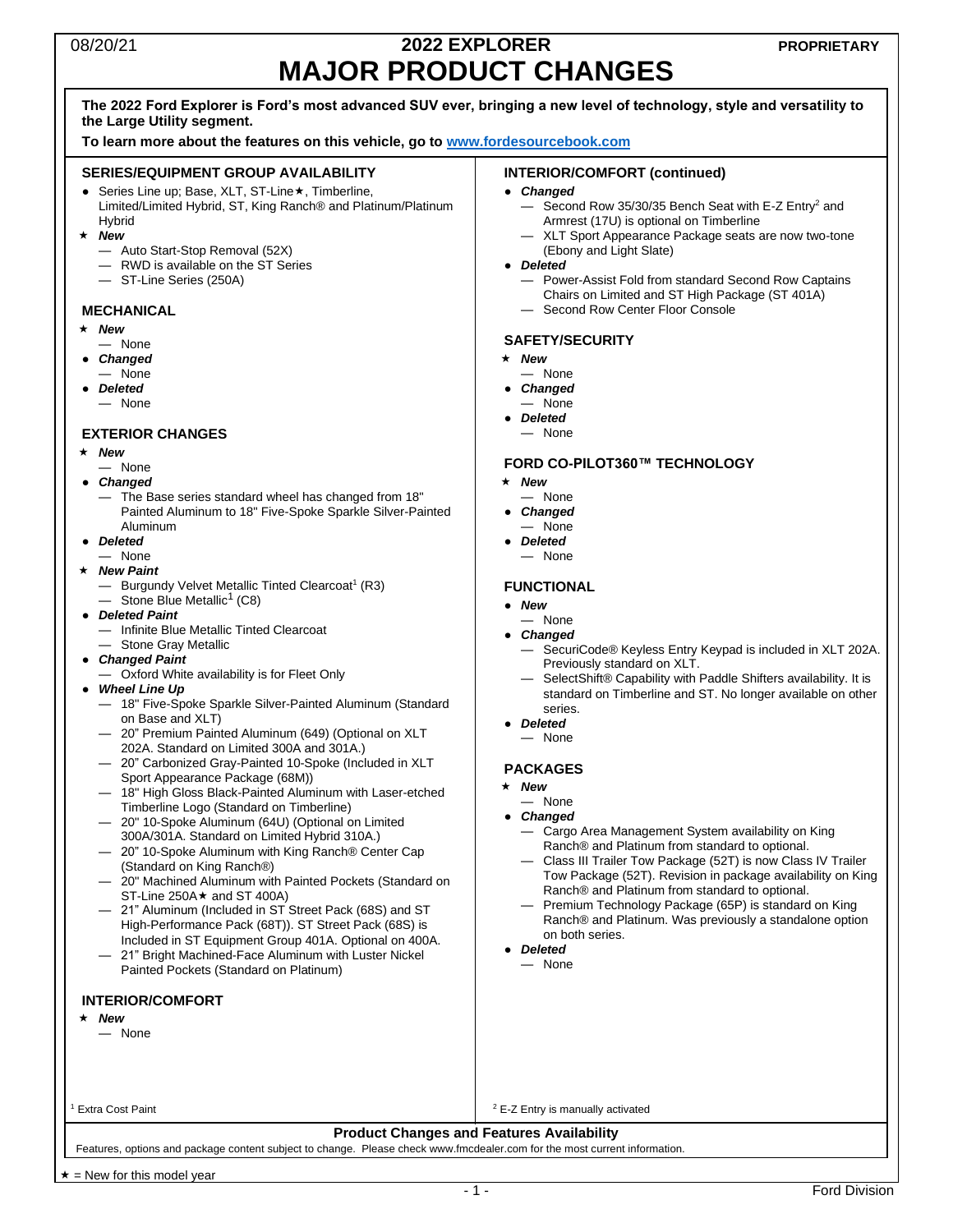08/20/21

# 2022 EXPLORER
# MAJOR PRODUCT CHANGES

PROPRIETARY

**The 2022 Ford Explorer is Ford's most advanced SUV ever, bringing a new level of technology, style and versatility to the Large Utility segment.**

**To learn more about the features on this vehicle, go to [www.fordesourcebook.com](http://www.fordesourcebook.com)**

## SERIES/EQUIPMENT GROUP AVAILABILITY

- Series Line up; Base, XLT, ST-Line★, Timberline, Limited/Limited Hybrid, ST, King Ranch® and Platinum/Platinum Hybrid
- ★ ***New***
  - Auto Start-Stop Removal (52X)
  - RWD is available on the ST Series
  - ST-Line Series (250A)

## MECHANICAL

- ★ ***New***
  - None
- ***Changed***
  - None
- ***Deleted***
  - None

## EXTERIOR CHANGES

- ★ ***New***
  - None
- ***Changed***
  - The Base series standard wheel has changed from 18" Painted Aluminum to 18" Five-Spoke Sparkle Silver-Painted Aluminum
- ***Deleted***
  - None
- ★ ***New Paint***
  - Burgundy Velvet Metallic Tinted Clearcoat[1] (R3)
  - Stone Blue Metallic[1] (C8)
- ***Deleted Paint***
  - Infinite Blue Metallic Tinted Clearcoat
  - Stone Gray Metallic
- ***Changed Paint***
  - Oxford White availability is for Fleet Only
- ***Wheel Line Up***
  - 18" Five-Spoke Sparkle Silver-Painted Aluminum (Standard on Base and XLT)
  - 20" Premium Painted Aluminum (649) (Optional on XLT 202A. Standard on Limited 300A and 301A.)
  - 20" Carbonized Gray-Painted 10-Spoke (Included in XLT Sport Appearance Package (68M))
  - 18" High Gloss Black-Painted Aluminum with Laser-etched Timberline Logo (Standard on Timberline)
  - 20" 10-Spoke Aluminum (64U) (Optional on Limited 300A/301A. Standard on Limited Hybrid 310A.)
  - 20" 10-Spoke Aluminum with King Ranch® Center Cap (Standard on King Ranch®)
  - 20" Machined Aluminum with Painted Pockets (Standard on ST-Line 250A★ and ST 400A)
  - 21" Aluminum (Included in ST Street Pack (68S) and ST High-Performance Pack (68T)). ST Street Pack (68S) is Included in ST Equipment Group 401A. Optional on 400A.
  - 21" Bright Machined-Face Aluminum with Luster Nickel Painted Pockets (Standard on Platinum)

## INTERIOR/COMFORT

- ★ ***New***
  - None

[1] Extra Cost Paint

## INTERIOR/COMFORT (continued)

- ***Changed***
  - Second Row 35/30/35 Bench Seat with E-Z Entry[2] and Armrest (17U) is optional on Timberline
  - XLT Sport Appearance Package seats are now two-tone (Ebony and Light Slate)
- ***Deleted***
  - Power-Assist Fold from standard Second Row Captains Chairs on Limited and ST High Package (ST 401A)
  - Second Row Center Floor Console

## SAFETY/SECURITY

- ★ ***New***
  - None
- ***Changed***
  - None
- ***Deleted***
  - None

## FORD CO-PILOT360™ TECHNOLOGY

- ★ ***New***
  - None
- ***Changed***
  - None
- ***Deleted***
  - None

## FUNCTIONAL

- ***New***
  - None
- ***Changed***
  - SecuriCode® Keyless Entry Keypad is included in XLT 202A. Previously standard on XLT.
  - SelectShift® Capability with Paddle Shifters availability. It is standard on Timberline and ST. No longer available on other series.
- ***Deleted***
  - None

## PACKAGES

- ★ ***New***
  - None
- ***Changed***
  - Cargo Area Management System availability on King Ranch® and Platinum from standard to optional.
  - Class III Trailer Tow Package (52T) is now Class IV Trailer Tow Package (52T). Revision in package availability on King Ranch® and Platinum from standard to optional.
  - Premium Technology Package (65P) is standard on King Ranch® and Platinum. Was previously a standalone option on both series.
- ***Deleted***
  - None

[2] E-Z Entry is manually activated

**Product Changes and Features Availability**

Features, options and package content subject to change. Please check www.fmcdealer.com for the most current information.

★ = New for this model year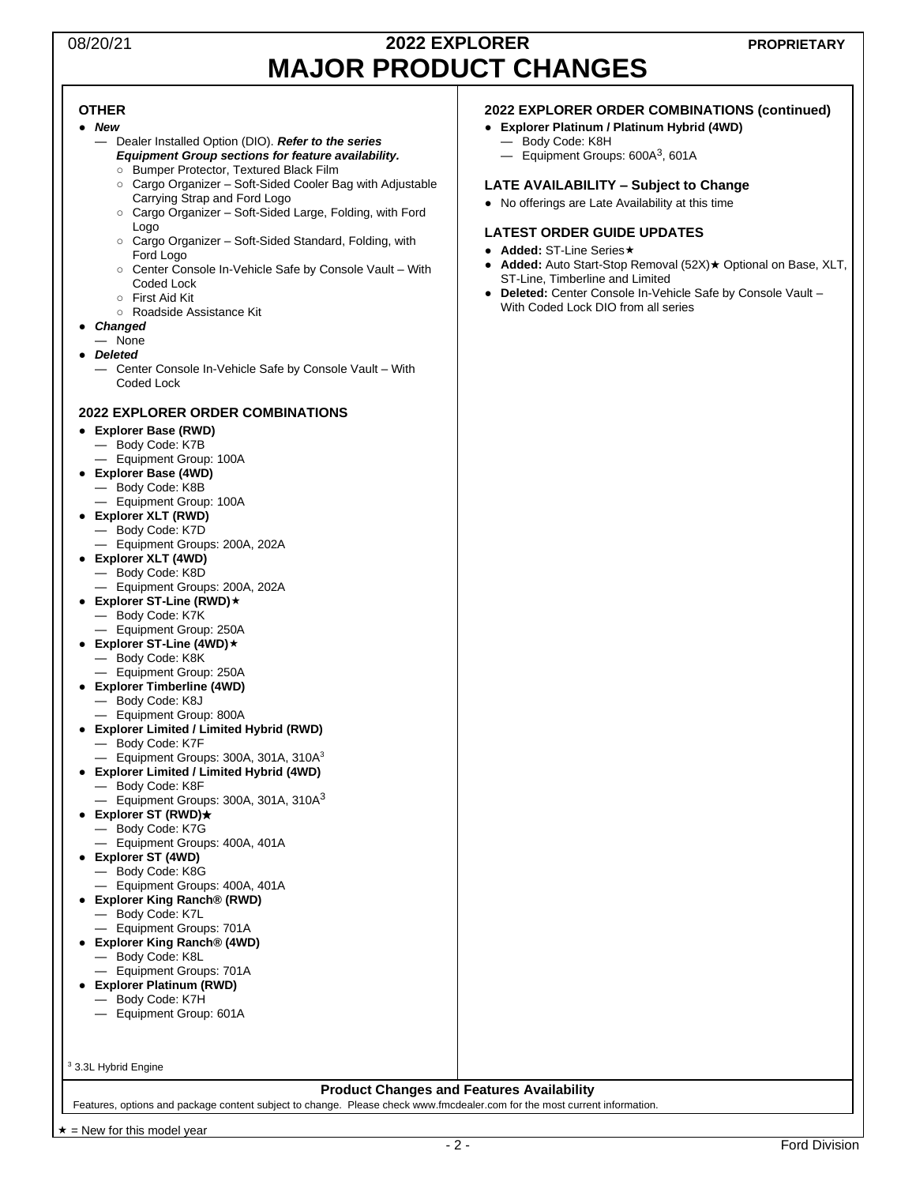# 2022 EXPLORER
# MAJOR PRODUCT CHANGES

## OTHER

- ***New***
  - Dealer Installed Option (DIO). ***Refer to the series Equipment Group sections for feature availability.***
    - Bumper Protector, Textured Black Film
    - Cargo Organizer – Soft-Sided Cooler Bag with Adjustable Carrying Strap and Ford Logo
    - Cargo Organizer – Soft-Sided Large, Folding, with Ford Logo
    - Cargo Organizer – Soft-Sided Standard, Folding, with Ford Logo
    - Center Console In-Vehicle Safe by Console Vault – With Coded Lock
    - First Aid Kit
    - Roadside Assistance Kit
- ***Changed***
  - None
- ***Deleted***
  - Center Console In-Vehicle Safe by Console Vault – With Coded Lock

## 2022 EXPLORER ORDER COMBINATIONS

- **Explorer Base (RWD)**
  - Body Code: K7B
  - Equipment Group: 100A
- **Explorer Base (4WD)**
  - Body Code: K8B
  - Equipment Group: 100A
- **Explorer XLT (RWD)**
  - Body Code: K7D
  - Equipment Groups: 200A, 202A
- **Explorer XLT (4WD)**
  - Body Code: K8D
  - Equipment Groups: 200A, 202A
- **Explorer ST-Line (RWD)★**
  - Body Code: K7K
  - Equipment Group: 250A
- **Explorer ST-Line (4WD)★**
  - Body Code: K8K
  - Equipment Group: 250A
- **Explorer Timberline (4WD)**
  - Body Code: K8J
  - Equipment Group: 800A
- **Explorer Limited / Limited Hybrid (RWD)**
  - Body Code: K7F
  - Equipment Groups: 300A, 301A, 310A[3]
- **Explorer Limited / Limited Hybrid (4WD)**
  - Body Code: K8F
  - Equipment Groups: 300A, 301A, 310A[3]
- **Explorer ST (RWD)★**
  - Body Code: K7G
  - Equipment Groups: 400A, 401A
- **Explorer ST (4WD)**
  - Body Code: K8G
  - Equipment Groups: 400A, 401A
- **Explorer King Ranch® (RWD)**
  - Body Code: K7L
  - Equipment Groups: 701A
- **Explorer King Ranch® (4WD)**
  - Body Code: K8L
  - Equipment Groups: 701A
- **Explorer Platinum (RWD)**
  - Body Code: K7H
  - Equipment Group: 601A

[3] 3.3L Hybrid Engine

## 2022 EXPLORER ORDER COMBINATIONS (continued)

- **Explorer Platinum / Platinum Hybrid (4WD)**
  - Body Code: K8H
  - Equipment Groups: 600A[3], 601A

## LATE AVAILABILITY – Subject to Change

- No offerings are Late Availability at this time

## LATEST ORDER GUIDE UPDATES

- **Added:** ST-Line Series★
- **Added:** Auto Start-Stop Removal (52X)★ Optional on Base, XLT, ST-Line, Timberline and Limited
- **Deleted:** Center Console In-Vehicle Safe by Console Vault – With Coded Lock DIO from all series

**Product Changes and Features Availability**

Features, options and package content subject to change. Please check www.fmcdealer.com for the most current information.

★ = New for this model year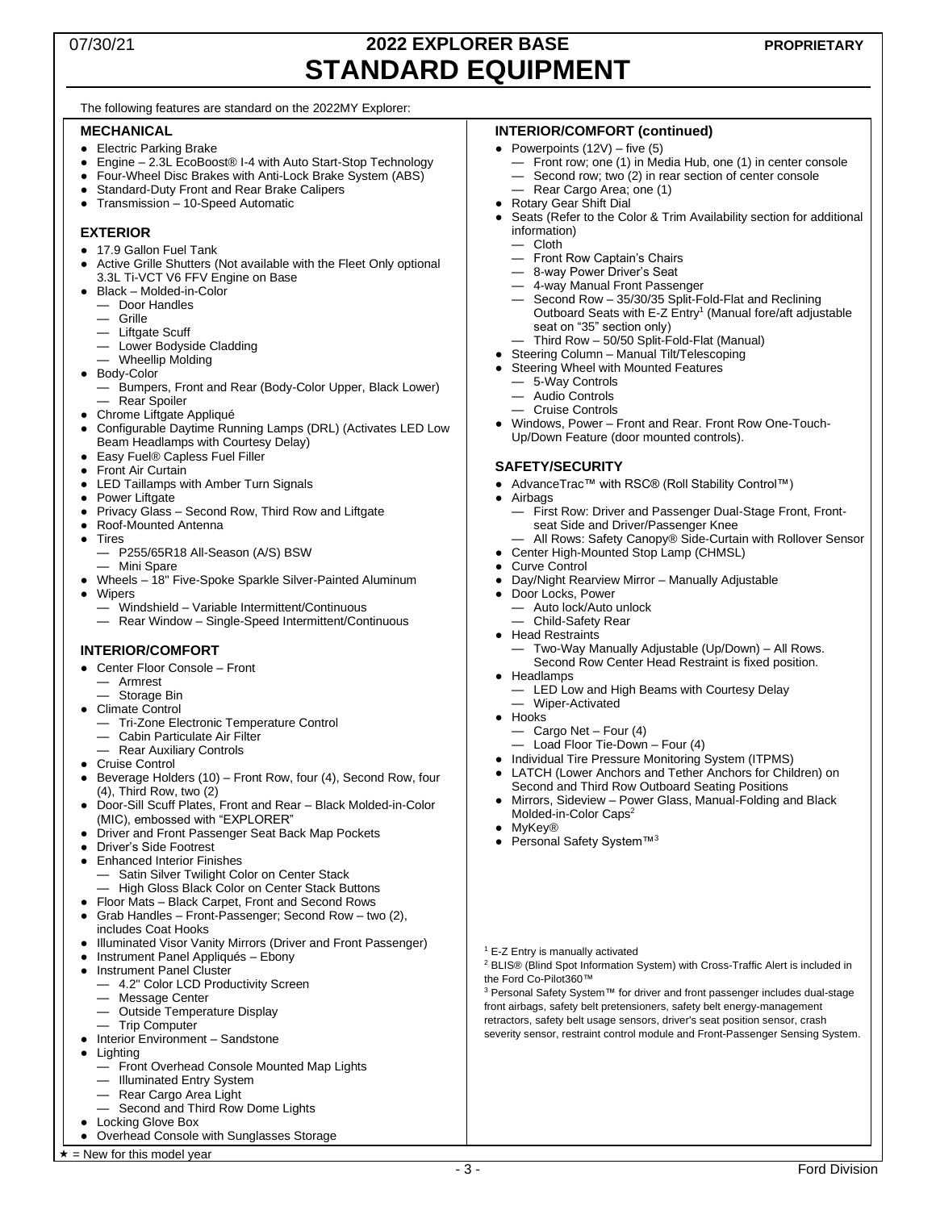07/30/21

PROPRIETARY

# 2022 EXPLORER BASE
# STANDARD EQUIPMENT

The following features are standard on the 2022MY Explorer:

## MECHANICAL

- Electric Parking Brake
- Engine – 2.3L EcoBoost® I-4 with Auto Start-Stop Technology
- Four-Wheel Disc Brakes with Anti-Lock Brake System (ABS)
- Standard-Duty Front and Rear Brake Calipers
- Transmission – 10-Speed Automatic

## EXTERIOR

- 17.9 Gallon Fuel Tank
- Active Grille Shutters (Not available with the Fleet Only optional 3.3L Ti-VCT V6 FFV Engine on Base
- Black – Molded-in-Color
  - Door Handles
  - Grille
  - Liftgate Scuff
  - Lower Bodyside Cladding
  - Wheellip Molding
- Body-Color
  - Bumpers, Front and Rear (Body-Color Upper, Black Lower)
  - Rear Spoiler
- Chrome Liftgate Appliqué
- Configurable Daytime Running Lamps (DRL) (Activates LED Low Beam Headlamps with Courtesy Delay)
- Easy Fuel® Capless Fuel Filler
- Front Air Curtain
- LED Taillamps with Amber Turn Signals
- Power Liftgate
- Privacy Glass – Second Row, Third Row and Liftgate
- Roof-Mounted Antenna
- Tires
  - P255/65R18 All-Season (A/S) BSW
  - Mini Spare
- Wheels – 18" Five-Spoke Sparkle Silver-Painted Aluminum
- Wipers
  - Windshield – Variable Intermittent/Continuous
  - Rear Window – Single-Speed Intermittent/Continuous

## INTERIOR/COMFORT

- Center Floor Console – Front
  - Armrest
  - Storage Bin
- Climate Control
  - Tri-Zone Electronic Temperature Control
  - Cabin Particulate Air Filter
  - Rear Auxiliary Controls
- Cruise Control
- Beverage Holders (10) – Front Row, four (4), Second Row, four (4), Third Row, two (2)
- Door-Sill Scuff Plates, Front and Rear – Black Molded-in-Color (MIC), embossed with "EXPLORER"
- Driver and Front Passenger Seat Back Map Pockets
- Driver's Side Footrest
- Enhanced Interior Finishes
  - Satin Silver Twilight Color on Center Stack
  - High Gloss Black Color on Center Stack Buttons
- Floor Mats – Black Carpet, Front and Second Rows
- Grab Handles – Front-Passenger; Second Row – two (2), includes Coat Hooks
- Illuminated Visor Vanity Mirrors (Driver and Front Passenger)
- Instrument Panel Appliqués – Ebony
- Instrument Panel Cluster
  - 4.2" Color LCD Productivity Screen
  - Message Center
  - Outside Temperature Display
  - Trip Computer
- Interior Environment – Sandstone
- Lighting
  - Front Overhead Console Mounted Map Lights
  - Illuminated Entry System
  - Rear Cargo Area Light
  - Second and Third Row Dome Lights
- Locking Glove Box
- Overhead Console with Sunglasses Storage

## INTERIOR/COMFORT (continued)

- Powerpoints (12V) – five (5)
  - Front row; one (1) in Media Hub, one (1) in center console
  - Second row; two (2) in rear section of center console
  - Rear Cargo Area; one (1)
- Rotary Gear Shift Dial
- Seats (Refer to the Color & Trim Availability section for additional information)
  - Cloth
  - Front Row Captain's Chairs
  - 8-way Power Driver's Seat
  - 4-way Manual Front Passenger
  - Second Row – 35/30/35 Split-Fold-Flat and Reclining Outboard Seats with E-Z Entry[1] (Manual fore/aft adjustable seat on "35" section only)
  - Third Row – 50/50 Split-Fold-Flat (Manual)
- Steering Column – Manual Tilt/Telescoping
- Steering Wheel with Mounted Features
  - 5-Way Controls
  - Audio Controls
  - Cruise Controls
- Windows, Power – Front and Rear. Front Row One-Touch-Up/Down Feature (door mounted controls).

## SAFETY/SECURITY

- AdvanceTrac™ with RSC® (Roll Stability Control™)
- Airbags
  - First Row: Driver and Passenger Dual-Stage Front, Front-seat Side and Driver/Passenger Knee
  - All Rows: Safety Canopy® Side-Curtain with Rollover Sensor
- Center High-Mounted Stop Lamp (CHMSL)
- Curve Control
- Day/Night Rearview Mirror – Manually Adjustable
- Door Locks, Power
  - Auto lock/Auto unlock
  - Child-Safety Rear
- Head Restraints
  - Two-Way Manually Adjustable (Up/Down) – All Rows. Second Row Center Head Restraint is fixed position.
- Headlamps
  - LED Low and High Beams with Courtesy Delay
  - Wiper-Activated
- Hooks
  - Cargo Net – Four (4)
  - Load Floor Tie-Down – Four (4)
- Individual Tire Pressure Monitoring System (ITPMS)
- LATCH (Lower Anchors and Tether Anchors for Children) on Second and Third Row Outboard Seating Positions
- Mirrors, Sideview – Power Glass, Manual-Folding and Black Molded-in-Color Caps[2]
- MyKey®
- Personal Safety System™[3]

[1] E-Z Entry is manually activated

[2] BLIS® (Blind Spot Information System) with Cross-Traffic Alert is included in the Ford Co-Pilot360™

[3] Personal Safety System™ for driver and front passenger includes dual-stage front airbags, safety belt pretensioners, safety belt energy-management retractors, safety belt usage sensors, driver's seat position sensor, crash severity sensor, restraint control module and Front-Passenger Sensing System.

★ = New for this model year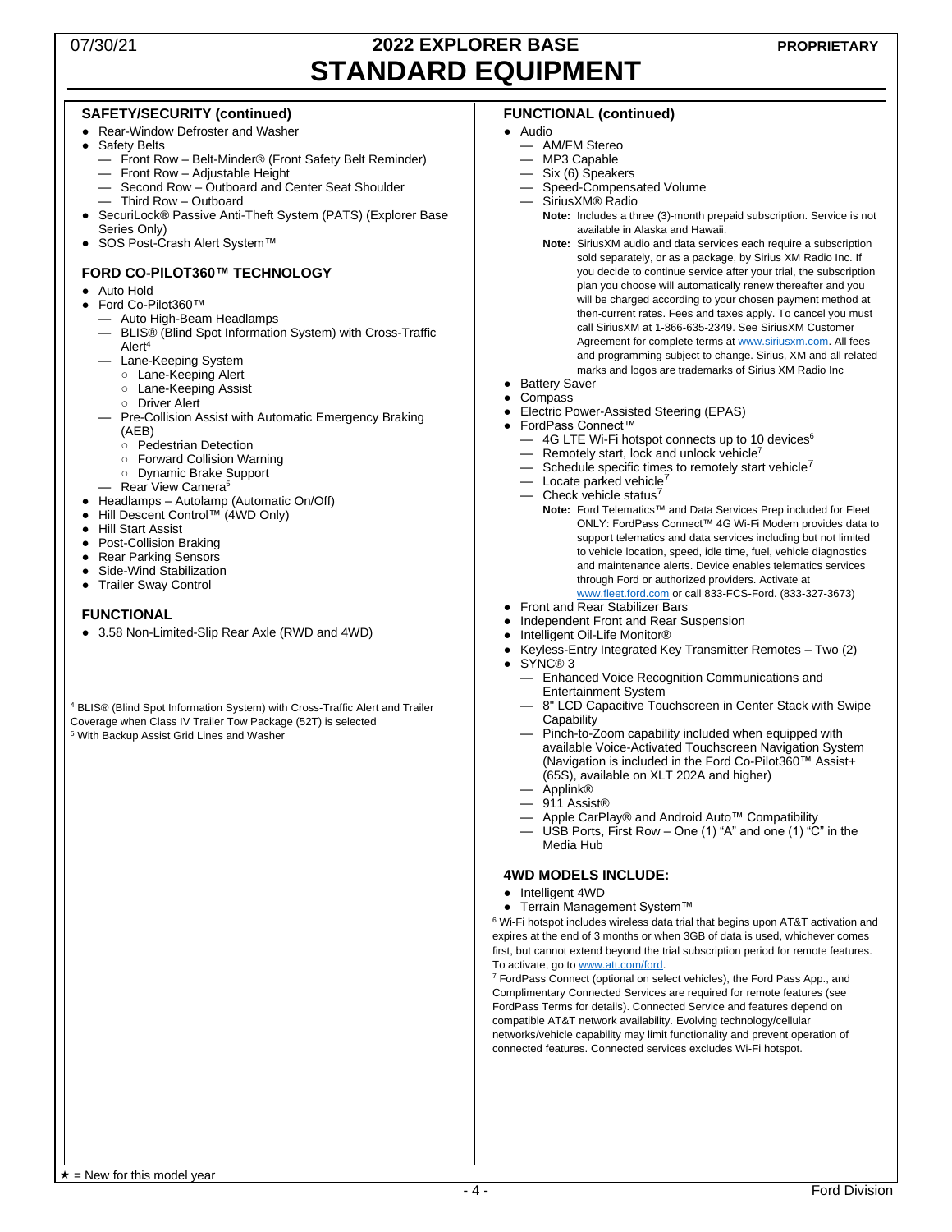# 2022 EXPLORER BASE STANDARD EQUIPMENT

## SAFETY/SECURITY (continued)

- Rear-Window Defroster and Washer
- Safety Belts
  - Front Row – Belt-Minder® (Front Safety Belt Reminder)
  - Front Row – Adjustable Height
  - Second Row – Outboard and Center Seat Shoulder
  - Third Row – Outboard
- SecuriLock® Passive Anti-Theft System (PATS) (Explorer Base Series Only)
- SOS Post-Crash Alert System™

## FORD CO-PILOT360™ TECHNOLOGY

- Auto Hold
- Ford Co-Pilot360™
  - Auto High-Beam Headlamps
  - BLIS® (Blind Spot Information System) with Cross-Traffic Alert[4]
  - Lane-Keeping System
    - Lane-Keeping Alert
    - Lane-Keeping Assist
    - Driver Alert
  - Pre-Collision Assist with Automatic Emergency Braking (AEB)
    - Pedestrian Detection
    - Forward Collision Warning
    - Dynamic Brake Support
  - Rear View Camera[5]
- Headlamps – Autolamp (Automatic On/Off)
- Hill Descent Control™ (4WD Only)
- Hill Start Assist
- Post-Collision Braking
- Rear Parking Sensors
- Side-Wind Stabilization
- Trailer Sway Control

## FUNCTIONAL

- 3.58 Non-Limited-Slip Rear Axle (RWD and 4WD)

[4] BLIS® (Blind Spot Information System) with Cross-Traffic Alert and Trailer Coverage when Class IV Trailer Tow Package (52T) is selected
[5] With Backup Assist Grid Lines and Washer

## FUNCTIONAL (continued)

- Audio
  - AM/FM Stereo
  - MP3 Capable
  - Six (6) Speakers
  - Speed-Compensated Volume
  - SiriusXM® Radio

    **Note:** Includes a three (3)-month prepaid subscription. Service is not available in Alaska and Hawaii.

    **Note:** SiriusXM audio and data services each require a subscription sold separately, or as a package, by Sirius XM Radio Inc. If you decide to continue service after your trial, the subscription plan you choose will automatically renew thereafter and you will be charged according to your chosen payment method at then-current rates. Fees and taxes apply. To cancel you must call SiriusXM at 1-866-635-2349. See SiriusXM Customer Agreement for complete terms at www.siriusxm.com. All fees and programming subject to change. Sirius, XM and all related marks and logos are trademarks of Sirius XM Radio Inc
- Battery Saver
- Compass
- Electric Power-Assisted Steering (EPAS)
- FordPass Connect™
  - 4G LTE Wi-Fi hotspot connects up to 10 devices[6]
  - Remotely start, lock and unlock vehicle[7]
  - Schedule specific times to remotely start vehicle[7]
  - Locate parked vehicle[7]
  - Check vehicle status[7]

    **Note:** Ford Telematics™ and Data Services Prep included for Fleet ONLY: FordPass Connect™ 4G Wi-Fi Modem provides data to support telematics and data services including but not limited to vehicle location, speed, idle time, fuel, vehicle diagnostics and maintenance alerts. Device enables telematics services through Ford or authorized providers. Activate at www.fleet.ford.com or call 833-FCS-Ford. (833-327-3673)
- Front and Rear Stabilizer Bars
- Independent Front and Rear Suspension
- Intelligent Oil-Life Monitor®
- Keyless-Entry Integrated Key Transmitter Remotes – Two (2)
- SYNC® 3
  - Enhanced Voice Recognition Communications and Entertainment System
  - 8" LCD Capacitive Touchscreen in Center Stack with Swipe Capability
  - Pinch-to-Zoom capability included when equipped with available Voice-Activated Touchscreen Navigation System (Navigation is included in the Ford Co-Pilot360™ Assist+ (65S), available on XLT 202A and higher)
  - Applink®
  - 911 Assist®
  - Apple CarPlay® and Android Auto™ Compatibility
  - USB Ports, First Row – One (1) "A" and one (1) "C" in the Media Hub

## 4WD MODELS INCLUDE:

- Intelligent 4WD
- Terrain Management System™

[6] Wi-Fi hotspot includes wireless data trial that begins upon AT&T activation and expires at the end of 3 months or when 3GB of data is used, whichever comes first, but cannot extend beyond the trial subscription period for remote features. To activate, go to www.att.com/ford.

[7] FordPass Connect (optional on select vehicles), the Ford Pass App., and Complimentary Connected Services are required for remote features (see FordPass Terms for details). Connected Service and features depend on compatible AT&T network availability. Evolving technology/cellular networks/vehicle capability may limit functionality and prevent operation of connected features. Connected services excludes Wi-Fi hotspot.

★ = New for this model year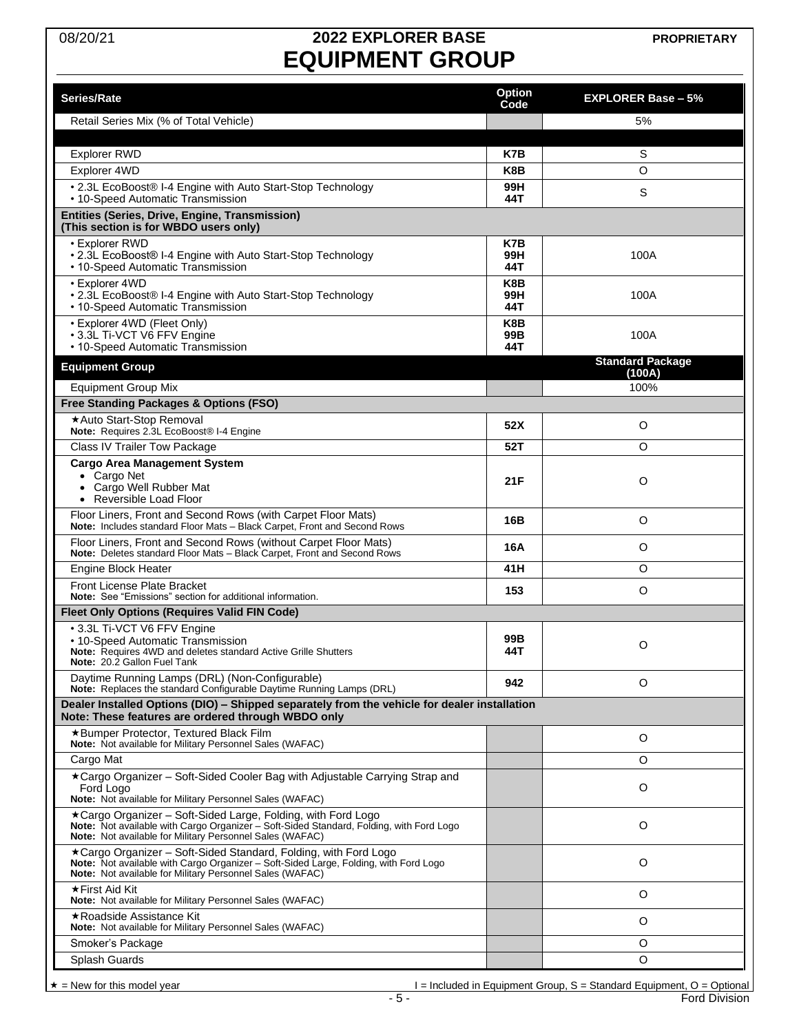# 2022 EXPLORER BASE
# EQUIPMENT GROUP

08/20/21 PROPRIETARY

| Series/Rate | Option Code | EXPLORER Base – 5% |
|---|---|---|
| Retail Series Mix (% of Total Vehicle) | | 5% |
| | | |
| Explorer RWD | **K7B** | S |
| Explorer 4WD | **K8B** | O |
| • 2.3L EcoBoost® I-4 Engine with Auto Start-Stop Technology<br>• 10-Speed Automatic Transmission | **99H**<br>**44T** | S |
| **Entities (Series, Drive, Engine, Transmission)**<br>**(This section is for WBDO users only)** | | |
| • Explorer RWD<br>• 2.3L EcoBoost® I-4 Engine with Auto Start-Stop Technology<br>• 10-Speed Automatic Transmission | **K7B**<br>**99H**<br>**44T** | 100A |
| • Explorer 4WD<br>• 2.3L EcoBoost® I-4 Engine with Auto Start-Stop Technology<br>• 10-Speed Automatic Transmission | **K8B**<br>**99H**<br>**44T** | 100A |
| • Explorer 4WD (Fleet Only)<br>• 3.3L Ti-VCT V6 FFV Engine<br>• 10-Speed Automatic Transmission | **K8B**<br>**99B**<br>**44T** | 100A |
| **Equipment Group** | | **Standard Package (100A)** |
| Equipment Group Mix | | 100% |
| **Free Standing Packages & Options (FSO)** | | |
| ★Auto Start-Stop Removal<br>**Note:** Requires 2.3L EcoBoost® I-4 Engine | **52X** | O |
| Class IV Trailer Tow Package | **52T** | O |
| **Cargo Area Management System**<br>• Cargo Net<br>• Cargo Well Rubber Mat<br>• Reversible Load Floor | **21F** | O |
| Floor Liners, Front and Second Rows (with Carpet Floor Mats)<br>**Note:** Includes standard Floor Mats – Black Carpet, Front and Second Rows | **16B** | O |
| Floor Liners, Front and Second Rows (without Carpet Floor Mats)<br>**Note:** Deletes standard Floor Mats – Black Carpet, Front and Second Rows | **16A** | O |
| Engine Block Heater | **41H** | O |
| Front License Plate Bracket<br>**Note:** See "Emissions" section for additional information. | **153** | O |
| **Fleet Only Options (Requires Valid FIN Code)** | | |
| • 3.3L Ti-VCT V6 FFV Engine<br>• 10-Speed Automatic Transmission<br>**Note:** Requires 4WD and deletes standard Active Grille Shutters<br>**Note:** 20.2 Gallon Fuel Tank | **99B**<br>**44T** | O |
| Daytime Running Lamps (DRL) (Non-Configurable)<br>**Note:** Replaces the standard Configurable Daytime Running Lamps (DRL) | **942** | O |
| **Dealer Installed Options (DIO) – Shipped separately from the vehicle for dealer installation**<br>**Note: These features are ordered through WBDO only** | | |
| ★Bumper Protector, Textured Black Film<br>**Note:** Not available for Military Personnel Sales (WAFAC) | | O |
| Cargo Mat | | O |
| ★Cargo Organizer – Soft-Sided Cooler Bag with Adjustable Carrying Strap and Ford Logo<br>**Note:** Not available for Military Personnel Sales (WAFAC) | | O |
| ★Cargo Organizer – Soft-Sided Large, Folding, with Ford Logo<br>**Note:** Not available with Cargo Organizer – Soft-Sided Standard, Folding, with Ford Logo<br>**Note:** Not available for Military Personnel Sales (WAFAC) | | O |
| ★Cargo Organizer – Soft-Sided Standard, Folding, with Ford Logo<br>**Note:** Not available with Cargo Organizer – Soft-Sided Large, Folding, with Ford Logo<br>**Note:** Not available for Military Personnel Sales (WAFAC) | | O |
| ★First Aid Kit<br>**Note:** Not available for Military Personnel Sales (WAFAC) | | O |
| ★Roadside Assistance Kit<br>**Note:** Not available for Military Personnel Sales (WAFAC) | | O |
| Smoker's Package | | O |
| Splash Guards | | O |

★ = New for this model year

I = Included in Equipment Group, S = Standard Equipment, O = Optional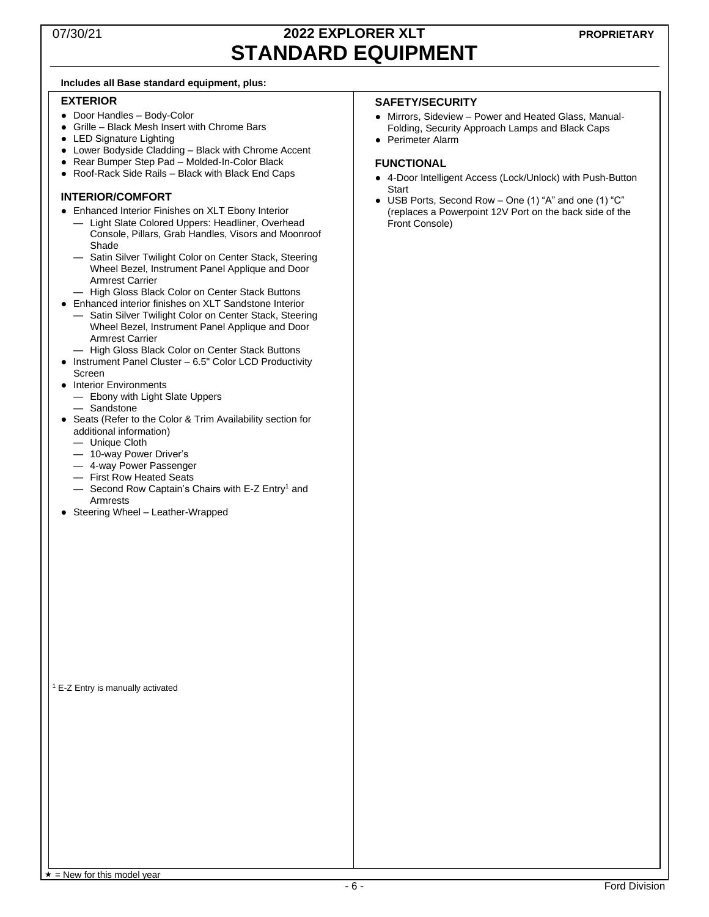# 2022 EXPLORER XLT
# STANDARD EQUIPMENT

**Includes all Base standard equipment, plus:**

### EXTERIOR

- Door Handles – Body-Color
- Grille – Black Mesh Insert with Chrome Bars
- LED Signature Lighting
- Lower Bodyside Cladding – Black with Chrome Accent
- Rear Bumper Step Pad – Molded-In-Color Black
- Roof-Rack Side Rails – Black with Black End Caps

### INTERIOR/COMFORT

- Enhanced Interior Finishes on XLT Ebony Interior
  - Light Slate Colored Uppers: Headliner, Overhead Console, Pillars, Grab Handles, Visors and Moonroof Shade
  - Satin Silver Twilight Color on Center Stack, Steering Wheel Bezel, Instrument Panel Applique and Door Armrest Carrier
  - High Gloss Black Color on Center Stack Buttons
- Enhanced interior finishes on XLT Sandstone Interior
  - Satin Silver Twilight Color on Center Stack, Steering Wheel Bezel, Instrument Panel Applique and Door Armrest Carrier
  - High Gloss Black Color on Center Stack Buttons
- Instrument Panel Cluster – 6.5" Color LCD Productivity Screen
- Interior Environments
  - Ebony with Light Slate Uppers
  - Sandstone
- Seats (Refer to the Color & Trim Availability section for additional information)
  - Unique Cloth
  - 10-way Power Driver's
  - 4-way Power Passenger
  - First Row Heated Seats
  - Second Row Captain's Chairs with E-Z Entry[1] and Armrests
- Steering Wheel – Leather-Wrapped

[1] E-Z Entry is manually activated

### SAFETY/SECURITY

- Mirrors, Sideview – Power and Heated Glass, Manual-Folding, Security Approach Lamps and Black Caps
- Perimeter Alarm

### FUNCTIONAL

- 4-Door Intelligent Access (Lock/Unlock) with Push-Button Start
- USB Ports, Second Row – One (1) "A" and one (1) "C" (replaces a Powerpoint 12V Port on the back side of the Front Console)

★ = New for this model year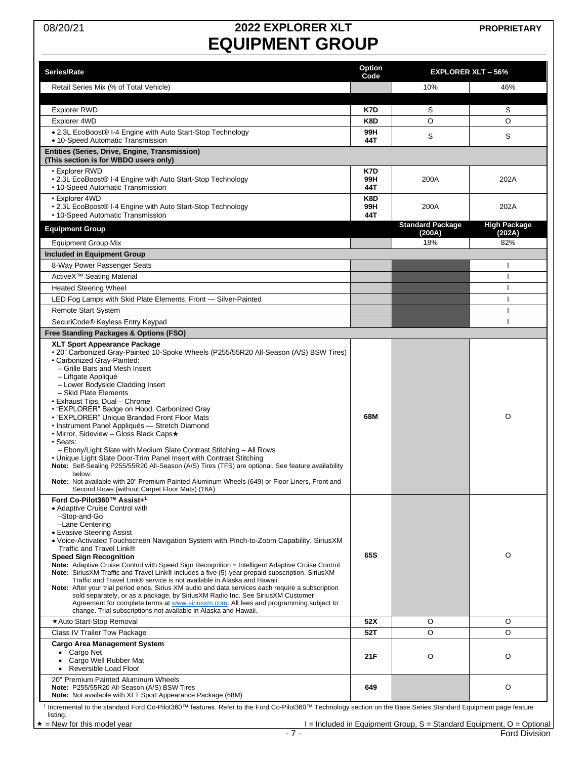# 2022 EXPLORER XLT
# EQUIPMENT GROUP

08/20/21 PROPRIETARY

| Series/Rate | Option Code | EXPLORER XLT – 56% | |
|---|---|---|---|
| Retail Series Mix (% of Total Vehicle) | | 10% | 46% |
| | | | |
| Explorer RWD | **K7D** | S | S |
| Explorer 4WD | **K8D** | O | O |
| • 2.3L EcoBoost® I-4 Engine with Auto Start-Stop Technology<br>• 10-Speed Automatic Transmission | **99H**<br>**44T** | S | S |
| **Entities (Series, Drive, Engine, Transmission)**<br>**(This section is for WBDO users only)** | | | |
| • Explorer RWD<br>• 2.3L EcoBoost® I-4 Engine with Auto Start-Stop Technology<br>• 10-Speed Automatic Transmission | **K7D**<br>**99H**<br>**44T** | 200A | 202A |
| • Explorer 4WD<br>• 2.3L EcoBoost® I-4 Engine with Auto Start-Stop Technology<br>• 10-Speed Automatic Transmission | **K8D**<br>**99H**<br>**44T** | 200A | 202A |
| **Equipment Group** | | **Standard Package (200A)** | **High Package (202A)** |
| Equipment Group Mix | | 18% | 82% |
| **Included in Equipment Group** | | | |
| 8-Way Power Passenger Seats | | | I |
| ActiveX™ Seating Material | | | I |
| Heated Steering Wheel | | | I |
| LED Fog Lamps with Skid Plate Elements, Front — Silver-Painted | | | I |
| Remote Start System | | | I |
| SecuriCode® Keyless Entry Keypad | | | I |
| **Free Standing Packages & Options (FSO)** | | | |
| **XLT Sport Appearance Package**<br>• 20" Carbonized Gray-Painted 10-Spoke Wheels (P255/55R20 All-Season (A/S) BSW Tires)<br>• Carbonized Gray-Painted:<br>– Grille Bars and Mesh Insert<br>– Liftgate Appliqué<br>– Lower Bodyside Cladding Insert<br>– Skid Plate Elements<br>• Exhaust Tips, Dual – Chrome<br>• "EXPLORER" Badge on Hood, Carbonized Gray<br>• "EXPLORER" Unique Branded Front Floor Mats<br>• Instrument Panel Appliqués — Stretch Diamond<br>• Mirror, Sideview – Gloss Black Caps★<br>• Seats:<br>– Ebony/Light Slate with Medium Slate Contrast Stitching – All Rows<br>• Unique Light Slate Door-Trim Panel Insert with Contrast Stitching<br>**Note:** Self-Sealing P255/55R20 All-Season (A/S) Tires (TFS) are optional. See feature availability below.<br>**Note:** Not available with 20" Premium Painted Aluminum Wheels (649) or Floor Liners, Front and Second Rows (without Carpet Floor Mats) (16A) | **68M** | | O |
| **Ford Co-Pilot360™ Assist+**[1]<br>• Adaptive Cruise Control with<br>–Stop-and-Go<br>–Lane Centering<br>• Evasive Steering Assist<br>• Voice-Activated Touchscreen Navigation System with Pinch-to-Zoom Capability, SiriusXM Traffic and Travel Link®<br>**Speed Sign Recognition**<br>**Note:** Adaptive Cruise Control with Speed Sign Recognition = Intelligent Adaptive Cruise Control<br>**Note:** SiriusXM Traffic and Travel Link® includes a five (5)-year prepaid subscription. SiriusXM Traffic and Travel Link® service is not available in Alaska and Hawaii.<br>**Note:** After your trial period ends, Sirius XM audio and data services each require a subscription sold separately, or as a package, by SiriusXM Radio Inc. See SiriusXM Customer Agreement for complete terms at www.siriusxm.com. All fees and programming subject to change. Trial subscriptions not available in Alaska and Hawaii. | **65S** | | O |
| ★Auto Start-Stop Removal | **52X** | O | O |
| Class IV Trailer Tow Package | **52T** | O | O |
| **Cargo Area Management System**<br>• Cargo Net<br>• Cargo Well Rubber Mat<br>• Reversible Load Floor | **21F** | O | O |
| 20" Premium Painted Aluminum Wheels<br>**Note:** P255/55R20 All-Season (A/S) BSW Tires<br>**Note:** Not available with XLT Sport Appearance Package (68M) | **649** | | O |

[1] Incremental to the standard Ford Co-Pilot360™ features. Refer to the Ford Co-Pilot360™ Technology section on the Base Series Standard Equipment page feature listing.

★ = New for this model year

I = Included in Equipment Group, S = Standard Equipment, O = Optional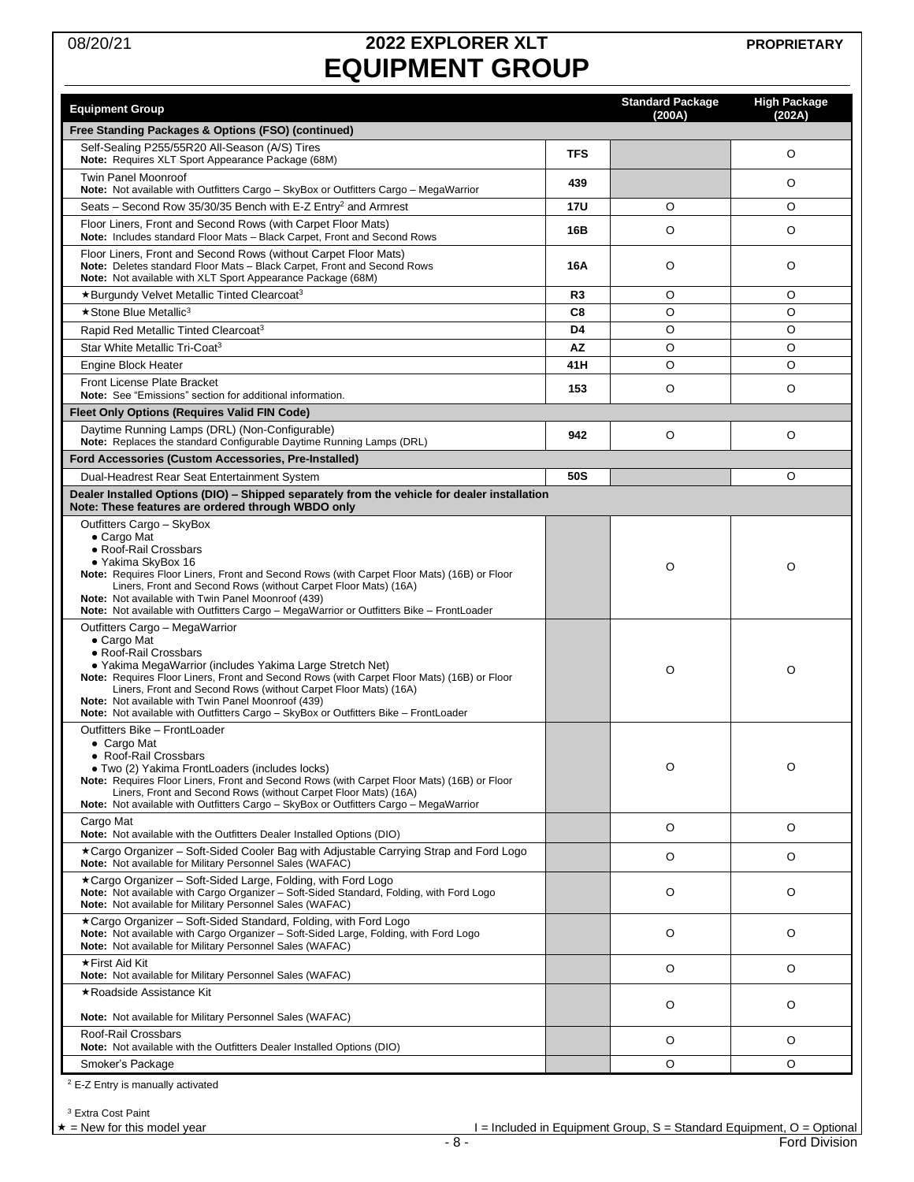# 2022 EXPLORER XLT
# EQUIPMENT GROUP

08/20/21 PROPRIETARY

| Equipment Group | | Standard Package (200A) | High Package (202A) |
|---|---|---|---|
| **Free Standing Packages & Options (FSO) (continued)** | | | |
| Self-Sealing P255/55R20 All-Season (A/S) Tires<br>**Note:** Requires XLT Sport Appearance Package (68M) | **TFS** | | O |
| Twin Panel Moonroof<br>**Note:** Not available with Outfitters Cargo – SkyBox or Outfitters Cargo – MegaWarrior | **439** | | O |
| Seats – Second Row 35/30/35 Bench with E-Z Entry[2] and Armrest | **17U** | O | O |
| Floor Liners, Front and Second Rows (with Carpet Floor Mats)<br>**Note:** Includes standard Floor Mats – Black Carpet, Front and Second Rows | **16B** | O | O |
| Floor Liners, Front and Second Rows (without Carpet Floor Mats)<br>**Note:** Deletes standard Floor Mats – Black Carpet, Front and Second Rows<br>**Note:** Not available with XLT Sport Appearance Package (68M) | **16A** | O | O |
| ★Burgundy Velvet Metallic Tinted Clearcoat[3] | **R3** | O | O |
| ★Stone Blue Metallic[3] | **C8** | O | O |
| Rapid Red Metallic Tinted Clearcoat[3] | **D4** | O | O |
| Star White Metallic Tri-Coat[3] | **AZ** | O | O |
| Engine Block Heater | **41H** | O | O |
| Front License Plate Bracket<br>**Note:** See "Emissions" section for additional information. | **153** | O | O |
| **Fleet Only Options (Requires Valid FIN Code)** | | | |
| Daytime Running Lamps (DRL) (Non-Configurable)<br>**Note:** Replaces the standard Configurable Daytime Running Lamps (DRL) | **942** | O | O |
| **Ford Accessories (Custom Accessories, Pre-Installed)** | | | |
| Dual-Headrest Rear Seat Entertainment System | **50S** | | O |
| **Dealer Installed Options (DIO) – Shipped separately from the vehicle for dealer installation**<br>**Note: These features are ordered through WBDO only** | | | |
| Outfitters Cargo – SkyBox<br>● Cargo Mat<br>● Roof-Rail Crossbars<br>● Yakima SkyBox 16<br>**Note:** Requires Floor Liners, Front and Second Rows (with Carpet Floor Mats) (16B) or Floor Liners, Front and Second Rows (without Carpet Floor Mats) (16A)<br>**Note:** Not available with Twin Panel Moonroof (439)<br>**Note:** Not available with Outfitters Cargo – MegaWarrior or Outfitters Bike – FrontLoader | | O | O |
| Outfitters Cargo – MegaWarrior<br>● Cargo Mat<br>● Roof-Rail Crossbars<br>● Yakima MegaWarrior (includes Yakima Large Stretch Net)<br>**Note:** Requires Floor Liners, Front and Second Rows (with Carpet Floor Mats) (16B) or Floor Liners, Front and Second Rows (without Carpet Floor Mats) (16A)<br>**Note:** Not available with Twin Panel Moonroof (439)<br>**Note:** Not available with Outfitters Cargo – SkyBox or Outfitters Bike – FrontLoader | | O | O |
| Outfitters Bike – FrontLoader<br>● Cargo Mat<br>● Roof-Rail Crossbars<br>● Two (2) Yakima FrontLoaders (includes locks)<br>**Note:** Requires Floor Liners, Front and Second Rows (with Carpet Floor Mats) (16B) or Floor Liners, Front and Second Rows (without Carpet Floor Mats) (16A)<br>**Note:** Not available with Outfitters Cargo – SkyBox or Outfitters Cargo – MegaWarrior | | O | O |
| Cargo Mat<br>**Note:** Not available with the Outfitters Dealer Installed Options (DIO) | | O | O |
| ★Cargo Organizer – Soft-Sided Cooler Bag with Adjustable Carrying Strap and Ford Logo<br>**Note:** Not available for Military Personnel Sales (WAFAC) | | O | O |
| ★Cargo Organizer – Soft-Sided Large, Folding, with Ford Logo<br>**Note:** Not available with Cargo Organizer – Soft-Sided Standard, Folding, with Ford Logo<br>**Note:** Not available for Military Personnel Sales (WAFAC) | | O | O |
| ★Cargo Organizer – Soft-Sided Standard, Folding, with Ford Logo<br>**Note:** Not available with Cargo Organizer – Soft-Sided Large, Folding, with Ford Logo<br>**Note:** Not available for Military Personnel Sales (WAFAC) | | O | O |
| ★First Aid Kit<br>**Note:** Not available for Military Personnel Sales (WAFAC) | | O | O |
| ★Roadside Assistance Kit<br>**Note:** Not available for Military Personnel Sales (WAFAC) | | O | O |
| Roof-Rail Crossbars<br>**Note:** Not available with the Outfitters Dealer Installed Options (DIO) | | O | O |
| Smoker's Package | | O | O |

[2] E-Z Entry is manually activated

[3] Extra Cost Paint

★ = New for this model year

I = Included in Equipment Group, S = Standard Equipment, O = Optional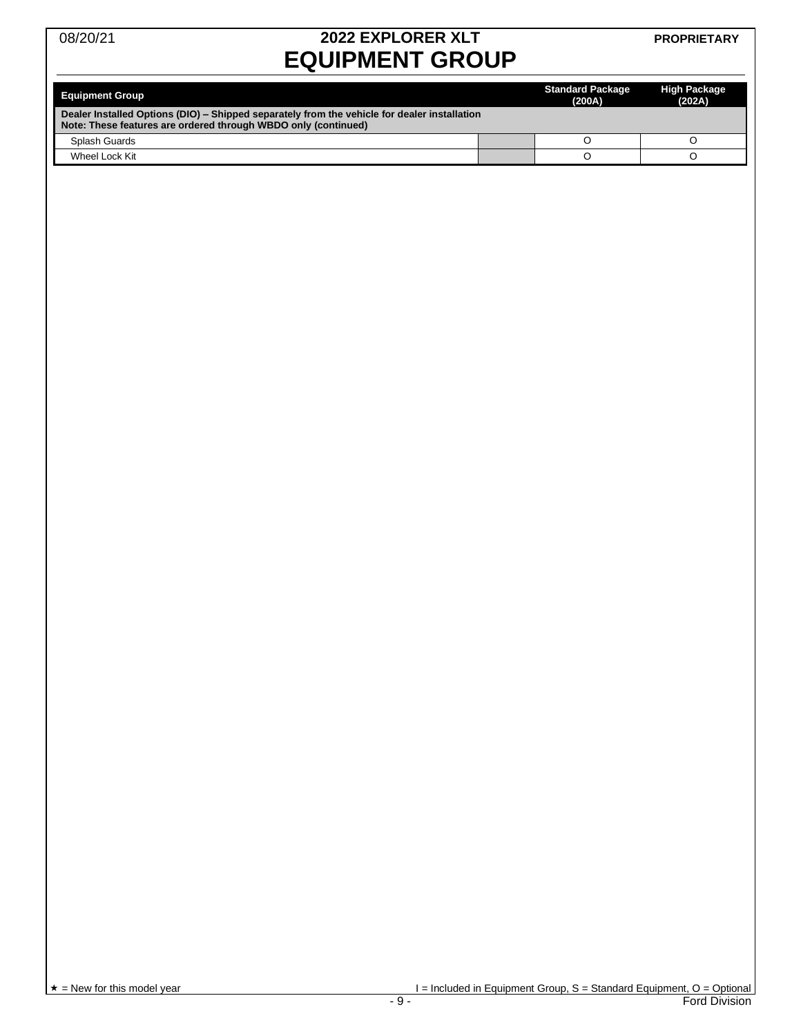# 2022 EXPLORER XLT
# EQUIPMENT GROUP

| Equipment Group | | Standard Package (200A) | High Package (202A) |
|---|---|---|---|
| **Dealer Installed Options (DIO) – Shipped separately from the vehicle for dealer installation**<br>**Note: These features are ordered through WBDO only (continued)** | | | |
| Splash Guards | | O | O |
| Wheel Lock Kit | | O | O |

★ = New for this model year    I = Included in Equipment Group, S = Standard Equipment, O = Optional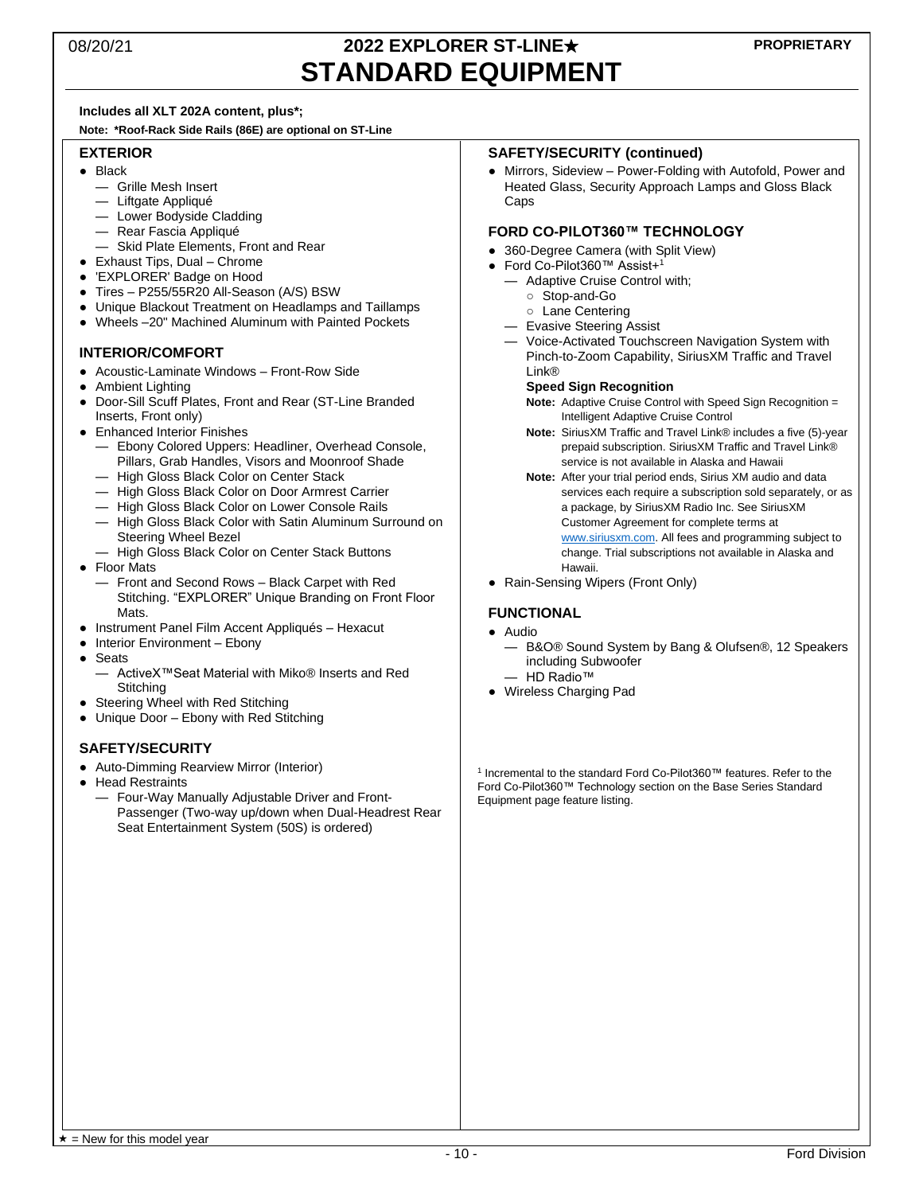# 2022 EXPLORER ST-LINE★ STANDARD EQUIPMENT

08/20/21 | PROPRIETARY

**Includes all XLT 202A content, plus*;**

**Note: *Roof-Rack Side Rails (86E) are optional on ST-Line**

## EXTERIOR

- Black
  - Grille Mesh Insert
  - Liftgate Appliqué
  - Lower Bodyside Cladding
  - Rear Fascia Appliqué
  - Skid Plate Elements, Front and Rear
- Exhaust Tips, Dual – Chrome
- 'EXPLORER' Badge on Hood
- Tires – P255/55R20 All-Season (A/S) BSW
- Unique Blackout Treatment on Headlamps and Taillamps
- Wheels –20" Machined Aluminum with Painted Pockets

## INTERIOR/COMFORT

- Acoustic-Laminate Windows – Front-Row Side
- Ambient Lighting
- Door-Sill Scuff Plates, Front and Rear (ST-Line Branded Inserts, Front only)
- Enhanced Interior Finishes
  - Ebony Colored Uppers: Headliner, Overhead Console, Pillars, Grab Handles, Visors and Moonroof Shade
  - High Gloss Black Color on Center Stack
  - High Gloss Black Color on Door Armrest Carrier
  - High Gloss Black Color on Lower Console Rails
  - High Gloss Black Color with Satin Aluminum Surround on Steering Wheel Bezel
  - High Gloss Black Color on Center Stack Buttons
- Floor Mats
  - Front and Second Rows – Black Carpet with Red Stitching. "EXPLORER" Unique Branding on Front Floor Mats.
- Instrument Panel Film Accent Appliqués – Hexacut
- Interior Environment – Ebony
- Seats
  - ActiveX™Seat Material with Miko® Inserts and Red Stitching
- Steering Wheel with Red Stitching
- Unique Door – Ebony with Red Stitching

## SAFETY/SECURITY

- Auto-Dimming Rearview Mirror (Interior)
- Head Restraints
  - Four-Way Manually Adjustable Driver and Front-Passenger (Two-way up/down when Dual-Headrest Rear Seat Entertainment System (50S) is ordered)

## SAFETY/SECURITY (continued)

- Mirrors, Sideview – Power-Folding with Autofold, Power and Heated Glass, Security Approach Lamps and Gloss Black Caps

## FORD CO-PILOT360™ TECHNOLOGY

- 360-Degree Camera (with Split View)
- Ford Co-Pilot360™ Assist+[1]
  - Adaptive Cruise Control with;
    - Stop-and-Go
    - Lane Centering
  - Evasive Steering Assist
  - Voice-Activated Touchscreen Navigation System with Pinch-to-Zoom Capability, SiriusXM Traffic and Travel Link®

  **Speed Sign Recognition**

  **Note:** Adaptive Cruise Control with Speed Sign Recognition = Intelligent Adaptive Cruise Control

  **Note:** SiriusXM Traffic and Travel Link® includes a five (5)-year prepaid subscription. SiriusXM Traffic and Travel Link® service is not available in Alaska and Hawaii

  **Note:** After your trial period ends, Sirius XM audio and data services each require a subscription sold separately, or as a package, by SiriusXM Radio Inc. See SiriusXM Customer Agreement for complete terms at www.siriusxm.com. All fees and programming subject to change. Trial subscriptions not available in Alaska and Hawaii.
- Rain-Sensing Wipers (Front Only)

## FUNCTIONAL

- Audio
  - B&O® Sound System by Bang & Olufsen®, 12 Speakers including Subwoofer
  - HD Radio™
- Wireless Charging Pad

[1] Incremental to the standard Ford Co-Pilot360™ features. Refer to the Ford Co-Pilot360™ Technology section on the Base Series Standard Equipment page feature listing.

★ = New for this model year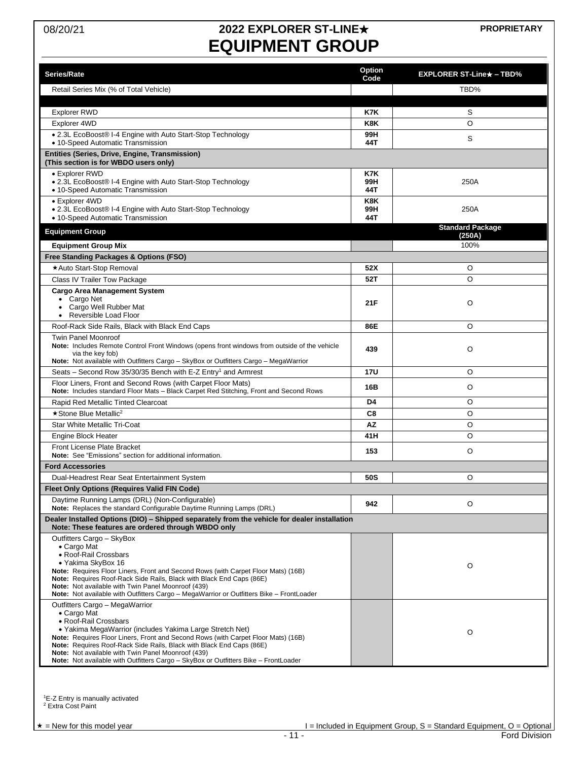# 2022 EXPLORER ST-LINE★ EQUIPMENT GROUP

08/20/21 — PROPRIETARY

| Series/Rate | Option Code | EXPLORER ST-Line★ – TBD% |
|---|---|---|
| Retail Series Mix (% of Total Vehicle) | | TBD% |
| | | |
| Explorer RWD | K7K | S |
| Explorer 4WD | K8K | O |
| • 2.3L EcoBoost® I-4 Engine with Auto Start-Stop Technology<br>• 10-Speed Automatic Transmission | 99H<br>44T | S |
| **Entities (Series, Drive, Engine, Transmission)<br>(This section is for WBDO users only)** | | |
| • Explorer RWD<br>• 2.3L EcoBoost® I-4 Engine with Auto Start-Stop Technology<br>• 10-Speed Automatic Transmission | K7K<br>99H<br>44T | 250A |
| • Explorer 4WD<br>• 2.3L EcoBoost® I-4 Engine with Auto Start-Stop Technology<br>• 10-Speed Automatic Transmission | K8K<br>99H<br>44T | 250A |
| **Equipment Group** | | **Standard Package (250A)** |
| **Equipment Group Mix** | | 100% |
| **Free Standing Packages & Options (FSO)** | | |
| ★Auto Start-Stop Removal | 52X | O |
| Class IV Trailer Tow Package | 52T | O |
| **Cargo Area Management System**<br>• Cargo Net<br>• Cargo Well Rubber Mat<br>• Reversible Load Floor | 21F | O |
| Roof-Rack Side Rails, Black with Black End Caps | 86E | O |
| Twin Panel Moonroof<br>**Note:** Includes Remote Control Front Windows (opens front windows from outside of the vehicle via the key fob)<br>**Note:** Not available with Outfitters Cargo – SkyBox or Outfitters Cargo – MegaWarrior | 439 | O |
| Seats – Second Row 35/30/35 Bench with E-Z Entry[1] and Armrest | 17U | O |
| Floor Liners, Front and Second Rows (with Carpet Floor Mats)<br>**Note:** Includes standard Floor Mats – Black Carpet Red Stitching, Front and Second Rows | 16B | O |
| Rapid Red Metallic Tinted Clearcoat | D4 | O |
| ★Stone Blue Metallic[2] | C8 | O |
| Star White Metallic Tri-Coat | AZ | O |
| Engine Block Heater | 41H | O |
| Front License Plate Bracket<br>**Note:** See "Emissions" section for additional information. | 153 | O |
| **Ford Accessories** | | |
| Dual-Headrest Rear Seat Entertainment System | 50S | O |
| **Fleet Only Options (Requires Valid FIN Code)** | | |
| Daytime Running Lamps (DRL) (Non-Configurable)<br>**Note:** Replaces the standard Configurable Daytime Running Lamps (DRL) | 942 | O |
| **Dealer Installed Options (DIO) – Shipped separately from the vehicle for dealer installation<br>Note: These features are ordered through WBDO only** | | |
| Outfitters Cargo – SkyBox<br>• Cargo Mat<br>• Roof-Rail Crossbars<br>• Yakima SkyBox 16<br>**Note:** Requires Floor Liners, Front and Second Rows (with Carpet Floor Mats) (16B)<br>**Note:** Requires Roof-Rack Side Rails, Black with Black End Caps (86E)<br>**Note:** Not available with Twin Panel Moonroof (439)<br>**Note:** Not available with Outfitters Cargo – MegaWarrior or Outfitters Bike – FrontLoader | | O |
| Outfitters Cargo – MegaWarrior<br>• Cargo Mat<br>• Roof-Rail Crossbars<br>• Yakima MegaWarrior (includes Yakima Large Stretch Net)<br>**Note:** Requires Floor Liners, Front and Second Rows (with Carpet Floor Mats) (16B)<br>**Note:** Requires Roof-Rack Side Rails, Black with Black End Caps (86E)<br>**Note:** Not available with Twin Panel Moonroof (439)<br>**Note:** Not available with Outfitters Cargo – SkyBox or Outfitters Bike – FrontLoader | | O |

[1] E-Z Entry is manually activated
[2] Extra Cost Paint

★ = New for this model year — I = Included in Equipment Group, S = Standard Equipment, O = Optional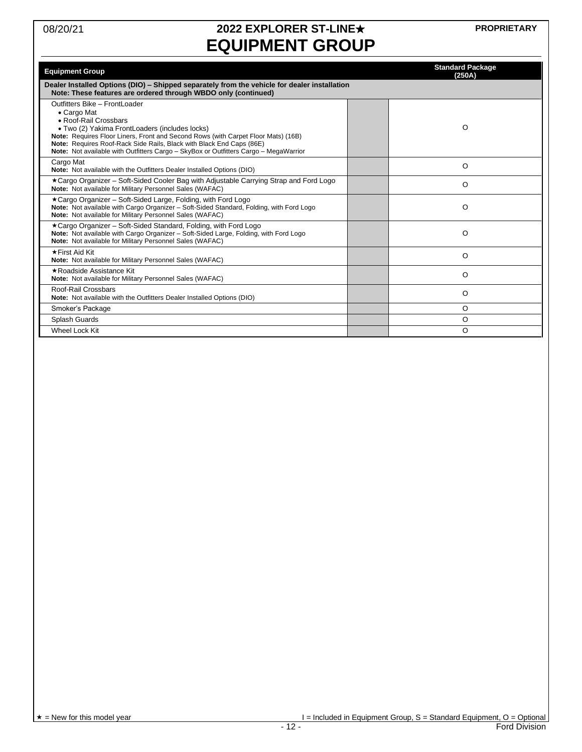# 2022 EXPLORER ST-LINE★ EQUIPMENT GROUP

08/20/21

PROPRIETARY

| Equipment Group | | Standard Package (250A) |
|---|---|---|
| **Dealer Installed Options (DIO) – Shipped separately from the vehicle for dealer installation**<br>**Note: These features are ordered through WBDO only (continued)** | | |
| Outfitters Bike – FrontLoader<br>• Cargo Mat<br>• Roof-Rail Crossbars<br>• Two (2) Yakima FrontLoaders (includes locks)<br>**Note:** Requires Floor Liners, Front and Second Rows (with Carpet Floor Mats) (16B)<br>**Note:** Requires Roof-Rack Side Rails, Black with Black End Caps (86E)<br>**Note:** Not available with Outfitters Cargo – SkyBox or Outfitters Cargo – MegaWarrior | | O |
| Cargo Mat<br>**Note:** Not available with the Outfitters Dealer Installed Options (DIO) | | O |
| ★Cargo Organizer – Soft-Sided Cooler Bag with Adjustable Carrying Strap and Ford Logo<br>**Note:** Not available for Military Personnel Sales (WAFAC) | | O |
| ★Cargo Organizer – Soft-Sided Large, Folding, with Ford Logo<br>**Note:** Not available with Cargo Organizer – Soft-Sided Standard, Folding, with Ford Logo<br>**Note:** Not available for Military Personnel Sales (WAFAC) | | O |
| ★Cargo Organizer – Soft-Sided Standard, Folding, with Ford Logo<br>**Note:** Not available with Cargo Organizer – Soft-Sided Large, Folding, with Ford Logo<br>**Note:** Not available for Military Personnel Sales (WAFAC) | | O |
| ★First Aid Kit<br>**Note:** Not available for Military Personnel Sales (WAFAC) | | O |
| ★Roadside Assistance Kit<br>**Note:** Not available for Military Personnel Sales (WAFAC) | | O |
| Roof-Rail Crossbars<br>**Note:** Not available with the Outfitters Dealer Installed Options (DIO) | | O |
| Smoker's Package | | O |
| Splash Guards | | O |
| Wheel Lock Kit | | O |

★ = New for this model year

I = Included in Equipment Group, S = Standard Equipment, O = Optional

Ford Division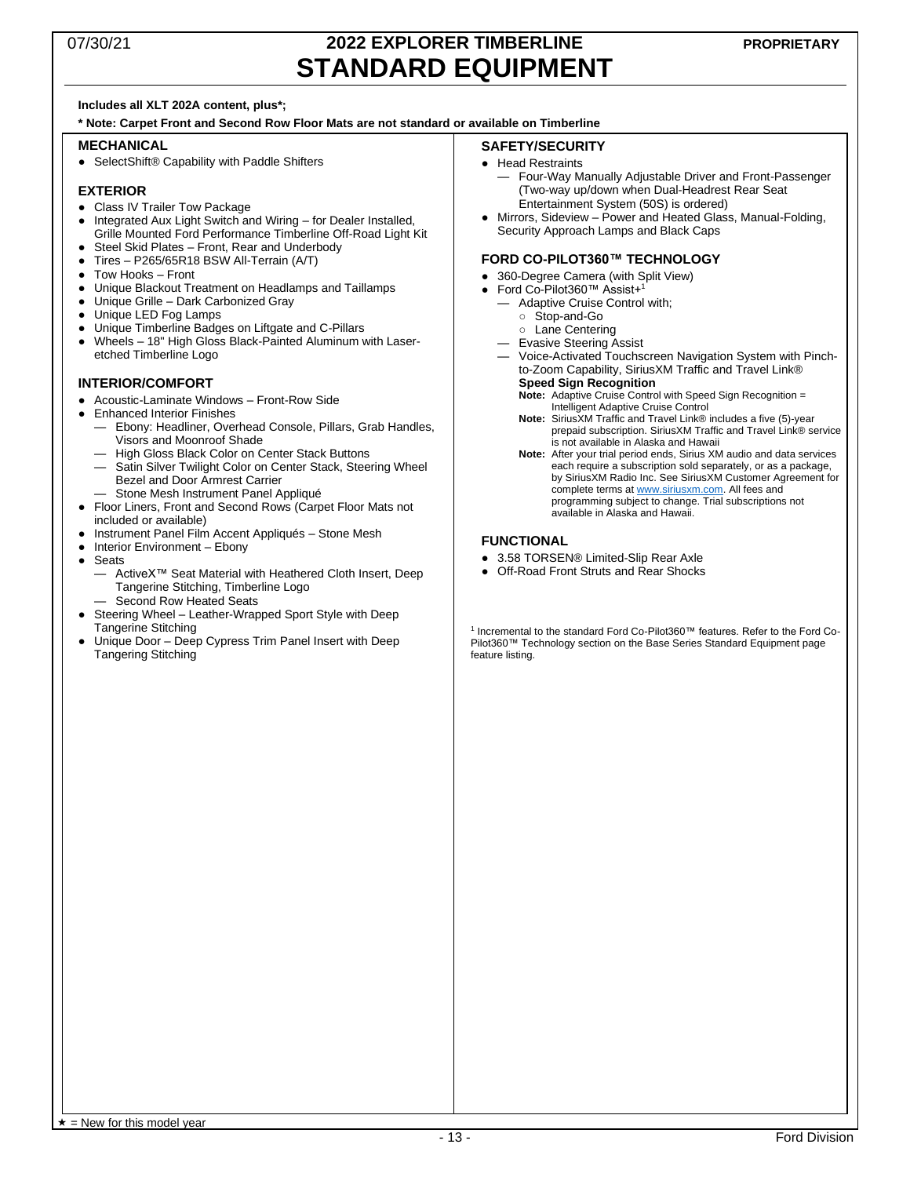# 2022 EXPLORER TIMBERLINE
# STANDARD EQUIPMENT

**Includes all XLT 202A content, plus*;**

**\* Note: Carpet Front and Second Row Floor Mats are not standard or available on Timberline**

## MECHANICAL

- SelectShift® Capability with Paddle Shifters

## EXTERIOR

- Class IV Trailer Tow Package
- Integrated Aux Light Switch and Wiring – for Dealer Installed, Grille Mounted Ford Performance Timberline Off-Road Light Kit
- Steel Skid Plates – Front, Rear and Underbody
- Tires – P265/65R18 BSW All-Terrain (A/T)
- Tow Hooks – Front
- Unique Blackout Treatment on Headlamps and Taillamps
- Unique Grille – Dark Carbonized Gray
- Unique LED Fog Lamps
- Unique Timberline Badges on Liftgate and C-Pillars
- Wheels – 18" High Gloss Black-Painted Aluminum with Laser-etched Timberline Logo

## INTERIOR/COMFORT

- Acoustic-Laminate Windows – Front-Row Side
- Enhanced Interior Finishes
  - Ebony: Headliner, Overhead Console, Pillars, Grab Handles, Visors and Moonroof Shade
  - High Gloss Black Color on Center Stack Buttons
  - Satin Silver Twilight Color on Center Stack, Steering Wheel Bezel and Door Armrest Carrier
  - Stone Mesh Instrument Panel Appliqué
- Floor Liners, Front and Second Rows (Carpet Floor Mats not included or available)
- Instrument Panel Film Accent Appliqués – Stone Mesh
- Interior Environment – Ebony
- Seats
  - ActiveX™ Seat Material with Heathered Cloth Insert, Deep Tangerine Stitching, Timberline Logo
  - Second Row Heated Seats
- Steering Wheel – Leather-Wrapped Sport Style with Deep Tangerine Stitching
- Unique Door – Deep Cypress Trim Panel Insert with Deep Tangering Stitching

## SAFETY/SECURITY

- Head Restraints
  - Four-Way Manually Adjustable Driver and Front-Passenger (Two-way up/down when Dual-Headrest Rear Seat Entertainment System (50S) is ordered)
- Mirrors, Sideview – Power and Heated Glass, Manual-Folding, Security Approach Lamps and Black Caps

## FORD CO-PILOT360™ TECHNOLOGY

- 360-Degree Camera (with Split View)
- Ford Co-Pilot360™ Assist+[1]
  - Adaptive Cruise Control with;
    - Stop-and-Go
    - Lane Centering
  - Evasive Steering Assist
  - Voice-Activated Touchscreen Navigation System with Pinch-to-Zoom Capability, SiriusXM Traffic and Travel Link®
  
    **Speed Sign Recognition**
    
    **Note:** Adaptive Cruise Control with Speed Sign Recognition = Intelligent Adaptive Cruise Control
    
    **Note:** SiriusXM Traffic and Travel Link® includes a five (5)-year prepaid subscription. SiriusXM Traffic and Travel Link® service is not available in Alaska and Hawaii
    
    **Note:** After your trial period ends, Sirius XM audio and data services each require a subscription sold separately, or as a package, by SiriusXM Radio Inc. See SiriusXM Customer Agreement for complete terms at www.siriusxm.com. All fees and programming subject to change. Trial subscriptions not available in Alaska and Hawaii.

## FUNCTIONAL

- 3.58 TORSEN® Limited-Slip Rear Axle
- Off-Road Front Struts and Rear Shocks

[1] Incremental to the standard Ford Co-Pilot360™ features. Refer to the Ford Co-Pilot360™ Technology section on the Base Series Standard Equipment page feature listing.

★ = New for this model year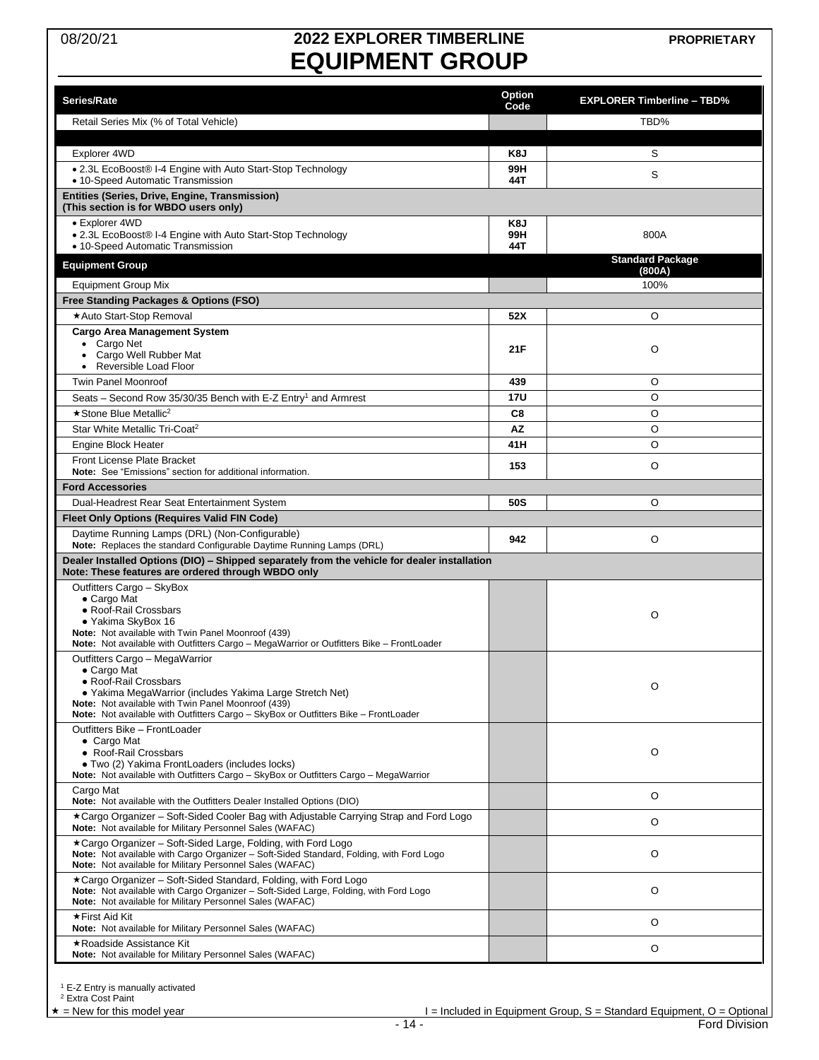# 2022 EXPLORER TIMBERLINE EQUIPMENT GROUP

08/20/21 PROPRIETARY

| Series/Rate | Option Code | EXPLORER Timberline – TBD% |
|---|---|---|
| Retail Series Mix (% of Total Vehicle) | | TBD% |
| | | |
| Explorer 4WD | K8J | S |
| • 2.3L EcoBoost® I-4 Engine with Auto Start-Stop Technology<br>• 10-Speed Automatic Transmission | 99H<br>44T | S |
| **Entities (Series, Drive, Engine, Transmission)**<br>**(This section is for WBDO users only)** | | |
| • Explorer 4WD<br>• 2.3L EcoBoost® I-4 Engine with Auto Start-Stop Technology<br>• 10-Speed Automatic Transmission | K8J<br>99H<br>44T | 800A |
| **Equipment Group** | | **Standard Package (800A)** |
| Equipment Group Mix | | 100% |
| **Free Standing Packages & Options (FSO)** | | |
| ★Auto Start-Stop Removal | 52X | O |
| **Cargo Area Management System**<br>• Cargo Net<br>• Cargo Well Rubber Mat<br>• Reversible Load Floor | 21F | O |
| Twin Panel Moonroof | 439 | O |
| Seats – Second Row 35/30/35 Bench with E-Z Entry[1] and Armrest | 17U | O |
| ★Stone Blue Metallic[2] | C8 | O |
| Star White Metallic Tri-Coat[2] | AZ | O |
| Engine Block Heater | 41H | O |
| Front License Plate Bracket<br>**Note:** See "Emissions" section for additional information. | 153 | O |
| **Ford Accessories** | | |
| Dual-Headrest Rear Seat Entertainment System | 50S | O |
| **Fleet Only Options (Requires Valid FIN Code)** | | |
| Daytime Running Lamps (DRL) (Non-Configurable)<br>**Note:** Replaces the standard Configurable Daytime Running Lamps (DRL) | 942 | O |
| **Dealer Installed Options (DIO) – Shipped separately from the vehicle for dealer installation**<br>**Note: These features are ordered through WBDO only** | | |
| Outfitters Cargo – SkyBox<br>• Cargo Mat<br>• Roof-Rail Crossbars<br>• Yakima SkyBox 16<br>**Note:** Not available with Twin Panel Moonroof (439)<br>**Note:** Not available with Outfitters Cargo – MegaWarrior or Outfitters Bike – FrontLoader | | O |
| Outfitters Cargo – MegaWarrior<br>• Cargo Mat<br>• Roof-Rail Crossbars<br>• Yakima MegaWarrior (includes Yakima Large Stretch Net)<br>**Note:** Not available with Twin Panel Moonroof (439)<br>**Note:** Not available with Outfitters Cargo – SkyBox or Outfitters Bike – FrontLoader | | O |
| Outfitters Bike – FrontLoader<br>• Cargo Mat<br>• Roof-Rail Crossbars<br>• Two (2) Yakima FrontLoaders (includes locks)<br>**Note:** Not available with Outfitters Cargo – SkyBox or Outfitters Cargo – MegaWarrior | | O |
| Cargo Mat<br>**Note:** Not available with the Outfitters Dealer Installed Options (DIO) | | O |
| ★Cargo Organizer – Soft-Sided Cooler Bag with Adjustable Carrying Strap and Ford Logo<br>**Note:** Not available for Military Personnel Sales (WAFAC) | | O |
| ★Cargo Organizer – Soft-Sided Large, Folding, with Ford Logo<br>**Note:** Not available with Cargo Organizer – Soft-Sided Standard, Folding, with Ford Logo<br>**Note:** Not available for Military Personnel Sales (WAFAC) | | O |
| ★Cargo Organizer – Soft-Sided Standard, Folding, with Ford Logo<br>**Note:** Not available with Cargo Organizer – Soft-Sided Large, Folding, with Ford Logo<br>**Note:** Not available for Military Personnel Sales (WAFAC) | | O |
| ★First Aid Kit<br>**Note:** Not available for Military Personnel Sales (WAFAC) | | O |
| ★Roadside Assistance Kit<br>**Note:** Not available for Military Personnel Sales (WAFAC) | | O |

[1] E-Z Entry is manually activated
[2] Extra Cost Paint
★ = New for this model year

I = Included in Equipment Group, S = Standard Equipment, O = Optional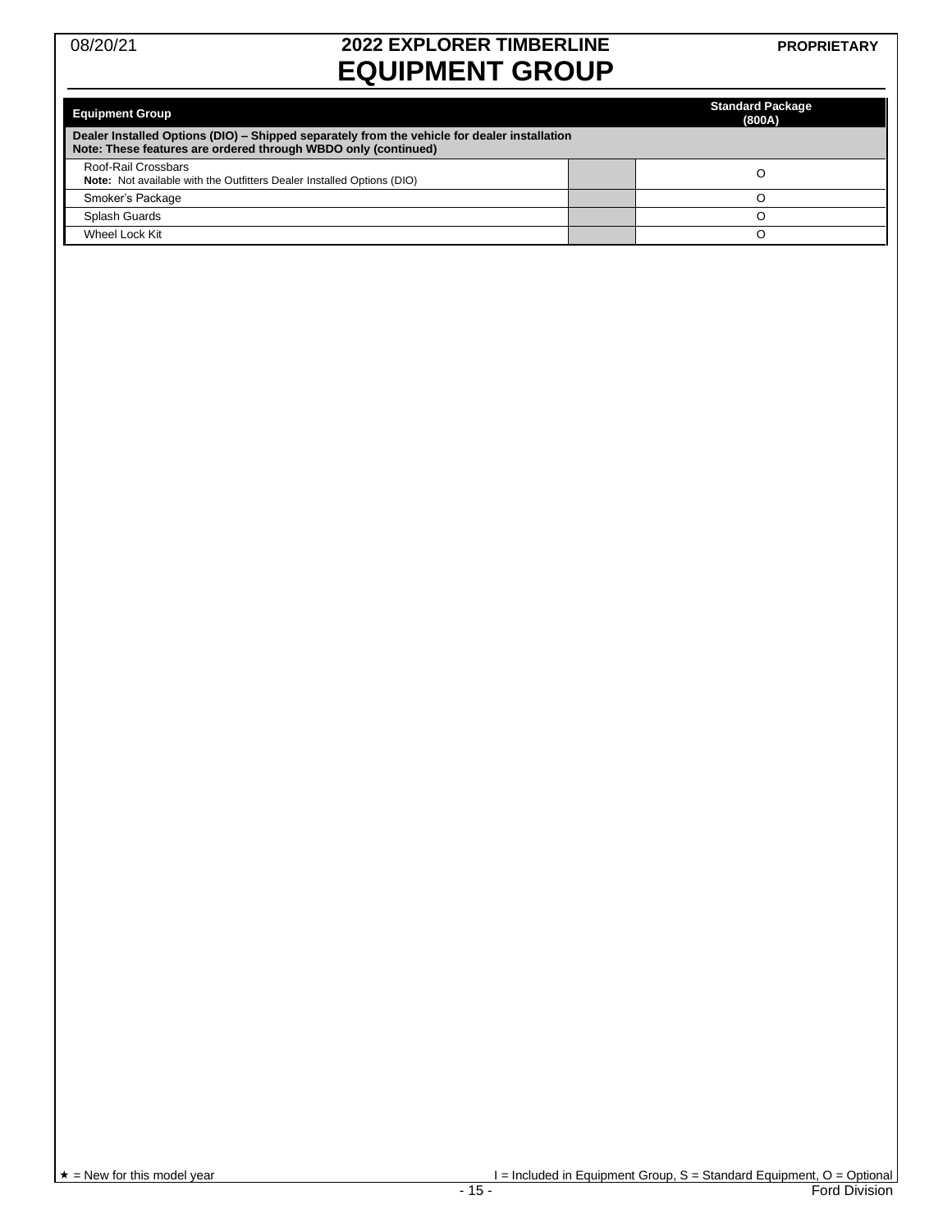# 2022 EXPLORER TIMBERLINE
# EQUIPMENT GROUP

| Equipment Group | | Standard Package (800A) |
|---|---|---|
| **Dealer Installed Options (DIO) – Shipped separately from the vehicle for dealer installation**<br>**Note: These features are ordered through WBDO only (continued)** | | |
| Roof-Rail Crossbars<br>**Note:** Not available with the Outfitters Dealer Installed Options (DIO) | | O |
| Smoker's Package | | O |
| Splash Guards | | O |
| Wheel Lock Kit | | O |

★ = New for this model year    I = Included in Equipment Group, S = Standard Equipment, O = Optional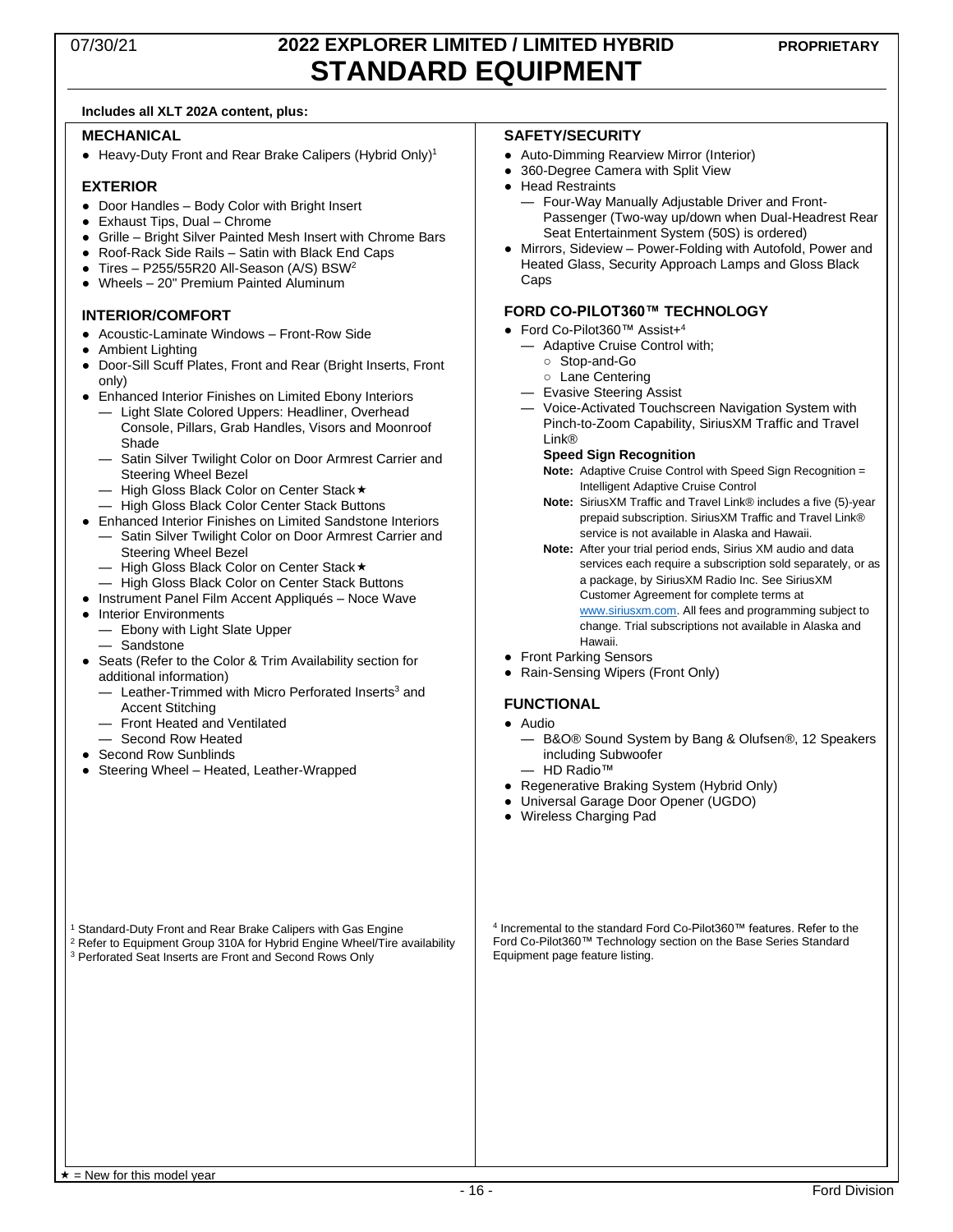07/30/21

# 2022 EXPLORER LIMITED / LIMITED HYBRID STANDARD EQUIPMENT

PROPRIETARY

**Includes all XLT 202A content, plus:**

## MECHANICAL

- Heavy-Duty Front and Rear Brake Calipers (Hybrid Only)[1]

## EXTERIOR

- Door Handles – Body Color with Bright Insert
- Exhaust Tips, Dual – Chrome
- Grille – Bright Silver Painted Mesh Insert with Chrome Bars
- Roof-Rack Side Rails – Satin with Black End Caps
- Tires – P255/55R20 All-Season (A/S) BSW[2]
- Wheels – 20" Premium Painted Aluminum

## INTERIOR/COMFORT

- Acoustic-Laminate Windows – Front-Row Side
- Ambient Lighting
- Door-Sill Scuff Plates, Front and Rear (Bright Inserts, Front only)
- Enhanced Interior Finishes on Limited Ebony Interiors
  - Light Slate Colored Uppers: Headliner, Overhead Console, Pillars, Grab Handles, Visors and Moonroof Shade
  - Satin Silver Twilight Color on Door Armrest Carrier and Steering Wheel Bezel
  - High Gloss Black Color on Center Stack ★
  - High Gloss Black Color Center Stack Buttons
- Enhanced Interior Finishes on Limited Sandstone Interiors
  - Satin Silver Twilight Color on Door Armrest Carrier and Steering Wheel Bezel
  - High Gloss Black Color on Center Stack ★
  - High Gloss Black Color Center Stack Buttons
- Instrument Panel Film Accent Appliqués – Noce Wave
- Interior Environments
  - Ebony with Light Slate Upper
  - Sandstone
- Seats (Refer to the Color & Trim Availability section for additional information)
  - Leather-Trimmed with Micro Perforated Inserts[3] and Accent Stitching
  - Front Heated and Ventilated
  - Second Row Heated
- Second Row Sunblinds
- Steering Wheel – Heated, Leather-Wrapped

[1] Standard-Duty Front and Rear Brake Calipers with Gas Engine
[2] Refer to Equipment Group 310A for Hybrid Engine Wheel/Tire availability
[3] Perforated Seat Inserts are Front and Second Rows Only

## SAFETY/SECURITY

- Auto-Dimming Rearview Mirror (Interior)
- 360-Degree Camera with Split View
- Head Restraints
  - Four-Way Manually Adjustable Driver and Front-Passenger (Two-way up/down when Dual-Headrest Rear Seat Entertainment System (50S) is ordered)
- Mirrors, Sideview – Power-Folding with Autofold, Power and Heated Glass, Security Approach Lamps and Gloss Black Caps

## FORD CO-PILOT360™ TECHNOLOGY

- Ford Co-Pilot360™ Assist+[4]
  - Adaptive Cruise Control with;
    - Stop-and-Go
    - Lane Centering
  - Evasive Steering Assist
  - Voice-Activated Touchscreen Navigation System with Pinch-to-Zoom Capability, SiriusXM Traffic and Travel Link®

    **Speed Sign Recognition**

    **Note:** Adaptive Cruise Control with Speed Sign Recognition = Intelligent Adaptive Cruise Control

    **Note:** SiriusXM Traffic and Travel Link® includes a five (5)-year prepaid subscription. SiriusXM Traffic and Travel Link® service is not available in Alaska and Hawaii.

    **Note:** After your trial period ends, Sirius XM audio and data services each require a subscription sold separately, or as a package, by SiriusXM Radio Inc. See SiriusXM Customer Agreement for complete terms at www.siriusxm.com. All fees and programming subject to change. Trial subscriptions not available in Alaska and Hawaii.
- Front Parking Sensors
- Rain-Sensing Wipers (Front Only)

## FUNCTIONAL

- Audio
  - B&O® Sound System by Bang & Olufsen®, 12 Speakers including Subwoofer
  - HD Radio™
- Regenerative Braking System (Hybrid Only)
- Universal Garage Door Opener (UGDO)
- Wireless Charging Pad

[4] Incremental to the standard Ford Co-Pilot360™ features. Refer to the Ford Co-Pilot360™ Technology section on the Base Series Standard Equipment page feature listing.

★ = New for this model year

Ford Division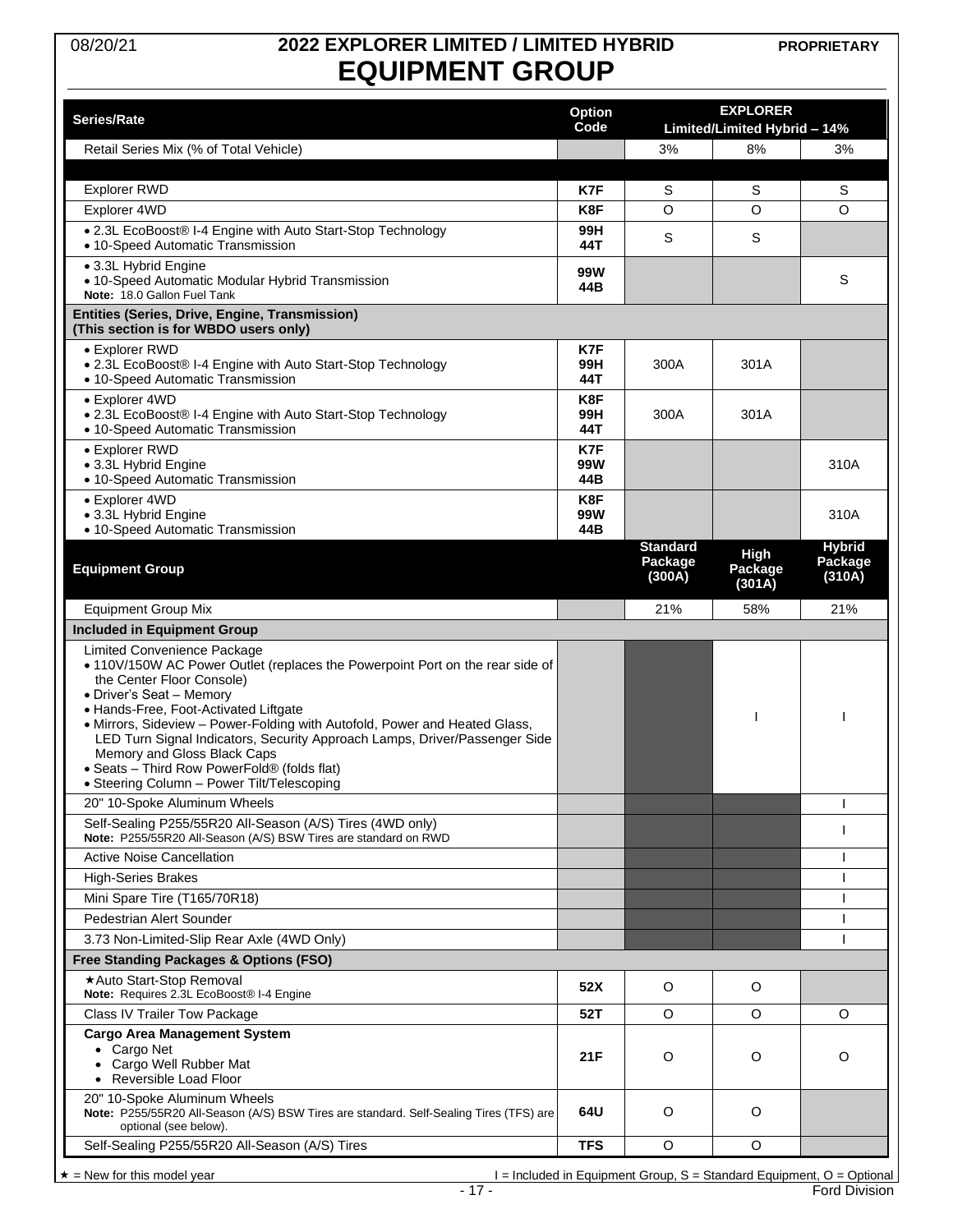08/20/21

# 2022 EXPLORER LIMITED / LIMITED HYBRID EQUIPMENT GROUP

PROPRIETARY

| Series/Rate | Option Code | EXPLORER Limited/Limited Hybrid – 14% | | |
|---|---|---|---|---|
| Retail Series Mix (% of Total Vehicle) | | 3% | 8% | 3% |
| | | | | |
| Explorer RWD | **K7F** | S | S | S |
| Explorer 4WD | **K8F** | O | O | O |
| • 2.3L EcoBoost® I-4 Engine with Auto Start-Stop Technology<br>• 10-Speed Automatic Transmission | **99H**<br>**44T** | S | S | |
| • 3.3L Hybrid Engine<br>• 10-Speed Automatic Modular Hybrid Transmission<br>**Note:** 18.0 Gallon Fuel Tank | **99W**<br>**44B** | | | S |
| **Entities (Series, Drive, Engine, Transmission) (This section is for WBDO users only)** | | | | |
| • Explorer RWD<br>• 2.3L EcoBoost® I-4 Engine with Auto Start-Stop Technology<br>• 10-Speed Automatic Transmission | **K7F**<br>**99H**<br>**44T** | 300A | 301A | |
| • Explorer 4WD<br>• 2.3L EcoBoost® I-4 Engine with Auto Start-Stop Technology<br>• 10-Speed Automatic Transmission | **K8F**<br>**99H**<br>**44T** | 300A | 301A | |
| • Explorer RWD<br>• 3.3L Hybrid Engine<br>• 10-Speed Automatic Transmission | **K7F**<br>**99W**<br>**44B** | | | 310A |
| • Explorer 4WD<br>• 3.3L Hybrid Engine<br>• 10-Speed Automatic Transmission | **K8F**<br>**99W**<br>**44B** | | | 310A |
| **Equipment Group** | | **Standard Package (300A)** | **High Package (301A)** | **Hybrid Package (310A)** |
| Equipment Group Mix | | 21% | 58% | 21% |
| **Included in Equipment Group** | | | | |
| Limited Convenience Package<br>• 110V/150W AC Power Outlet (replaces the Powerpoint Port on the rear side of the Center Floor Console)<br>• Driver's Seat – Memory<br>• Hands-Free, Foot-Activated Liftgate<br>• Mirrors, Sideview – Power-Folding with Autofold, Power and Heated Glass, LED Turn Signal Indicators, Security Approach Lamps, Driver/Passenger Side Memory and Gloss Black Caps<br>• Seats – Third Row PowerFold® (folds flat)<br>• Steering Column – Power Tilt/Telescoping | | | I | I |
| 20" 10-Spoke Aluminum Wheels | | | | I |
| Self-Sealing P255/55R20 All-Season (A/S) Tires (4WD only)<br>**Note:** P255/55R20 All-Season (A/S) BSW Tires are standard on RWD | | | | I |
| Active Noise Cancellation | | | | I |
| High-Series Brakes | | | | I |
| Mini Spare Tire (T165/70R18) | | | | I |
| Pedestrian Alert Sounder | | | | I |
| 3.73 Non-Limited-Slip Rear Axle (4WD Only) | | | | I |
| **Free Standing Packages & Options (FSO)** | | | | |
| ★Auto Start-Stop Removal<br>**Note:** Requires 2.3L EcoBoost® I-4 Engine | **52X** | O | O | |
| Class IV Trailer Tow Package | **52T** | O | O | O |
| **Cargo Area Management System**<br>• Cargo Net<br>• Cargo Well Rubber Mat<br>• Reversible Load Floor | **21F** | O | O | O |
| 20" 10-Spoke Aluminum Wheels<br>**Note:** P255/55R20 All-Season (A/S) BSW Tires are standard. Self-Sealing Tires (TFS) are optional (see below). | **64U** | O | O | |
| Self-Sealing P255/55R20 All-Season (A/S) Tires | **TFS** | O | O | |

★ = New for this model year

I = Included in Equipment Group, S = Standard Equipment, O = Optional

Ford Division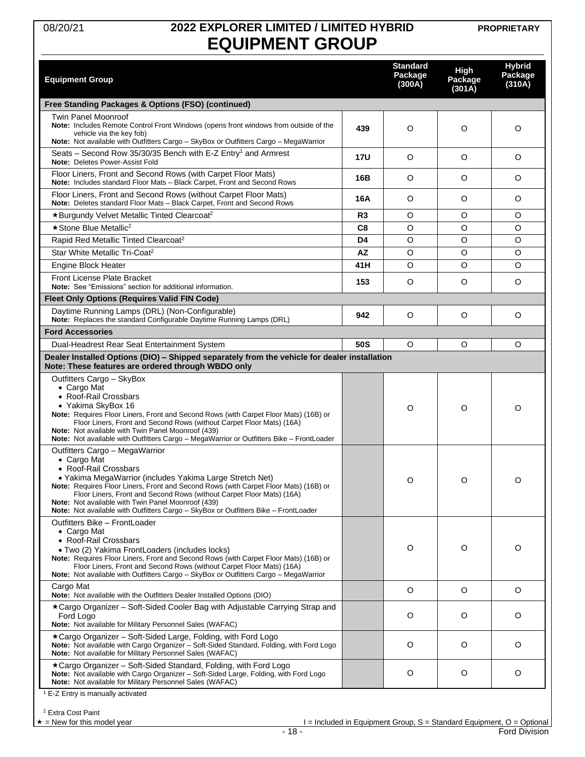# 2022 EXPLORER LIMITED / LIMITED HYBRID
# EQUIPMENT GROUP

08/20/21 PROPRIETARY

| Equipment Group | | Standard Package (300A) | High Package (301A) | Hybrid Package (310A) |
|---|---|---|---|---|
| **Free Standing Packages & Options (FSO) (continued)** | | | | |
| Twin Panel Moonroof<br>**Note:** Includes Remote Control Front Windows (opens front windows from outside of the vehicle via the key fob)<br>**Note:** Not available with Outfitters Cargo – SkyBox or Outfitters Cargo – MegaWarrior | **439** | O | O | O |
| Seats – Second Row 35/30/35 Bench with E-Z Entry[1] and Armrest<br>**Note:** Deletes Power-Assist Fold | **17U** | O | O | O |
| Floor Liners, Front and Second Rows (with Carpet Floor Mats)<br>**Note:** Includes standard Floor Mats – Black Carpet, Front and Second Rows | **16B** | O | O | O |
| Floor Liners, Front and Second Rows (without Carpet Floor Mats)<br>**Note:** Deletes standard Floor Mats – Black Carpet, Front and Second Rows | **16A** | O | O | O |
| ★Burgundy Velvet Metallic Tinted Clearcoat[2] | **R3** | O | O | O |
| ★Stone Blue Metallic[2] | **C8** | O | O | O |
| Rapid Red Metallic Tinted Clearcoat[2] | **D4** | O | O | O |
| Star White Metallic Tri-Coat[2] | **AZ** | O | O | O |
| Engine Block Heater | **41H** | O | O | O |
| Front License Plate Bracket<br>**Note:** See "Emissions" section for additional information. | **153** | O | O | O |
| **Fleet Only Options (Requires Valid FIN Code)** | | | | |
| Daytime Running Lamps (DRL) (Non-Configurable)<br>**Note:** Replaces the standard Configurable Daytime Running Lamps (DRL) | **942** | O | O | O |
| **Ford Accessories** | | | | |
| Dual-Headrest Rear Seat Entertainment System | **50S** | O | O | O |
| **Dealer Installed Options (DIO) – Shipped separately from the vehicle for dealer installation**<br>**Note: These features are ordered through WBDO only** | | | | |
| Outfitters Cargo – SkyBox<br>• Cargo Mat<br>• Roof-Rail Crossbars<br>• Yakima SkyBox 16<br>**Note:** Requires Floor Liners, Front and Second Rows (with Carpet Floor Mats) (16B) or Floor Liners, Front and Second Rows (without Carpet Floor Mats) (16A)<br>**Note:** Not available with Twin Panel Moonroof (439)<br>**Note:** Not available with Outfitters Cargo – MegaWarrior or Outfitters Bike – FrontLoader | | O | O | O |
| Outfitters Cargo – MegaWarrior<br>• Cargo Mat<br>• Roof-Rail Crossbars<br>• Yakima MegaWarrior (includes Yakima Large Stretch Net)<br>**Note:** Requires Floor Liners, Front and Second Rows (with Carpet Floor Mats) (16B) or Floor Liners, Front and Second Rows (without Carpet Floor Mats) (16A)<br>**Note:** Not available with Twin Panel Moonroof (439)<br>**Note:** Not available with Outfitters Cargo – SkyBox or Outfitters Bike – FrontLoader | | O | O | O |
| Outfitters Bike – FrontLoader<br>• Cargo Mat<br>• Roof-Rail Crossbars<br>• Two (2) Yakima FrontLoaders (includes locks)<br>**Note:** Requires Floor Liners, Front and Second Rows (with Carpet Floor Mats) (16B) or Floor Liners, Front and Second Rows (without Carpet Floor Mats) (16A)<br>**Note:** Not available with Outfitters Cargo – SkyBox or Outfitters Cargo – MegaWarrior | | O | O | O |
| Cargo Mat<br>**Note:** Not available with the Outfitters Dealer Installed Options (DIO) | | O | O | O |
| ★Cargo Organizer – Soft-Sided Cooler Bag with Adjustable Carrying Strap and Ford Logo<br>**Note:** Not available for Military Personnel Sales (WAFAC) | | O | O | O |
| ★Cargo Organizer – Soft-Sided Large, Folding, with Ford Logo<br>**Note:** Not available with Cargo Organizer – Soft-Sided Standard, Folding, with Ford Logo<br>**Note:** Not available for Military Personnel Sales (WAFAC) | | O | O | O |
| ★Cargo Organizer – Soft-Sided Standard, Folding, with Ford Logo<br>**Note:** Not available with Cargo Organizer – Soft-Sided Large, Folding, with Ford Logo<br>**Note:** Not available for Military Personnel Sales (WAFAC) | | O | O | O |

[1] E-Z Entry is manually activated

[2] Extra Cost Paint

★ = New for this model year

I = Included in Equipment Group, S = Standard Equipment, O = Optional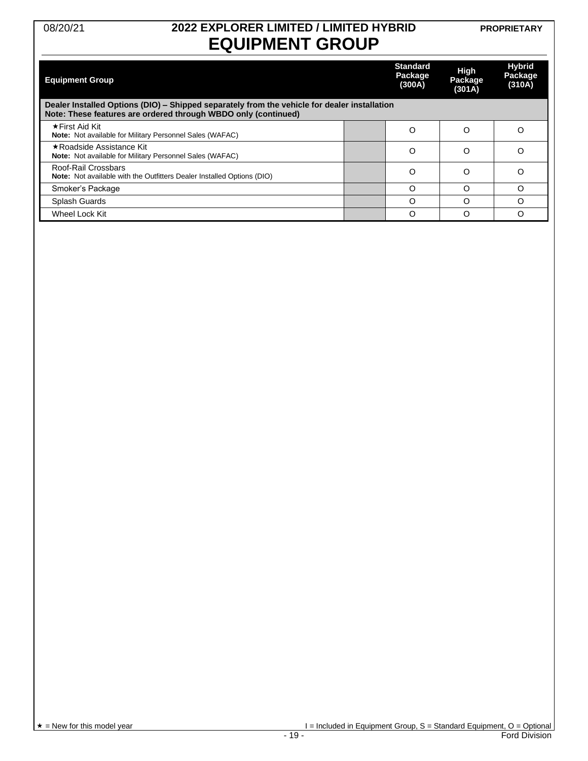# 2022 EXPLORER LIMITED / LIMITED HYBRID
# EQUIPMENT GROUP

| Equipment Group | | Standard Package (300A) | High Package (301A) | Hybrid Package (310A) |
|---|---|---|---|---|
| **Dealer Installed Options (DIO) – Shipped separately from the vehicle for dealer installation Note: These features are ordered through WBDO only (continued)** | | | | |
| ★First Aid Kit<br>**Note:** Not available for Military Personnel Sales (WAFAC) | | O | O | O |
| ★Roadside Assistance Kit<br>**Note:** Not available for Military Personnel Sales (WAFAC) | | O | O | O |
| Roof-Rail Crossbars<br>**Note:** Not available with the Outfitters Dealer Installed Options (DIO) | | O | O | O |
| Smoker's Package | | O | O | O |
| Splash Guards | | O | O | O |
| Wheel Lock Kit | | O | O | O |

★ = New for this model year

I = Included in Equipment Group, S = Standard Equipment, O = Optional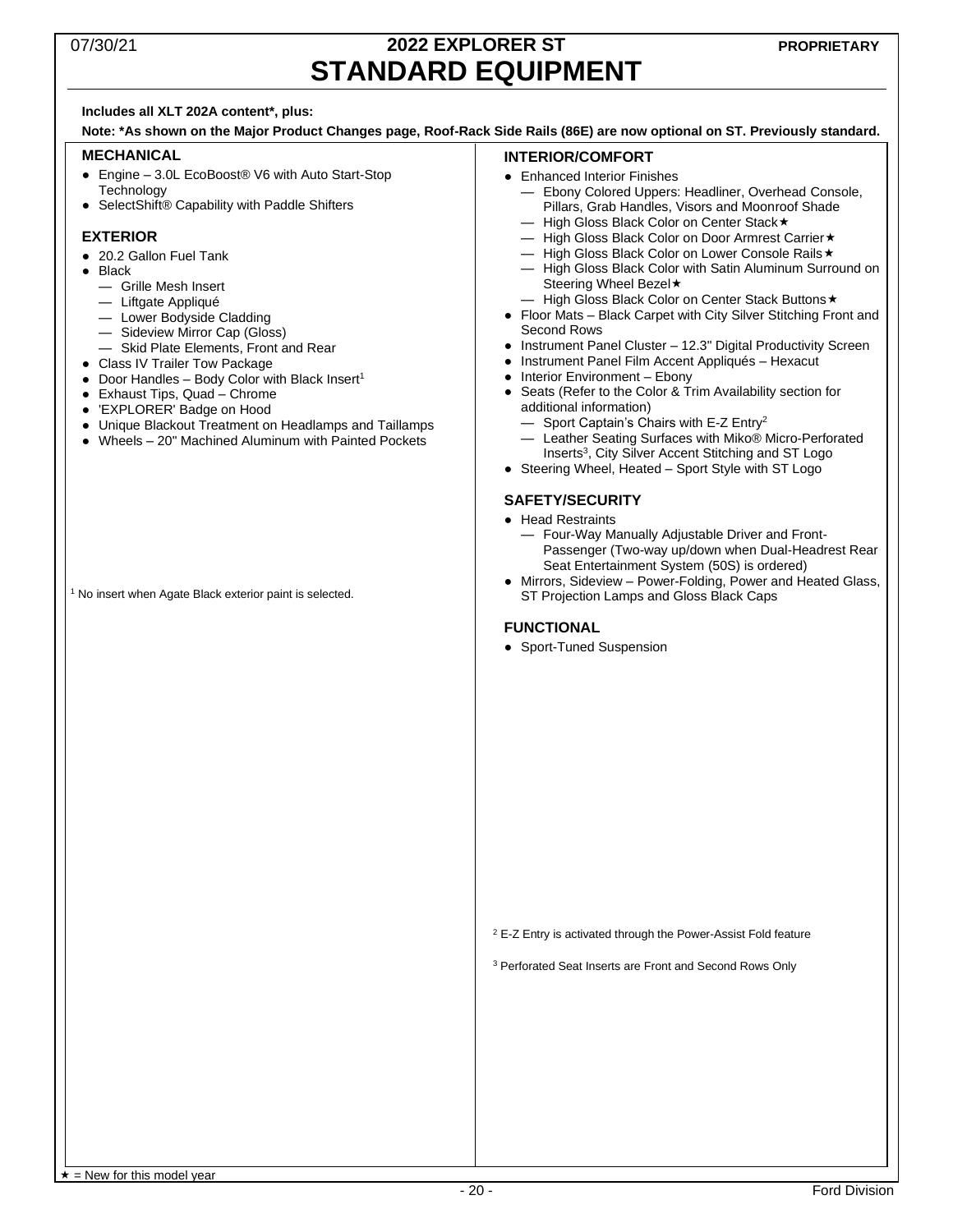# 2022 EXPLORER ST
# STANDARD EQUIPMENT

**Includes all XLT 202A content*, plus:**

**Note: *As shown on the Major Product Changes page, Roof-Rack Side Rails (86E) are now optional on ST. Previously standard.**

## MECHANICAL

- Engine – 3.0L EcoBoost® V6 with Auto Start-Stop Technology
- SelectShift® Capability with Paddle Shifters

## EXTERIOR

- 20.2 Gallon Fuel Tank
- Black
  - Grille Mesh Insert
  - Liftgate Appliqué
  - Lower Bodyside Cladding
  - Sideview Mirror Cap (Gloss)
  - Skid Plate Elements, Front and Rear
- Class IV Trailer Tow Package
- Door Handles – Body Color with Black Insert[1]
- Exhaust Tips, Quad – Chrome
- 'EXPLORER' Badge on Hood
- Unique Blackout Treatment on Headlamps and Taillamps
- Wheels – 20" Machined Aluminum with Painted Pockets

[1] No insert when Agate Black exterior paint is selected.

## INTERIOR/COMFORT

- Enhanced Interior Finishes
  - Ebony Colored Uppers: Headliner, Overhead Console, Pillars, Grab Handles, Visors and Moonroof Shade
  - High Gloss Black Color on Center Stack★
  - High Gloss Black Color on Door Armrest Carrier★
  - High Gloss Black Color on Lower Console Rails★
  - High Gloss Black Color with Satin Aluminum Surround on Steering Wheel Bezel★
  - High Gloss Black Color on Center Stack Buttons★
- Floor Mats – Black Carpet with City Silver Stitching Front and Second Rows
- Instrument Panel Cluster – 12.3" Digital Productivity Screen
- Instrument Panel Film Accent Appliqués – Hexacut
- Interior Environment – Ebony
- Seats (Refer to the Color & Trim Availability section for additional information)
  - Sport Captain's Chairs with E-Z Entry[2]
  - Leather Seating Surfaces with Miko® Micro-Perforated Inserts[3], City Silver Accent Stitching and ST Logo
- Steering Wheel, Heated – Sport Style with ST Logo

## SAFETY/SECURITY

- Head Restraints
  - Four-Way Manually Adjustable Driver and Front-Passenger (Two-way up/down when Dual-Headrest Rear Seat Entertainment System (50S) is ordered)
- Mirrors, Sideview – Power-Folding, Power and Heated Glass, ST Projection Lamps and Gloss Black Caps

## FUNCTIONAL

- Sport-Tuned Suspension

[2] E-Z Entry is activated through the Power-Assist Fold feature

[3] Perforated Seat Inserts are Front and Second Rows Only

★ = New for this model year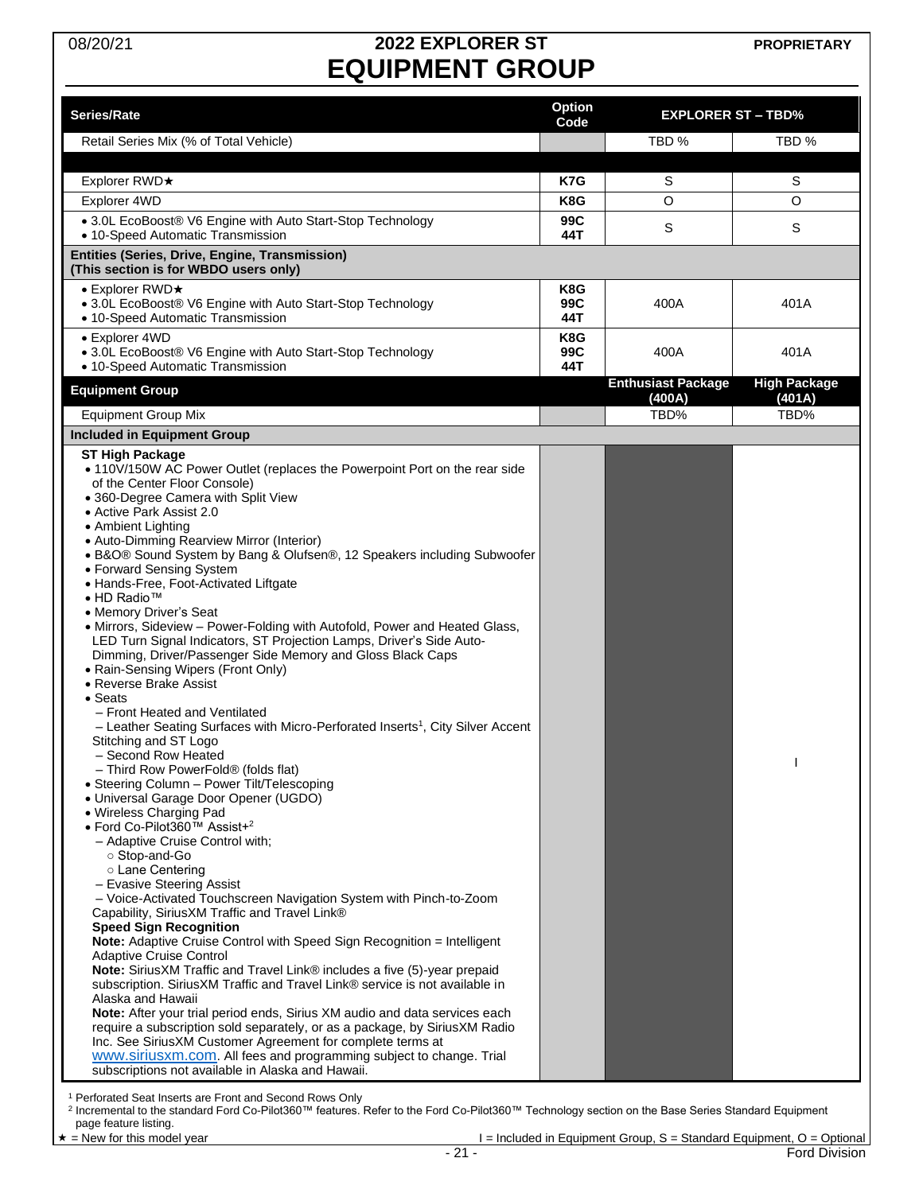08/20/21

**PROPRIETARY**

# 2022 EXPLORER ST
# EQUIPMENT GROUP

| Series/Rate | Option Code | EXPLORER ST – TBD% | |
|---|---|---|---|
| Retail Series Mix (% of Total Vehicle) | | TBD % | TBD % |
| | | | |
| Explorer RWD★ | K7G | S | S |
| Explorer 4WD | K8G | O | O |
| • 3.0L EcoBoost® V6 Engine with Auto Start-Stop Technology<br>• 10-Speed Automatic Transmission | 99C<br>44T | S | S |
| **Entities (Series, Drive, Engine, Transmission)**<br>**(This section is for WBDO users only)** | | | |
| • Explorer RWD★<br>• 3.0L EcoBoost® V6 Engine with Auto Start-Stop Technology<br>• 10-Speed Automatic Transmission | K8G<br>99C<br>44T | 400A | 401A |
| • Explorer 4WD<br>• 3.0L EcoBoost® V6 Engine with Auto Start-Stop Technology<br>• 10-Speed Automatic Transmission | K8G<br>99C<br>44T | 400A | 401A |
| **Equipment Group** | | **Enthusiast Package (400A)** | **High Package (401A)** |
| Equipment Group Mix | | TBD% | TBD% |
| **Included in Equipment Group** | | | |
| **ST High Package**<br>• 110V/150W AC Power Outlet (replaces the Powerpoint Port on the rear side of the Center Floor Console)<br>• 360-Degree Camera with Split View<br>• Active Park Assist 2.0<br>• Ambient Lighting<br>• Auto-Dimming Rearview Mirror (Interior)<br>• B&O® Sound System by Bang & Olufsen®, 12 Speakers including Subwoofer<br>• Forward Sensing System<br>• Hands-Free, Foot-Activated Liftgate<br>• HD Radio™<br>• Memory Driver's Seat<br>• Mirrors, Sideview – Power-Folding with Autofold, Power and Heated Glass, LED Turn Signal Indicators, ST Projection Lamps, Driver's Side Auto-Dimming, Driver/Passenger Side Memory and Gloss Black Caps<br>• Rain-Sensing Wipers (Front Only)<br>• Reverse Brake Assist<br>• Seats<br>– Front Heated and Ventilated<br>– Leather Seating Surfaces with Micro-Perforated Inserts[1], City Silver Accent Stitching and ST Logo<br>– Second Row Heated<br>– Third Row PowerFold® (folds flat)<br>• Steering Column – Power Tilt/Telescoping<br>• Universal Garage Door Opener (UGDO)<br>• Wireless Charging Pad<br>• Ford Co-Pilot360™ Assist+[2]<br>– Adaptive Cruise Control with;<br>○ Stop-and-Go<br>○ Lane Centering<br>– Evasive Steering Assist<br>– Voice-Activated Touchscreen Navigation System with Pinch-to-Zoom Capability, SiriusXM Traffic and Travel Link®<br>**Speed Sign Recognition**<br>**Note:** Adaptive Cruise Control with Speed Sign Recognition = Intelligent Adaptive Cruise Control<br>**Note:** SiriusXM Traffic and Travel Link® includes a five (5)-year prepaid subscription. SiriusXM Traffic and Travel Link® service is not available in Alaska and Hawaii<br>**Note:** After your trial period ends, Sirius XM audio and data services each require a subscription sold separately, or as a package, by SiriusXM Radio Inc. See SiriusXM Customer Agreement for complete terms at www.siriusxm.com. All fees and programming subject to change. Trial subscriptions not available in Alaska and Hawaii. | | | I |

[1] Perforated Seat Inserts are Front and Second Rows Only
[2] Incremental to the standard Ford Co-Pilot360™ features. Refer to the Ford Co-Pilot360™ Technology section on the Base Series Standard Equipment page feature listing.

★ = New for this model year

I = Included in Equipment Group, S = Standard Equipment, O = Optional

Ford Division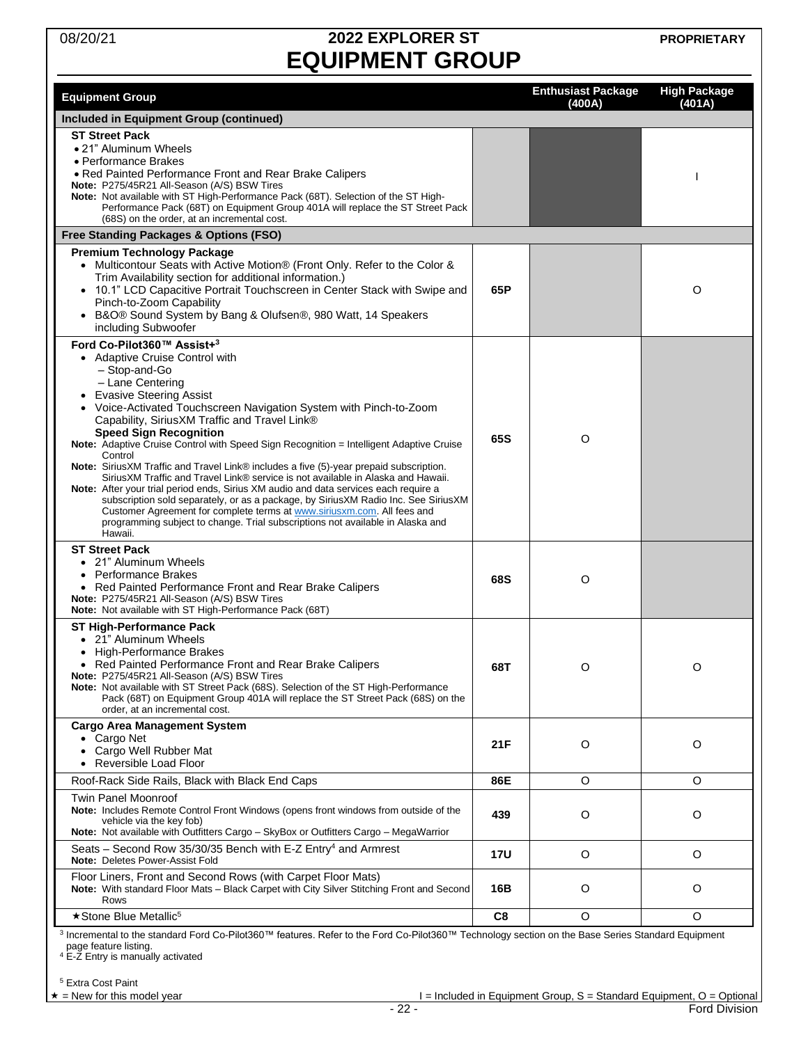# 2022 EXPLORER ST
# EQUIPMENT GROUP

| Equipment Group | | Enthusiast Package (400A) | High Package (401A) |
|---|---|---|---|
| **Included in Equipment Group (continued)** | | | |
| **ST Street Pack**<br>• 21" Aluminum Wheels<br>• Performance Brakes<br>• Red Painted Performance Front and Rear Brake Calipers<br>**Note:** P275/45R21 All-Season (A/S) BSW Tires<br>**Note:** Not available with ST High-Performance Pack (68T). Selection of the ST High-Performance Pack (68T) on Equipment Group 401A will replace the ST Street Pack (68S) on the order, at an incremental cost. | | | I |
| **Free Standing Packages & Options (FSO)** | | | |
| **Premium Technology Package**<br>• Multicontour Seats with Active Motion® (Front Only. Refer to the Color & Trim Availability section for additional information.)<br>• 10.1" LCD Capacitive Portrait Touchscreen in Center Stack with Swipe and Pinch-to-Zoom Capability<br>• B&O® Sound System by Bang & Olufsen®, 980 Watt, 14 Speakers including Subwoofer | **65P** | | O |
| **Ford Co-Pilot360™ Assist+**[3]<br>• Adaptive Cruise Control with<br>– Stop-and-Go<br>– Lane Centering<br>• Evasive Steering Assist<br>• Voice-Activated Touchscreen Navigation System with Pinch-to-Zoom Capability, SiriusXM Traffic and Travel Link®<br>**Speed Sign Recognition**<br>**Note:** Adaptive Cruise Control with Speed Sign Recognition = Intelligent Adaptive Cruise Control<br>**Note:** SiriusXM Traffic and Travel Link® includes a five (5)-year prepaid subscription. SiriusXM Traffic and Travel Link® service is not available in Alaska and Hawaii.<br>**Note:** After your trial period ends, Sirius XM audio and data services each require a subscription sold separately, or as a package, by SiriusXM Radio Inc. See SiriusXM Customer Agreement for complete terms at www.siriusxm.com. All fees and programming subject to change. Trial subscriptions not available in Alaska and Hawaii. | **65S** | O | |
| **ST Street Pack**<br>• 21" Aluminum Wheels<br>• Performance Brakes<br>• Red Painted Performance Front and Rear Brake Calipers<br>**Note:** P275/45R21 All-Season (A/S) BSW Tires<br>**Note:** Not available with ST High-Performance Pack (68T) | **68S** | O | |
| **ST High-Performance Pack**<br>• 21" Aluminum Wheels<br>• High-Performance Brakes<br>• Red Painted Performance Front and Rear Brake Calipers<br>**Note:** P275/45R21 All-Season (A/S) BSW Tires<br>**Note:** Not available with ST Street Pack (68S). Selection of the ST High-Performance Pack (68T) on Equipment Group 401A will replace the ST Street Pack (68S) on the order, at an incremental cost. | **68T** | O | O |
| **Cargo Area Management System**<br>• Cargo Net<br>• Cargo Well Rubber Mat<br>• Reversible Load Floor | **21F** | O | O |
| Roof-Rack Side Rails, Black with Black End Caps | **86E** | O | O |
| Twin Panel Moonroof<br>**Note:** Includes Remote Control Front Windows (opens front windows from outside of the vehicle via the key fob)<br>**Note:** Not available with Outfitters Cargo – SkyBox or Outfitters Cargo – MegaWarrior | **439** | O | O |
| Seats – Second Row 35/30/35 Bench with E-Z Entry[4] and Armrest<br>**Note:** Deletes Power-Assist Fold | **17U** | O | O |
| Floor Liners, Front and Second Rows (with Carpet Floor Mats)<br>**Note:** With standard Floor Mats – Black Carpet with City Silver Stitching Front and Second Rows | **16B** | O | O |
| ★Stone Blue Metallic[5] | **C8** | O | O |

[3] Incremental to the standard Ford Co-Pilot360™ features. Refer to the Ford Co-Pilot360™ Technology section on the Base Series Standard Equipment page feature listing.
[4] E-Z Entry is manually activated

[5] Extra Cost Paint

★ = New for this model year

I = Included in Equipment Group, S = Standard Equipment, O = Optional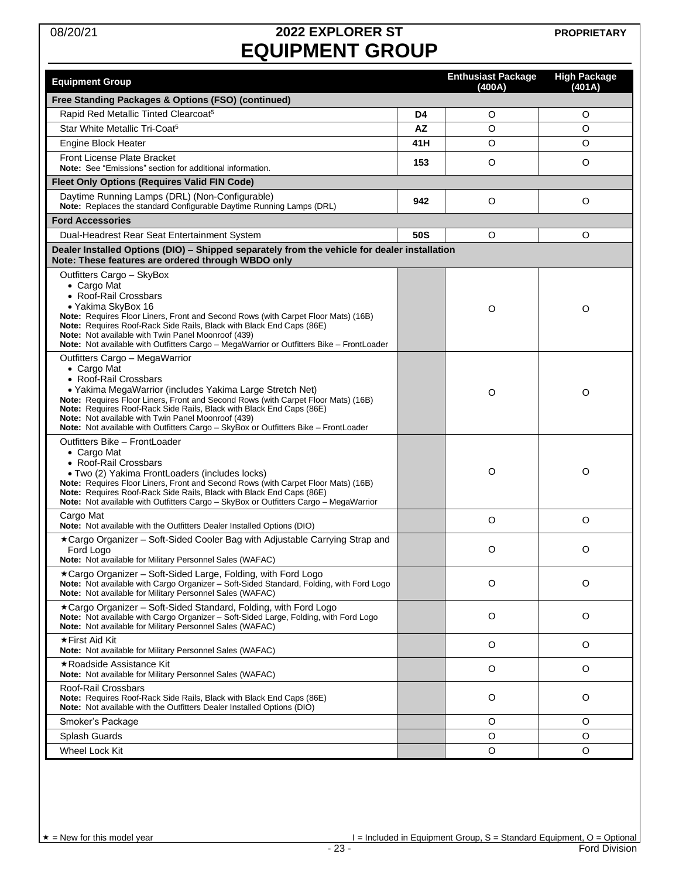# 2022 EXPLORER ST
# EQUIPMENT GROUP

| Equipment Group | | Enthusiast Package (400A) | High Package (401A) |
|---|---|---|---|
| **Free Standing Packages & Options (FSO) (continued)** | | | |
| Rapid Red Metallic Tinted Clearcoat[5] | **D4** | O | O |
| Star White Metallic Tri-Coat[5] | **AZ** | O | O |
| Engine Block Heater | **41H** | O | O |
| Front License Plate Bracket<br>**Note:** See "Emissions" section for additional information. | **153** | O | O |
| **Fleet Only Options (Requires Valid FIN Code)** | | | |
| Daytime Running Lamps (DRL) (Non-Configurable)<br>**Note:** Replaces the standard Configurable Daytime Running Lamps (DRL) | **942** | O | O |
| **Ford Accessories** | | | |
| Dual-Headrest Rear Seat Entertainment System | **50S** | O | O |
| **Dealer Installed Options (DIO) – Shipped separately from the vehicle for dealer installation**<br>**Note: These features are ordered through WBDO only** | | | |
| Outfitters Cargo – SkyBox<br>• Cargo Mat<br>• Roof-Rail Crossbars<br>• Yakima SkyBox 16<br>**Note:** Requires Floor Liners, Front and Second Rows (with Carpet Floor Mats) (16B)<br>**Note:** Requires Roof-Rack Side Rails, Black with Black End Caps (86E)<br>**Note:** Not available with Twin Panel Moonroof (439)<br>**Note:** Not available with Outfitters Cargo – MegaWarrior or Outfitters Bike – FrontLoader | | O | O |
| Outfitters Cargo – MegaWarrior<br>• Cargo Mat<br>• Roof-Rail Crossbars<br>• Yakima MegaWarrior (includes Yakima Large Stretch Net)<br>**Note:** Requires Floor Liners, Front and Second Rows (with Carpet Floor Mats) (16B)<br>**Note:** Requires Roof-Rack Side Rails, Black with Black End Caps (86E)<br>**Note:** Not available with Twin Panel Moonroof (439)<br>**Note:** Not available with Outfitters Cargo – SkyBox or Outfitters Bike – FrontLoader | | O | O |
| Outfitters Bike – FrontLoader<br>• Cargo Mat<br>• Roof-Rail Crossbars<br>• Two (2) Yakima FrontLoaders (includes locks)<br>**Note:** Requires Floor Liners, Front and Second Rows (with Carpet Floor Mats) (16B)<br>**Note:** Requires Roof-Rack Side Rails, Black with Black End Caps (86E)<br>**Note:** Not available with Outfitters Cargo – SkyBox or Outfitters Cargo – MegaWarrior | | O | O |
| Cargo Mat<br>**Note:** Not available with the Outfitters Dealer Installed Options (DIO) | | O | O |
| ★Cargo Organizer – Soft-Sided Cooler Bag with Adjustable Carrying Strap and Ford Logo<br>**Note:** Not available for Military Personnel Sales (WAFAC) | | O | O |
| ★Cargo Organizer – Soft-Sided Large, Folding, with Ford Logo<br>**Note:** Not available with Cargo Organizer – Soft-Sided Standard, Folding, with Ford Logo<br>**Note:** Not available for Military Personnel Sales (WAFAC) | | O | O |
| ★Cargo Organizer – Soft-Sided Standard, Folding, with Ford Logo<br>**Note:** Not available with Cargo Organizer – Soft-Sided Large, Folding, with Ford Logo<br>**Note:** Not available for Military Personnel Sales (WAFAC) | | O | O |
| ★First Aid Kit<br>**Note:** Not available for Military Personnel Sales (WAFAC) | | O | O |
| ★Roadside Assistance Kit<br>**Note:** Not available for Military Personnel Sales (WAFAC) | | O | O |
| Roof-Rail Crossbars<br>**Note:** Requires Roof-Rack Side Rails, Black with Black End Caps (86E)<br>**Note:** Not available with the Outfitters Dealer Installed Options (DIO) | | O | O |
| Smoker's Package | | O | O |
| Splash Guards | | O | O |
| Wheel Lock Kit | | O | O |

★ = New for this model year

I = Included in Equipment Group, S = Standard Equipment, O = Optional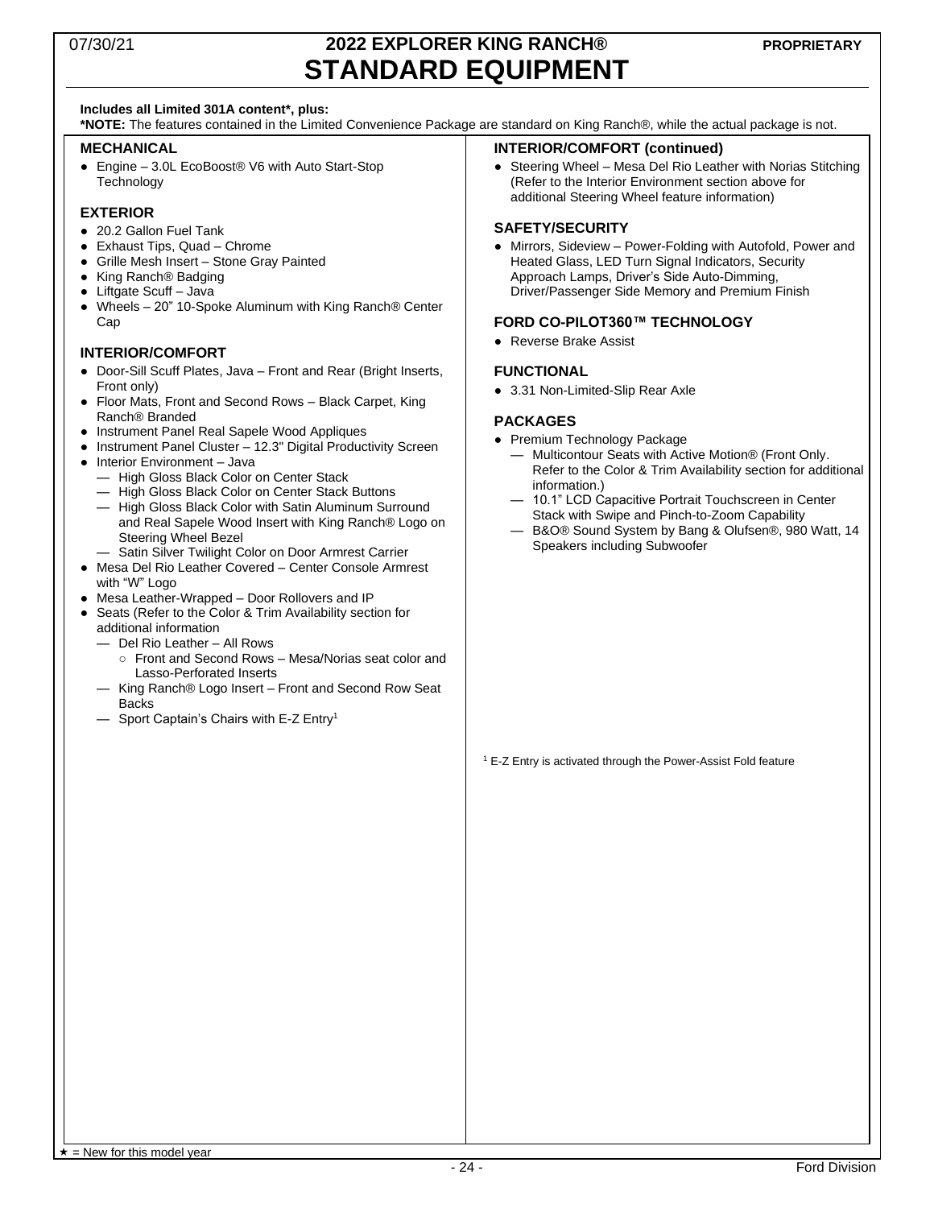# 2022 EXPLORER KING RANCH®
# STANDARD EQUIPMENT

**Includes all Limited 301A content*, plus:**

***NOTE:** The features contained in the Limited Convenience Package are standard on King Ranch®, while the actual package is not.

### MECHANICAL

- Engine – 3.0L EcoBoost® V6 with Auto Start-Stop Technology

### EXTERIOR

- 20.2 Gallon Fuel Tank
- Exhaust Tips, Quad – Chrome
- Grille Mesh Insert – Stone Gray Painted
- King Ranch® Badging
- Liftgate Scuff – Java
- Wheels – 20" 10-Spoke Aluminum with King Ranch® Center Cap

### INTERIOR/COMFORT

- Door-Sill Scuff Plates, Java – Front and Rear (Bright Inserts, Front only)
- Floor Mats, Front and Second Rows – Black Carpet, King Ranch® Branded
- Instrument Panel Real Sapele Wood Appliques
- Instrument Panel Cluster – 12.3" Digital Productivity Screen
- Interior Environment – Java
  - High Gloss Black Color on Center Stack
  - High Gloss Black Color on Center Stack Buttons
  - High Gloss Black Color with Satin Aluminum Surround and Real Sapele Wood Insert with King Ranch® Logo on Steering Wheel Bezel
  - Satin Silver Twilight Color on Door Armrest Carrier
- Mesa Del Rio Leather Covered – Center Console Armrest with "W" Logo
- Mesa Leather-Wrapped – Door Rollovers and IP
- Seats (Refer to the Color & Trim Availability section for additional information
  - Del Rio Leather – All Rows
    - Front and Second Rows – Mesa/Norias seat color and Lasso-Perforated Inserts
  - King Ranch® Logo Insert – Front and Second Row Seat Backs
  - Sport Captain's Chairs with E-Z Entry[1]

### INTERIOR/COMFORT (continued)

- Steering Wheel – Mesa Del Rio Leather with Norias Stitching (Refer to the Interior Environment section above for additional Steering Wheel feature information)

### SAFETY/SECURITY

- Mirrors, Sideview – Power-Folding with Autofold, Power and Heated Glass, LED Turn Signal Indicators, Security Approach Lamps, Driver's Side Auto-Dimming, Driver/Passenger Side Memory and Premium Finish

### FORD CO-PILOT360™ TECHNOLOGY

- Reverse Brake Assist

### FUNCTIONAL

- 3.31 Non-Limited-Slip Rear Axle

### PACKAGES

- Premium Technology Package
  - Multicontour Seats with Active Motion® (Front Only. Refer to the Color & Trim Availability section for additional information.)
  - 10.1" LCD Capacitive Portrait Touchscreen in Center Stack with Swipe and Pinch-to-Zoom Capability
  - B&O® Sound System by Bang & Olufsen®, 980 Watt, 14 Speakers including Subwoofer

[1] E-Z Entry is activated through the Power-Assist Fold feature

★ = New for this model year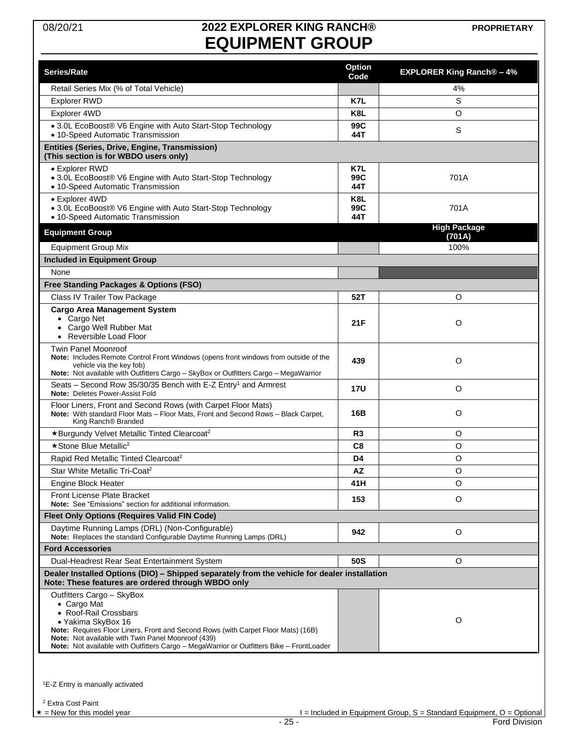08/20/21

# 2022 EXPLORER KING RANCH® EQUIPMENT GROUP

PROPRIETARY

| Series/Rate | Option Code | EXPLORER King Ranch® – 4% |
|---|---|---|
| Retail Series Mix (% of Total Vehicle) | | 4% |
| Explorer RWD | K7L | S |
| Explorer 4WD | K8L | O |
| • 3.0L EcoBoost® V6 Engine with Auto Start-Stop Technology<br>• 10-Speed Automatic Transmission | 99C<br>44T | S |
| **Entities (Series, Drive, Engine, Transmission) (This section is for WBDO users only)** | | |
| • Explorer RWD<br>• 3.0L EcoBoost® V6 Engine with Auto Start-Stop Technology<br>• 10-Speed Automatic Transmission | K7L<br>99C<br>44T | 701A |
| • Explorer 4WD<br>• 3.0L EcoBoost® V6 Engine with Auto Start-Stop Technology<br>• 10-Speed Automatic Transmission | K8L<br>99C<br>44T | 701A |
| **Equipment Group** | | **High Package (701A)** |
| Equipment Group Mix | | 100% |
| **Included in Equipment Group** | | |
| None | | |
| **Free Standing Packages & Options (FSO)** | | |
| Class IV Trailer Tow Package | 52T | O |
| **Cargo Area Management System**<br>• Cargo Net<br>• Cargo Well Rubber Mat<br>• Reversible Load Floor | 21F | O |
| Twin Panel Moonroof<br>**Note:** Includes Remote Control Front Windows (opens front windows from outside of the vehicle via the key fob)<br>**Note:** Not available with Outfitters Cargo – SkyBox or Outfitters Cargo – MegaWarrior | 439 | O |
| Seats – Second Row 35/30/35 Bench with E-Z Entry[1] and Armrest<br>**Note:** Deletes Power-Assist Fold | 17U | O |
| Floor Liners, Front and Second Rows (with Carpet Floor Mats)<br>**Note:** With standard Floor Mats – Floor Mats, Front and Second Rows – Black Carpet, King Ranch® Branded | 16B | O |
| ★Burgundy Velvet Metallic Tinted Clearcoat[2] | R3 | O |
| ★Stone Blue Metallic[2] | C8 | O |
| Rapid Red Metallic Tinted Clearcoat[2] | D4 | O |
| Star White Metallic Tri-Coat[2] | AZ | O |
| Engine Block Heater | 41H | O |
| Front License Plate Bracket<br>**Note:** See "Emissions" section for additional information. | 153 | O |
| **Fleet Only Options (Requires Valid FIN Code)** | | |
| Daytime Running Lamps (DRL) (Non-Configurable)<br>**Note:** Replaces the standard Configurable Daytime Running Lamps (DRL) | 942 | O |
| **Ford Accessories** | | |
| Dual-Headrest Rear Seat Entertainment System | 50S | O |
| **Dealer Installed Options (DIO) – Shipped separately from the vehicle for dealer installation**<br>**Note: These features are ordered through WBDO only** | | |
| Outfitters Cargo – SkyBox<br>• Cargo Mat<br>• Roof-Rail Crossbars<br>• Yakima SkyBox 16<br>**Note:** Requires Floor Liners, Front and Second Rows (with Carpet Floor Mats) (16B)<br>**Note:** Not available with Twin Panel Moonroof (439)<br>**Note:** Not available with Outfitters Cargo – MegaWarrior or Outfitters Bike – FrontLoader | | O |

[1] E-Z Entry is manually activated

[2] Extra Cost Paint

★ = New for this model year

I = Included in Equipment Group, S = Standard Equipment, O = Optional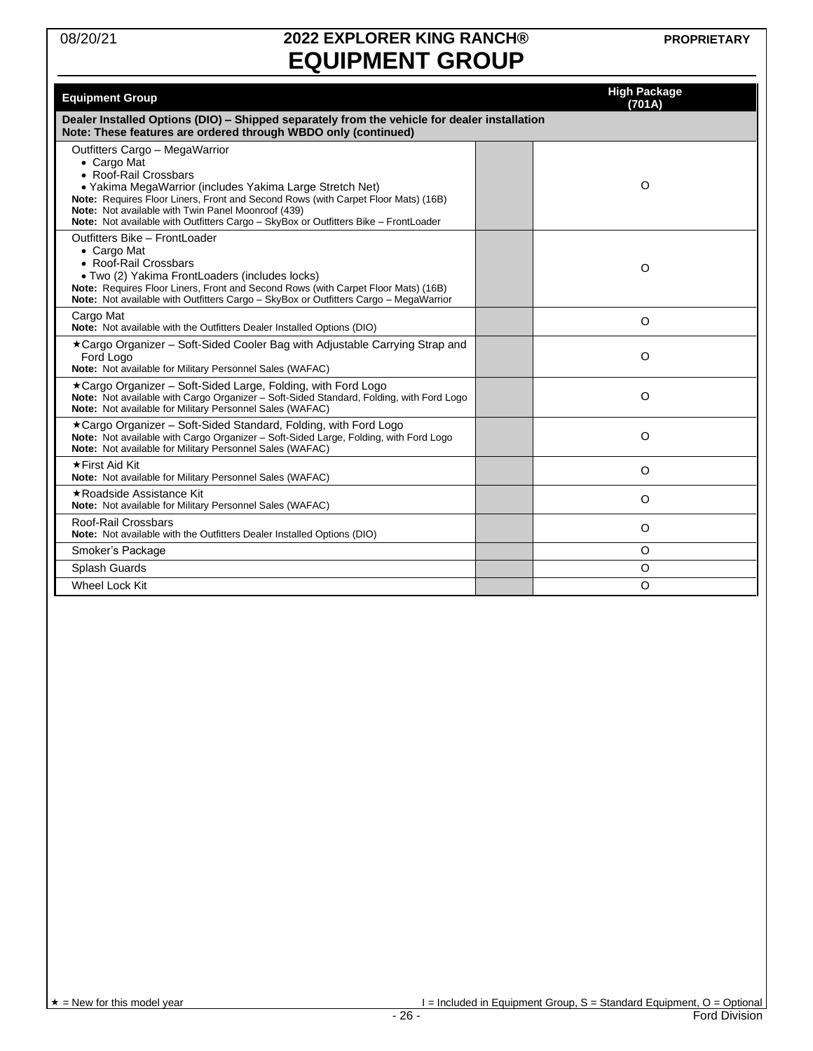# 2022 EXPLORER KING RANCH®
# EQUIPMENT GROUP

| Equipment Group | | High Package (701A) |
|---|---|---|
| **Dealer Installed Options (DIO) – Shipped separately from the vehicle for dealer installation**<br>**Note: These features are ordered through WBDO only (continued)** | | |
| Outfitters Cargo – MegaWarrior<br>• Cargo Mat<br>• Roof-Rail Crossbars<br>• Yakima MegaWarrior (includes Yakima Large Stretch Net)<br>**Note:** Requires Floor Liners, Front and Second Rows (with Carpet Floor Mats) (16B)<br>**Note:** Not available with Twin Panel Moonroof (439)<br>**Note:** Not available with Outfitters Cargo – SkyBox or Outfitters Bike – FrontLoader | | O |
| Outfitters Bike – FrontLoader<br>• Cargo Mat<br>• Roof-Rail Crossbars<br>• Two (2) Yakima FrontLoaders (includes locks)<br>**Note:** Requires Floor Liners, Front and Second Rows (with Carpet Floor Mats) (16B)<br>**Note:** Not available with Outfitters Cargo – SkyBox or Outfitters Cargo – MegaWarrior | | O |
| Cargo Mat<br>**Note:** Not available with the Outfitters Dealer Installed Options (DIO) | | O |
| ★Cargo Organizer – Soft-Sided Cooler Bag with Adjustable Carrying Strap and Ford Logo<br>**Note:** Not available for Military Personnel Sales (WAFAC) | | O |
| ★Cargo Organizer – Soft-Sided Large, Folding, with Ford Logo<br>**Note:** Not available with Cargo Organizer – Soft-Sided Standard, Folding, with Ford Logo<br>**Note:** Not available for Military Personnel Sales (WAFAC) | | O |
| ★Cargo Organizer – Soft-Sided Standard, Folding, with Ford Logo<br>**Note:** Not available with Cargo Organizer – Soft-Sided Large, Folding, with Ford Logo<br>**Note:** Not available for Military Personnel Sales (WAFAC) | | O |
| ★First Aid Kit<br>**Note:** Not available for Military Personnel Sales (WAFAC) | | O |
| ★Roadside Assistance Kit<br>**Note:** Not available for Military Personnel Sales (WAFAC) | | O |
| Roof-Rail Crossbars<br>**Note:** Not available with the Outfitters Dealer Installed Options (DIO) | | O |
| Smoker's Package | | O |
| Splash Guards | | O |
| Wheel Lock Kit | | O |

★ = New for this model year

I = Included in Equipment Group, S = Standard Equipment, O = Optional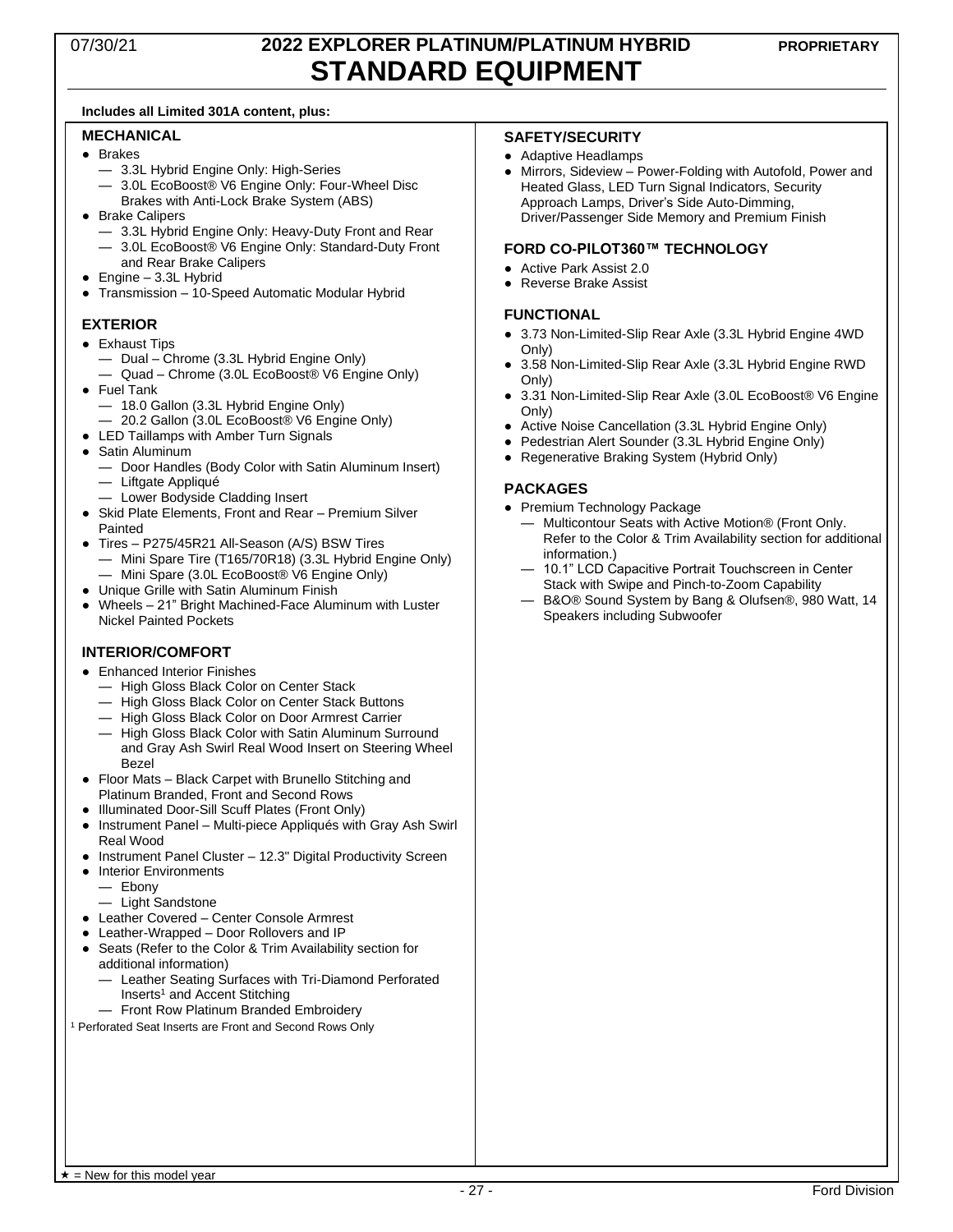# 2022 EXPLORER PLATINUM/PLATINUM HYBRID
# STANDARD EQUIPMENT

07/30/21 — PROPRIETARY

**Includes all Limited 301A content, plus:**

## MECHANICAL

- Brakes
  - 3.3L Hybrid Engine Only: High-Series
  - 3.0L EcoBoost® V6 Engine Only: Four-Wheel Disc Brakes with Anti-Lock Brake System (ABS)
- Brake Calipers
  - 3.3L Hybrid Engine Only: Heavy-Duty Front and Rear
  - 3.0L EcoBoost® V6 Engine Only: Standard-Duty Front and Rear Brake Calipers
- Engine – 3.3L Hybrid
- Transmission – 10-Speed Automatic Modular Hybrid

## EXTERIOR

- Exhaust Tips
  - Dual – Chrome (3.3L Hybrid Engine Only)
  - Quad – Chrome (3.0L EcoBoost® V6 Engine Only)
- Fuel Tank
  - 18.0 Gallon (3.3L Hybrid Engine Only)
  - 20.2 Gallon (3.0L EcoBoost® V6 Engine Only)
- LED Taillamps with Amber Turn Signals
- Satin Aluminum
  - Door Handles (Body Color with Satin Aluminum Insert)
  - Liftgate Appliqué
  - Lower Bodyside Cladding Insert
- Skid Plate Elements, Front and Rear – Premium Silver Painted
- Tires – P275/45R21 All-Season (A/S) BSW Tires
  - Mini Spare Tire (T165/70R18) (3.3L Hybrid Engine Only)
  - Mini Spare (3.0L EcoBoost® V6 Engine Only)
- Unique Grille with Satin Aluminum Finish
- Wheels – 21" Bright Machined-Face Aluminum with Luster Nickel Painted Pockets

## INTERIOR/COMFORT

- Enhanced Interior Finishes
  - High Gloss Black Color on Center Stack
  - High Gloss Black Color on Center Stack Buttons
  - High Gloss Black Color on Door Armrest Carrier
  - High Gloss Black Color with Satin Aluminum Surround and Gray Ash Swirl Real Wood Insert on Steering Wheel Bezel
- Floor Mats – Black Carpet with Brunello Stitching and Platinum Branded, Front and Second Rows
- Illuminated Door-Sill Scuff Plates (Front Only)
- Instrument Panel – Multi-piece Appliqués with Gray Ash Swirl Real Wood
- Instrument Panel Cluster – 12.3" Digital Productivity Screen
- Interior Environments
  - Ebony
  - Light Sandstone
- Leather Covered – Center Console Armrest
- Leather-Wrapped – Door Rollovers and IP
- Seats (Refer to the Color & Trim Availability section for additional information)
  - Leather Seating Surfaces with Tri-Diamond Perforated Inserts[1] and Accent Stitching
  - Front Row Platinum Branded Embroidery

[1] Perforated Seat Inserts are Front and Second Rows Only

## SAFETY/SECURITY

- Adaptive Headlamps
- Mirrors, Sideview – Power-Folding with Autofold, Power and Heated Glass, LED Turn Signal Indicators, Security Approach Lamps, Driver's Side Auto-Dimming, Driver/Passenger Side Memory and Premium Finish

## FORD CO-PILOT360™ TECHNOLOGY

- Active Park Assist 2.0
- Reverse Brake Assist

## FUNCTIONAL

- 3.73 Non-Limited-Slip Rear Axle (3.3L Hybrid Engine 4WD Only)
- 3.58 Non-Limited-Slip Rear Axle (3.3L Hybrid Engine RWD Only)
- 3.31 Non-Limited-Slip Rear Axle (3.0L EcoBoost® V6 Engine Only)
- Active Noise Cancellation (3.3L Hybrid Engine Only)
- Pedestrian Alert Sounder (3.3L Hybrid Engine Only)
- Regenerative Braking System (Hybrid Only)

## PACKAGES

- Premium Technology Package
  - Multicontour Seats with Active Motion® (Front Only. Refer to the Color & Trim Availability section for additional information.)
  - 10.1" LCD Capacitive Portrait Touchscreen in Center Stack with Swipe and Pinch-to-Zoom Capability
  - B&O® Sound System by Bang & Olufsen®, 980 Watt, 14 Speakers including Subwoofer

★ = New for this model year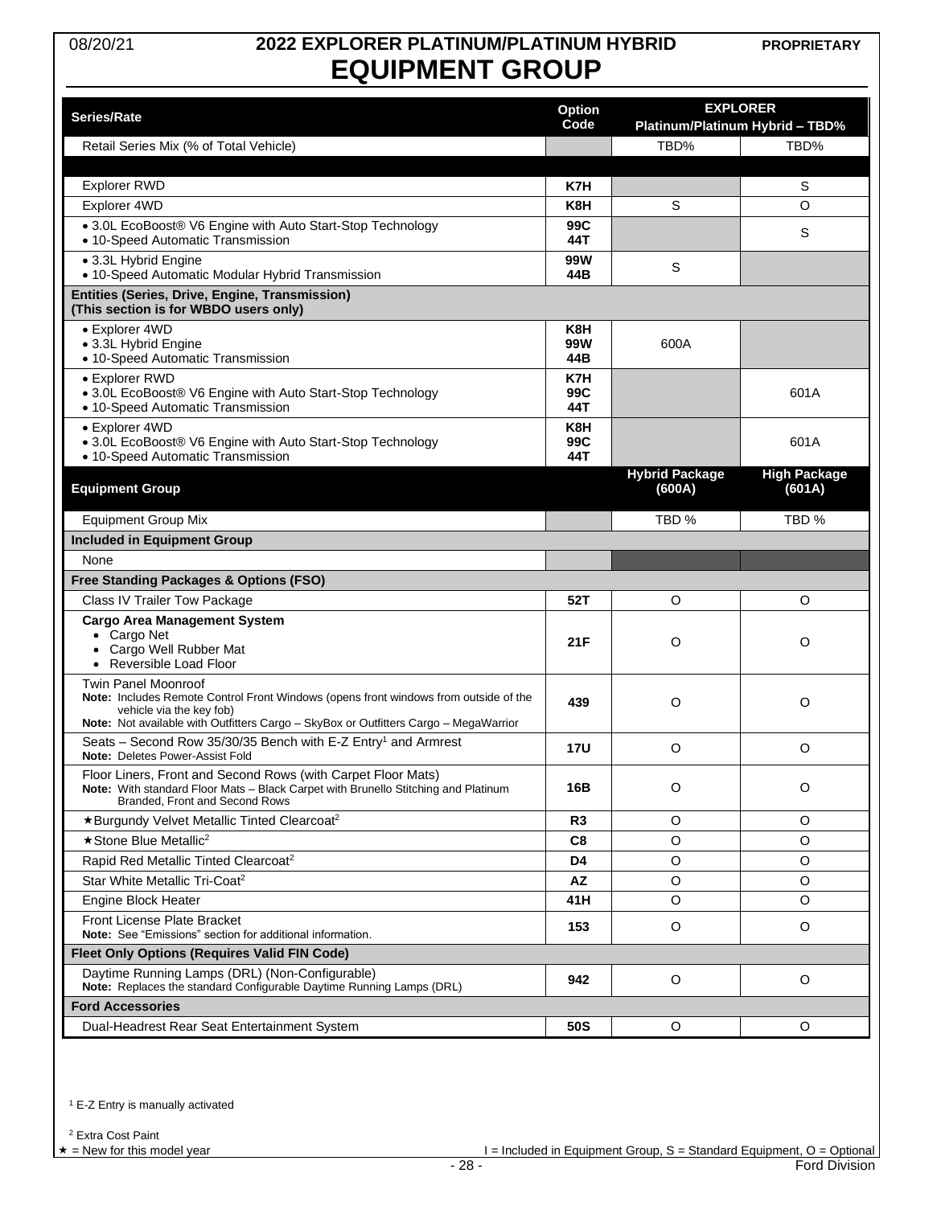08/20/21 **PROPRIETARY**

# 2022 EXPLORER PLATINUM/PLATINUM HYBRID
# EQUIPMENT GROUP

| Series/Rate | Option Code | EXPLORER Platinum/Platinum Hybrid – TBD% | |
|---|---|---|---|
| Retail Series Mix (% of Total Vehicle) | | TBD% | TBD% |
| | | | |
| Explorer RWD | **K7H** | | S |
| Explorer 4WD | **K8H** | S | O |
| • 3.0L EcoBoost® V6 Engine with Auto Start-Stop Technology<br>• 10-Speed Automatic Transmission | **99C**<br>**44T** | | S |
| • 3.3L Hybrid Engine<br>• 10-Speed Automatic Modular Hybrid Transmission | **99W**<br>**44B** | S | |
| **Entities (Series, Drive, Engine, Transmission)**<br>**(This section is for WBDO users only)** | | | |
| • Explorer 4WD<br>• 3.3L Hybrid Engine<br>• 10-Speed Automatic Transmission | **K8H**<br>**99W**<br>**44B** | 600A | |
| • Explorer RWD<br>• 3.0L EcoBoost® V6 Engine with Auto Start-Stop Technology<br>• 10-Speed Automatic Transmission | **K7H**<br>**99C**<br>**44T** | | 601A |
| • Explorer 4WD<br>• 3.0L EcoBoost® V6 Engine with Auto Start-Stop Technology<br>• 10-Speed Automatic Transmission | **K8H**<br>**99C**<br>**44T** | | 601A |
| **Equipment Group** | | **Hybrid Package (600A)** | **High Package (601A)** |
| Equipment Group Mix | | TBD % | TBD % |
| **Included in Equipment Group** | | | |
| None | | | |
| **Free Standing Packages & Options (FSO)** | | | |
| Class IV Trailer Tow Package | **52T** | O | O |
| **Cargo Area Management System**<br>• Cargo Net<br>• Cargo Well Rubber Mat<br>• Reversible Load Floor | **21F** | O | O |
| Twin Panel Moonroof<br>**Note:** Includes Remote Control Front Windows (opens front windows from outside of the vehicle via the key fob)<br>**Note:** Not available with Outfitters Cargo – SkyBox or Outfitters Cargo – MegaWarrior | **439** | O | O |
| Seats – Second Row 35/30/35 Bench with E-Z Entry[1] and Armrest<br>**Note:** Deletes Power-Assist Fold | **17U** | O | O |
| Floor Liners, Front and Second Rows (with Carpet Floor Mats)<br>**Note:** With standard Floor Mats – Black Carpet with Brunello Stitching and Platinum Branded, Front and Second Rows | **16B** | O | O |
| ★Burgundy Velvet Metallic Tinted Clearcoat[2] | **R3** | O | O |
| ★Stone Blue Metallic[2] | **C8** | O | O |
| Rapid Red Metallic Tinted Clearcoat[2] | **D4** | O | O |
| Star White Metallic Tri-Coat[2] | **AZ** | O | O |
| Engine Block Heater | **41H** | O | O |
| Front License Plate Bracket<br>**Note:** See "Emissions" section for additional information. | **153** | O | O |
| **Fleet Only Options (Requires Valid FIN Code)** | | | |
| Daytime Running Lamps (DRL) (Non-Configurable)<br>**Note:** Replaces the standard Configurable Daytime Running Lamps (DRL) | **942** | O | O |
| **Ford Accessories** | | | |
| Dual-Headrest Rear Seat Entertainment System | **50S** | O | O |

[1] E-Z Entry is manually activated

[2] Extra Cost Paint

★ = New for this model year

I = Included in Equipment Group, S = Standard Equipment, O = Optional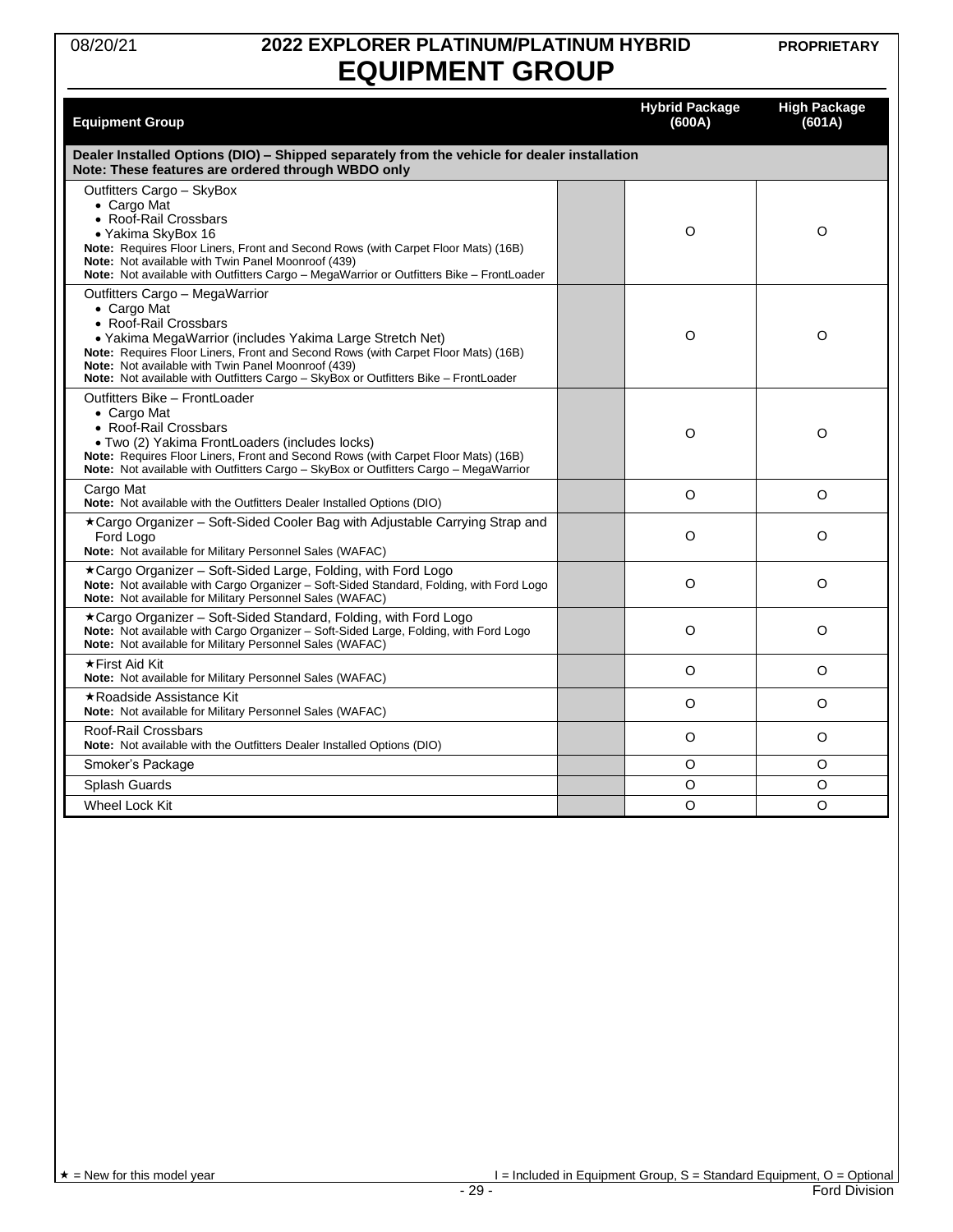# 2022 EXPLORER PLATINUM/PLATINUM HYBRID
## EQUIPMENT GROUP

| Equipment Group | | Hybrid Package (600A) | High Package (601A) |
|---|---|---|---|
| **Dealer Installed Options (DIO) – Shipped separately from the vehicle for dealer installation**<br>**Note: These features are ordered through WBDO only** | | | |
| Outfitters Cargo – SkyBox<br>• Cargo Mat<br>• Roof-Rail Crossbars<br>• Yakima SkyBox 16<br>**Note:** Requires Floor Liners, Front and Second Rows (with Carpet Floor Mats) (16B)<br>**Note:** Not available with Twin Panel Moonroof (439)<br>**Note:** Not available with Outfitters Cargo – MegaWarrior or Outfitters Bike – FrontLoader | | O | O |
| Outfitters Cargo – MegaWarrior<br>• Cargo Mat<br>• Roof-Rail Crossbars<br>• Yakima MegaWarrior (includes Yakima Large Stretch Net)<br>**Note:** Requires Floor Liners, Front and Second Rows (with Carpet Floor Mats) (16B)<br>**Note:** Not available with Twin Panel Moonroof (439)<br>**Note:** Not available with Outfitters Cargo – SkyBox or Outfitters Bike – FrontLoader | | O | O |
| Outfitters Bike – FrontLoader<br>• Cargo Mat<br>• Roof-Rail Crossbars<br>• Two (2) Yakima FrontLoaders (includes locks)<br>**Note:** Requires Floor Liners, Front and Second Rows (with Carpet Floor Mats) (16B)<br>**Note:** Not available with Outfitters Cargo – SkyBox or Outfitters Cargo – MegaWarrior | | O | O |
| Cargo Mat<br>**Note:** Not available with the Outfitters Dealer Installed Options (DIO) | | O | O |
| ★Cargo Organizer – Soft-Sided Cooler Bag with Adjustable Carrying Strap and Ford Logo<br>**Note:** Not available for Military Personnel Sales (WAFAC) | | O | O |
| ★Cargo Organizer – Soft-Sided Large, Folding, with Ford Logo<br>**Note:** Not available with Cargo Organizer – Soft-Sided Standard, Folding, with Ford Logo<br>**Note:** Not available for Military Personnel Sales (WAFAC) | | O | O |
| ★Cargo Organizer – Soft-Sided Standard, Folding, with Ford Logo<br>**Note:** Not available with Cargo Organizer – Soft-Sided Large, Folding, with Ford Logo<br>**Note:** Not available for Military Personnel Sales (WAFAC) | | O | O |
| ★First Aid Kit<br>**Note:** Not available for Military Personnel Sales (WAFAC) | | O | O |
| ★Roadside Assistance Kit<br>**Note:** Not available for Military Personnel Sales (WAFAC) | | O | O |
| Roof-Rail Crossbars<br>**Note:** Not available with the Outfitters Dealer Installed Options (DIO) | | O | O |
| Smoker's Package | | O | O |
| Splash Guards | | O | O |
| Wheel Lock Kit | | O | O |

★ = New for this model year

I = Included in Equipment Group, S = Standard Equipment, O = Optional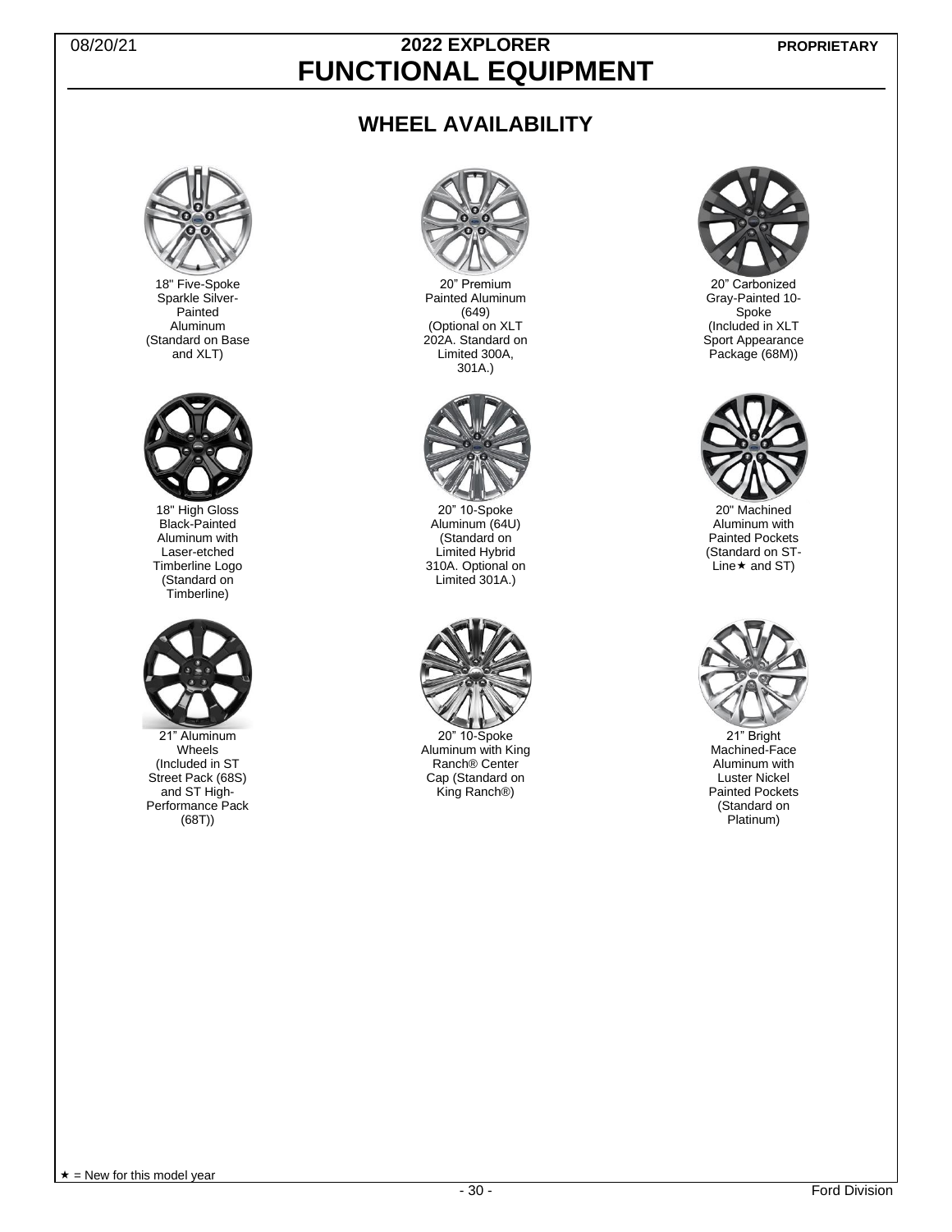# 2022 EXPLORER
# FUNCTIONAL EQUIPMENT

## WHEEL AVAILABILITY

18" Five-Spoke Sparkle Silver-Painted Aluminum (Standard on Base and XLT)

20" Premium Painted Aluminum (649) (Optional on XLT 202A. Standard on Limited 300A, 301A.)

20" Carbonized Gray-Painted 10-Spoke (Included in XLT Sport Appearance Package (68M))

18" High Gloss Black-Painted Aluminum with Laser-etched Timberline Logo (Standard on Timberline)

20" 10-Spoke Aluminum (64U) (Standard on Limited Hybrid 310A. Optional on Limited 301A.)

20" Machined Aluminum with Painted Pockets (Standard on ST-Line★ and ST)

21" Aluminum Wheels (Included in ST Street Pack (68S) and ST High-Performance Pack (68T))

20" 10-Spoke Aluminum with King Ranch® Center Cap (Standard on King Ranch®)

21" Bright Machined-Face Aluminum with Luster Nickel Painted Pockets (Standard on Platinum)

★ = New for this model year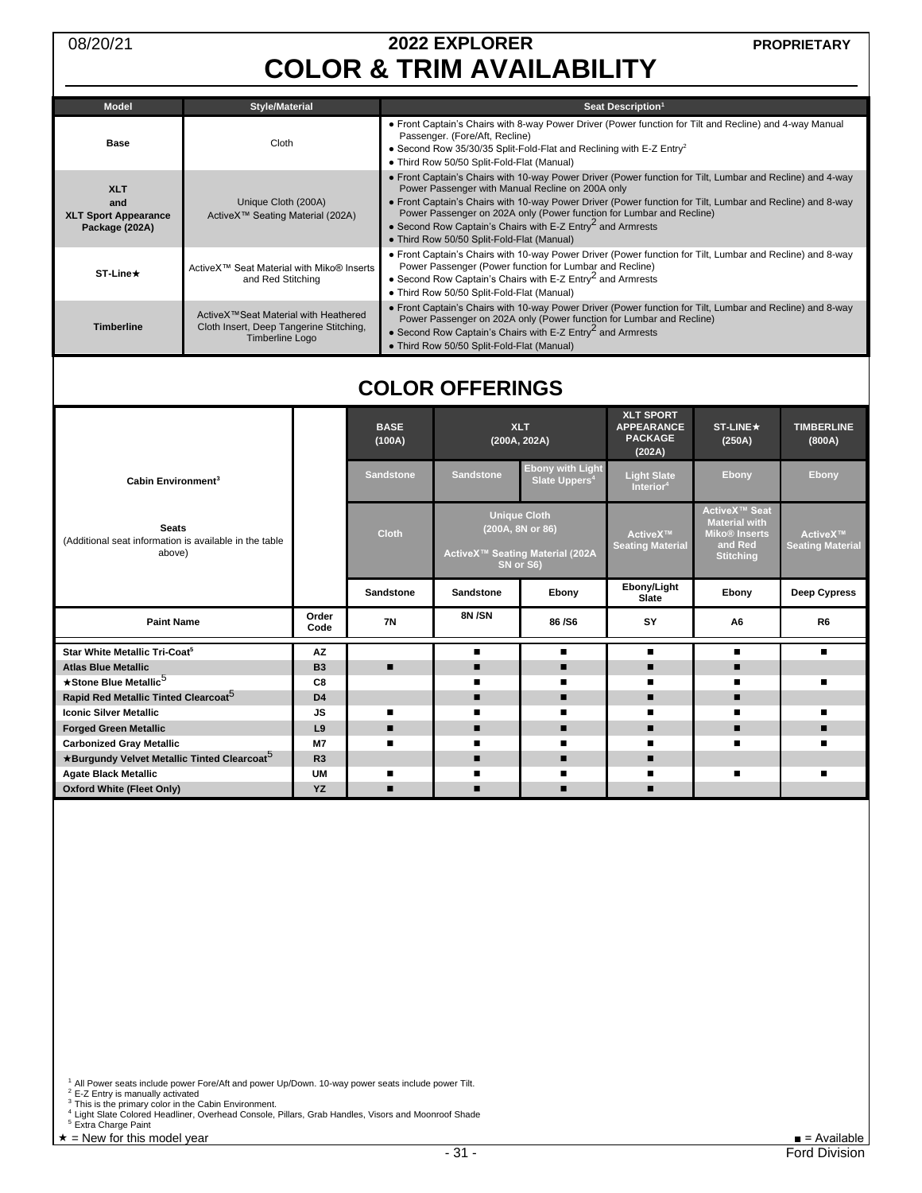# 2022 EXPLORER
# COLOR & TRIM AVAILABILITY

08/20/21 PROPRIETARY

| Model | Style/Material | Seat Description[1] |
|---|---|---|
| **Base** | Cloth | • Front Captain's Chairs with 8-way Power Driver (Power function for Tilt and Recline) and 4-way Manual Passenger. (Fore/Aft, Recline)<br>• Second Row 35/30/35 Split-Fold-Flat and Reclining with E-Z Entry[2]<br>• Third Row 50/50 Split-Fold-Flat (Manual) |
| **XLT and XLT Sport Appearance Package (202A)** | Unique Cloth (200A)<br>ActiveX™ Seating Material (202A) | • Front Captain's Chairs with 10-way Power Driver (Power function for Tilt, Lumbar and Recline) and 4-way Power Passenger with Manual Recline on 200A only<br>• Front Captain's Chairs with 10-way Power Driver (Power function for Tilt, Lumbar and Recline) and 8-way Power Passenger on 202A only (Power function for Lumbar and Recline)<br>• Second Row Captain's Chairs with E-Z Entry[2] and Armrests<br>• Third Row 50/50 Split-Fold-Flat (Manual) |
| **ST-Line★** | ActiveX™ Seat Material with Miko® Inserts and Red Stitching | • Front Captain's Chairs with 10-way Power Driver (Power function for Tilt, Lumbar and Recline) and 8-way Power Passenger (Power function for Lumbar and Recline)<br>• Second Row Captain's Chairs with E-Z Entry[2] and Armrests<br>• Third Row 50/50 Split-Fold-Flat (Manual) |
| **Timberline** | ActiveX™Seat Material with Heathered Cloth Insert, Deep Tangerine Stitching, Timberline Logo | • Front Captain's Chairs with 10-way Power Driver (Power function for Tilt, Lumbar and Recline) and 8-way Power Passenger on 202A only (Power function for Lumbar and Recline)<br>• Second Row Captain's Chairs with E-Z Entry[2] and Armrests<br>• Third Row 50/50 Split-Fold-Flat (Manual) |

## COLOR OFFERINGS

| | | BASE (100A) | XLT (200A, 202A) | | XLT SPORT APPEARANCE PACKAGE (202A) | ST-LINE★ (250A) | TIMBERLINE (800A) |
|---|---|---|---|---|---|---|---|
| **Cabin Environment[3]** | | Sandstone | Sandstone | Ebony with Light Slate Uppers[4] | Light Slate Interior[4] | Ebony | Ebony |
| **Seats** (Additional seat information is available in the table above) | | Cloth | Unique Cloth (200A, 8N or 86)<br>ActiveX™ Seating Material (202A SN or S6) | | ActiveX™ Seating Material | ActiveX™ Seat Material with Miko® Inserts and Red Stitching | ActiveX™ Seating Material |
| | | Sandstone | Sandstone | Ebony | Ebony/Light Slate | Ebony | Deep Cypress |
| **Paint Name** | **Order Code** | 7N | 8N /SN | 86 /S6 | SY | A6 | R6 |
| **Star White Metallic Tri-Coat[5]** | AZ | | ■ | ■ | ■ | ■ | ■ |
| **Atlas Blue Metallic** | B3 | ■ | ■ | ■ | ■ | ■ | |
| **★Stone Blue Metallic[5]** | C8 | | ■ | ■ | ■ | ■ | ■ |
| **Rapid Red Metallic Tinted Clearcoat[5]** | D4 | | ■ | ■ | ■ | ■ | |
| **Iconic Silver Metallic** | JS | ■ | ■ | ■ | ■ | ■ | ■ |
| **Forged Green Metallic** | L9 | ■ | ■ | ■ | ■ | ■ | ■ |
| **Carbonized Gray Metallic** | M7 | ■ | ■ | ■ | ■ | ■ | ■ |
| **★Burgundy Velvet Metallic Tinted Clearcoat[5]** | R3 | | ■ | ■ | ■ | | |
| **Agate Black Metallic** | UM | ■ | ■ | ■ | ■ | ■ | ■ |
| **Oxford White (Fleet Only)** | YZ | ■ | ■ | ■ | ■ | | |

[1] All Power seats include power Fore/Aft and power Up/Down. 10-way power seats include power Tilt.
[2] E-Z Entry is manually activated
[3] This is the primary color in the Cabin Environment.
[4] Light Slate Colored Headliner, Overhead Console, Pillars, Grab Handles, Visors and Moonroof Shade
[5] Extra Charge Paint

★ = New for this model year ■ = Available

Ford Division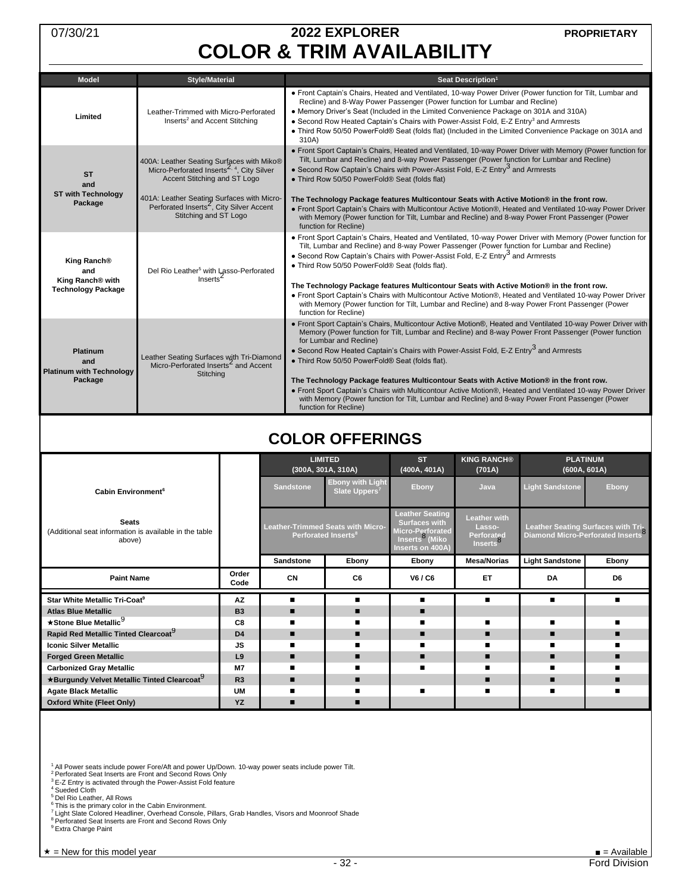# 2022 EXPLORER
# COLOR & TRIM AVAILABILITY

07/30/21 PROPRIETARY

| Model | Style/Material | Seat Description[1] |
|---|---|---|
| Limited | Leather-Trimmed with Micro-Perforated Inserts[2] and Accent Stitching | • Front Captain's Chairs, Heated and Ventilated, 10-way Power Driver (Power function for Tilt, Lumbar and Recline) and 8-Way Power Passenger (Power function for Lumbar and Recline)<br>• Memory Driver's Seat (Included in the Limited Convenience Package on 301A and 310A)<br>• Second Row Heated Captain's Chairs with Power-Assist Fold, E-Z Entry[3] and Armrests<br>• Third Row 50/50 PowerFold® Seat (folds flat) (Included in the Limited Convenience Package on 301A and 310A) |
| ST and ST with Technology Package | 400A: Leather Seating Surfaces with Miko® Micro-Perforated Inserts[2, 4], City Silver Accent Stitching and ST Logo<br><br>401A: Leather Seating Surfaces with Micro-Perforated Inserts[2], City Silver Accent Stitching and ST Logo | • Front Sport Captain's Chairs, Heated and Ventilated, 10-way Power Driver with Memory (Power function for Tilt, Lumbar and Recline) and 8-way Power Passenger (Power function for Lumbar and Recline)<br>• Second Row Captain's Chairs with Power-Assist Fold, E-Z Entry[3] and Armrests<br>• Third Row 50/50 PowerFold® Seat (folds flat)<br><br>**The Technology Package features Multicontour Seats with Active Motion® in the front row.**<br>• Front Sport Captain's Chairs with Multicontour Active Motion®, Heated and Ventilated 10-way Power Driver with Memory (Power function for Tilt, Lumbar and Recline) and 8-way Power Front Passenger (Power function for Recline) |
| King Ranch® and King Ranch® with Technology Package | Del Rio Leather[5] with Lasso-Perforated Inserts[2] | • Front Sport Captain's Chairs, Heated and Ventilated, 10-way Power Driver with Memory (Power function for Tilt, Lumbar and Recline) and 8-way Power Passenger (Power function for Lumbar and Recline)<br>• Second Row Captain's Chairs with Power-Assist Fold, E-Z Entry[3] and Armrests<br>• Third Row 50/50 PowerFold® Seat (folds flat).<br><br>**The Technology Package features Multicontour Seats with Active Motion® in the front row.**<br>• Front Sport Captain's Chairs with Multicontour Active Motion®, Heated and Ventilated 10-way Power Driver with Memory (Power function for Tilt, Lumbar and Recline) and 8-way Power Front Passenger (Power function for Recline) |
| Platinum and Platinum with Technology Package | Leather Seating Surfaces with Tri-Diamond Micro-Perforated Inserts[2] and Accent Stitching | • Front Sport Captain's Chairs, Multicontour Active Motion®, Heated and Ventilated 10-way Power Driver with Memory (Power function for Tilt, Lumbar and Recline) and 8-way Power Front Passenger (Power function for Lumbar and Recline)<br>• Second Row Heated Captain's Chairs with Power-Assist Fold, E-Z Entry[3] and Armrests<br>• Third Row 50/50 PowerFold® Seat (folds flat).<br><br>**The Technology Package features Multicontour Seats with Active Motion® in the front row.**<br>• Front Sport Captain's Chairs with Multicontour Active Motion®, Heated and Ventilated 10-way Power Driver with Memory (Power function for Tilt, Lumbar and Recline) and 8-way Power Front Passenger (Power function for Recline) |

## COLOR OFFERINGS

| | | LIMITED (300A, 301A, 310A) | | ST (400A, 401A) | KING RANCH® (701A) | PLATINUM (600A, 601A) | |
|---|---|---|---|---|---|---|---|
| **Cabin Environment[6]** | | Sandstone | Ebony with Light Slate Uppers[7] | Ebony | Java | Light Sandstone | Ebony |
| **Seats** (Additional seat information is available in the table above) | | Leather-Trimmed Seats with Micro-Perforated Inserts[8] | | Leather Seating Surfaces with Micro-Perforated Inserts[8] (Miko Inserts on 400A) | Leather with Lasso-Perforated Inserts[8] | Leather Seating Surfaces with Tri-Diamond Micro-Perforated Inserts[8] | |
| | | Sandstone | Ebony | Ebony | Mesa/Norias | Light Sandstone | Ebony |
| **Paint Name** | **Order Code** | **CN** | **C6** | **V6 / C6** | **ET** | **DA** | **D6** |
| Star White Metallic Tri-Coat[9] | AZ | ■ | ■ | ■ | ■ | ■ | ■ |
| Atlas Blue Metallic | B3 | ■ | ■ | ■ | | | |
| ★Stone Blue Metallic[9] | C8 | ■ | ■ | ■ | ■ | ■ | ■ |
| Rapid Red Metallic Tinted Clearcoat[9] | D4 | ■ | ■ | ■ | ■ | ■ | ■ |
| Iconic Silver Metallic | JS | ■ | ■ | ■ | ■ | ■ | ■ |
| Forged Green Metallic | L9 | ■ | ■ | ■ | ■ | ■ | ■ |
| Carbonized Gray Metallic | M7 | ■ | ■ | ■ | ■ | ■ | ■ |
| ★Burgundy Velvet Metallic Tinted Clearcoat[9] | R3 | ■ | ■ | | ■ | ■ | ■ |
| Agate Black Metallic | UM | ■ | ■ | ■ | ■ | ■ | ■ |
| Oxford White (Fleet Only) | YZ | ■ | ■ | | | | |

[1] All Power seats include power Fore/Aft and power Up/Down. 10-way power seats include power Tilt.
[2] Perforated Seat Inserts are Front and Second Rows Only
[3] E-Z Entry is activated through the Power-Assist Fold feature
[4] Sueded Cloth
[5] Del Rio Leather, All Rows
[6] This is the primary color in the Cabin Environment.
[7] Light Slate Colored Headliner, Overhead Console, Pillars, Grab Handles, Visors and Moonroof Shade
[8] Perforated Seat Inserts are Front and Second Rows Only
[9] Extra Charge Paint

★ = New for this model year

■ = Available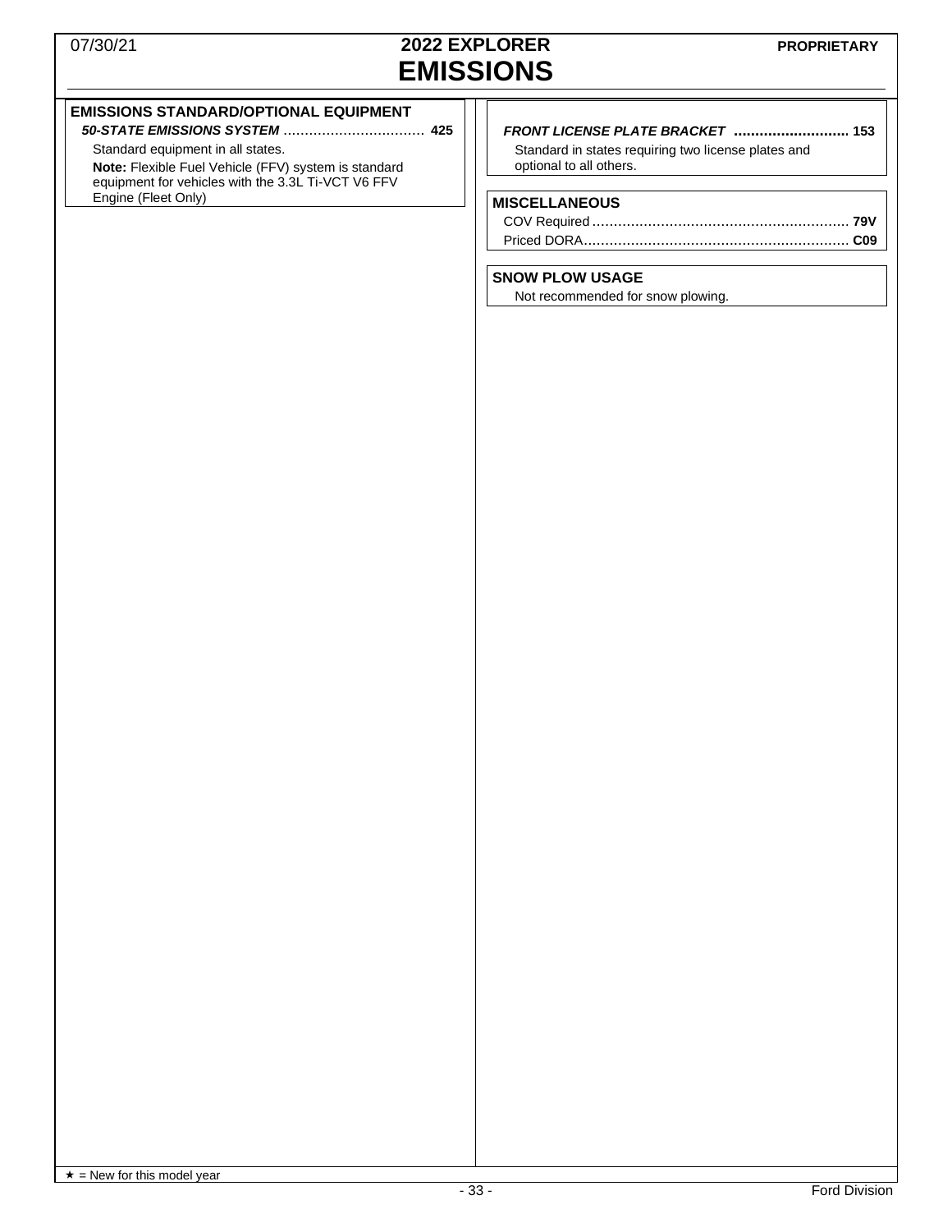# 2022 EXPLORER
# EMISSIONS

## EMISSIONS STANDARD/OPTIONAL EQUIPMENT

***50-STATE EMISSIONS SYSTEM*** ................................ **425**

Standard equipment in all states.

**Note:** Flexible Fuel Vehicle (FFV) system is standard equipment for vehicles with the 3.3L Ti-VCT V6 FFV Engine (Fleet Only)

***FRONT LICENSE PLATE BRACKET*** ........................... **153**

Standard in states requiring two license plates and optional to all others.

## MISCELLANEOUS

COV Required ........................................................... **79V**

Priced DORA.............................................................. **C09**

## SNOW PLOW USAGE

Not recommended for snow plowing.

★ = New for this model year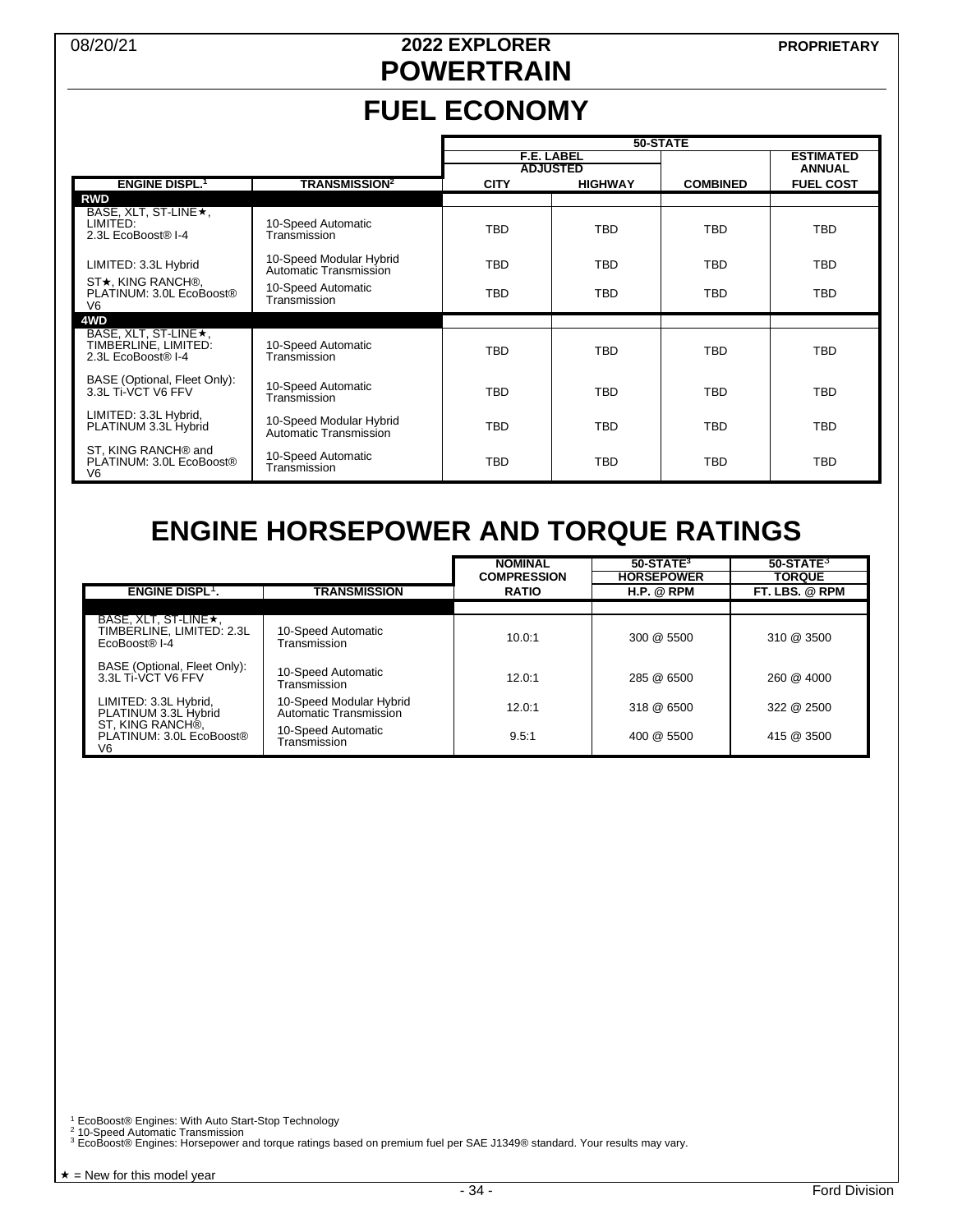# POWERTRAIN

## FUEL ECONOMY

| | | 50-STATE | | | |
|---|---|---|---|---|---|
| | | F.E. LABEL ADJUSTED | | | ESTIMATED ANNUAL |
| ENGINE DISPL.[1] | TRANSMISSION[2] | CITY | HIGHWAY | COMBINED | FUEL COST |
| **RWD** | | | | | |
| BASE, XLT, ST-LINE★, LIMITED: 2.3L EcoBoost® I-4 | 10-Speed Automatic Transmission | TBD | TBD | TBD | TBD |
| LIMITED: 3.3L Hybrid | 10-Speed Modular Hybrid Automatic Transmission | TBD | TBD | TBD | TBD |
| ST★, KING RANCH®, PLATINUM: 3.0L EcoBoost® V6 | 10-Speed Automatic Transmission | TBD | TBD | TBD | TBD |
| **4WD** | | | | | |
| BASE, XLT, ST-LINE★, TIMBERLINE, LIMITED: 2.3L EcoBoost® I-4 | 10-Speed Automatic Transmission | TBD | TBD | TBD | TBD |
| BASE (Optional, Fleet Only): 3.3L Ti-VCT V6 FFV | 10-Speed Automatic Transmission | TBD | TBD | TBD | TBD |
| LIMITED: 3.3L Hybrid, PLATINUM 3.3L Hybrid | 10-Speed Modular Hybrid Automatic Transmission | TBD | TBD | TBD | TBD |
| ST, KING RANCH® and PLATINUM: 3.0L EcoBoost® V6 | 10-Speed Automatic Transmission | TBD | TBD | TBD | TBD |

## ENGINE HORSEPOWER AND TORQUE RATINGS

| | | NOMINAL COMPRESSION | 50-STATE[3] HORSEPOWER | 50-STATE[3] TORQUE |
|---|---|---|---|---|
| ENGINE DISPL[1]. | TRANSMISSION | RATIO | H.P. @ RPM | FT. LBS. @ RPM |
| BASE, XLT, ST-LINE★, TIMBERLINE, LIMITED: 2.3L EcoBoost® I-4 | 10-Speed Automatic Transmission | 10.0:1 | 300 @ 5500 | 310 @ 3500 |
| BASE (Optional, Fleet Only): 3.3L Ti-VCT V6 FFV | 10-Speed Automatic Transmission | 12.0:1 | 285 @ 6500 | 260 @ 4000 |
| LIMITED: 3.3L Hybrid, PLATINUM 3.3L Hybrid | 10-Speed Modular Hybrid Automatic Transmission | 12.0:1 | 318 @ 6500 | 322 @ 2500 |
| ST, KING RANCH®, PLATINUM: 3.0L EcoBoost® V6 | 10-Speed Automatic Transmission | 9.5:1 | 400 @ 5500 | 415 @ 3500 |

[1] EcoBoost® Engines: With Auto Start-Stop Technology
[2] 10-Speed Automatic Transmission
[3] EcoBoost® Engines: Horsepower and torque ratings based on premium fuel per SAE J1349® standard. Your results may vary.

★ = New for this model year